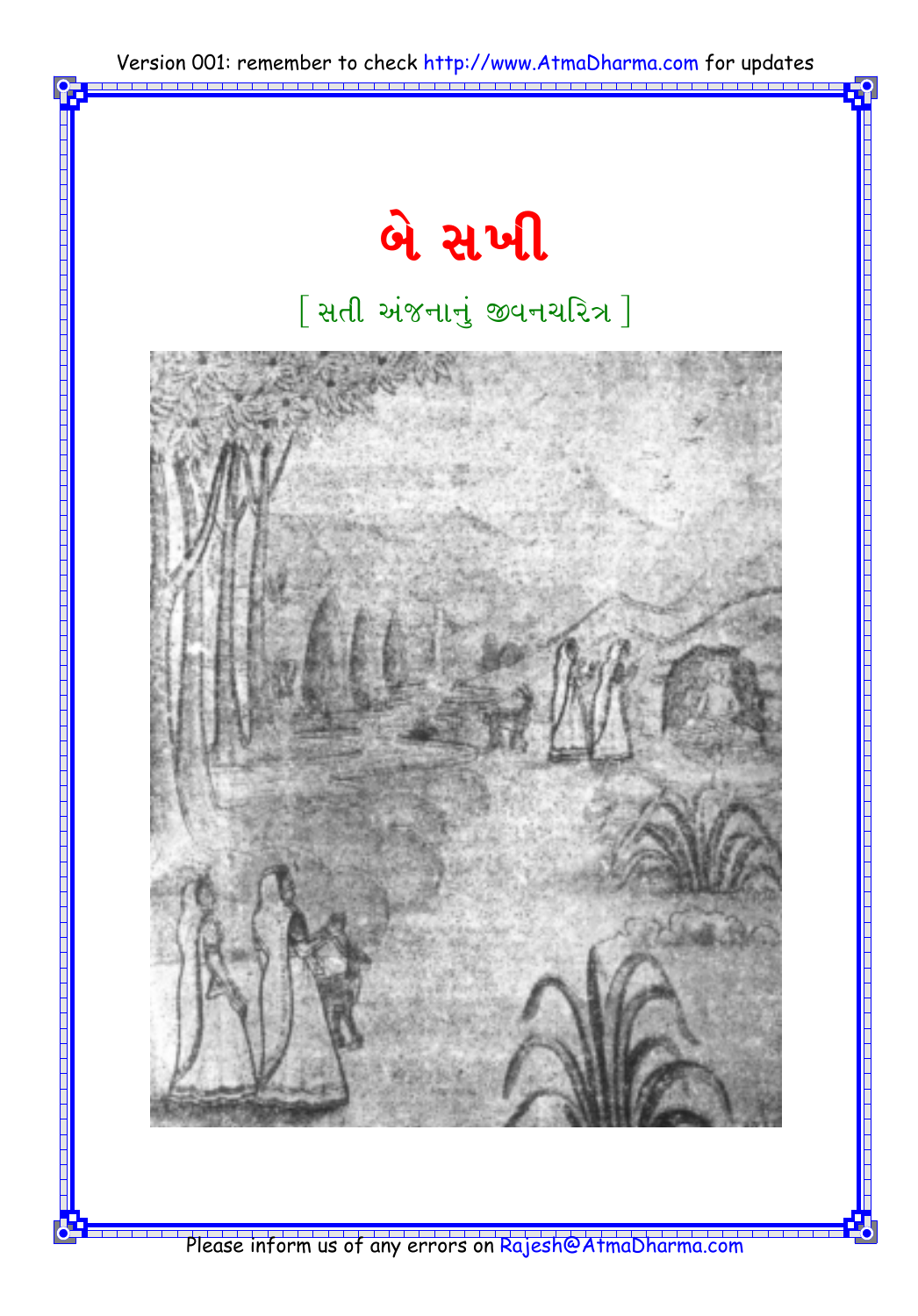# બે સખી

[ સતી અંજનાનું જીવનચરિત્ર ]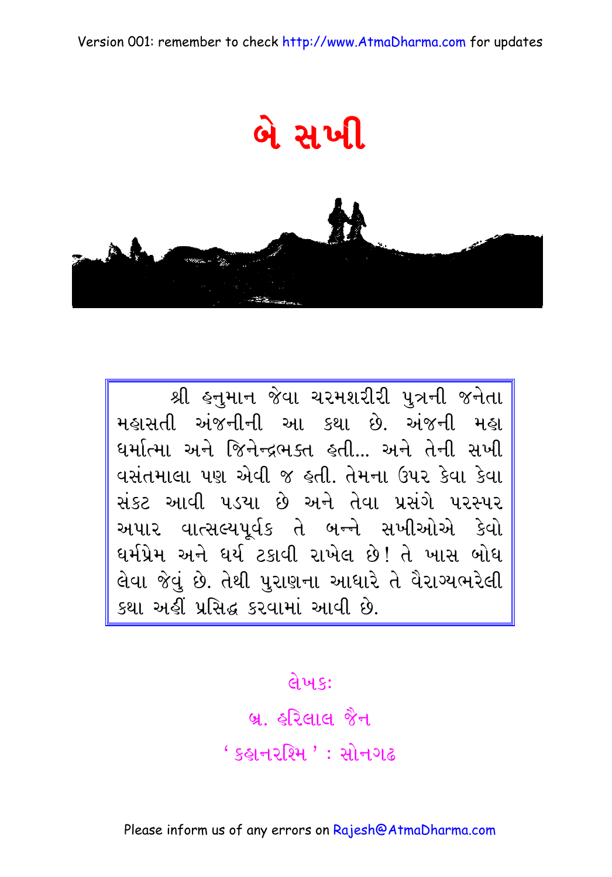# બે સખી

શ્રી હનુમાન જેવા ચરમશરીરી પુત્રની જનેતા મહાસતી અંજનીની આ કથા છે. અંજની મહા ધર્માત્મા અને જિનેન્દ્રભક્ત હતી... અને તેની સખી વસંતમાલા પણ એવી જ હતી. તેમના ઉપર કેવા કેવા સંકટ આવી પડયા છે અને તેવા પ્રસંગે પરસ્પર અપાર વાત્સલ્યપૂર્વક તે બન્ને સખીઓએ કેવો ધર્મપ્રેમ અને ધૈર્ય ટકાવી રાખેલ છે! તે ખાસ બોધ લેવા જેવું છે. તેથી પુરાણના આધારે તે વૈરાગ્યભરેલી કથા અહીં પ્રસિદ્ધ કરવામાં આવી છે.

લેખક:

બ્ર. હરિલાલ જૈન

'કહાનરશ્મિ' : સોનગઢ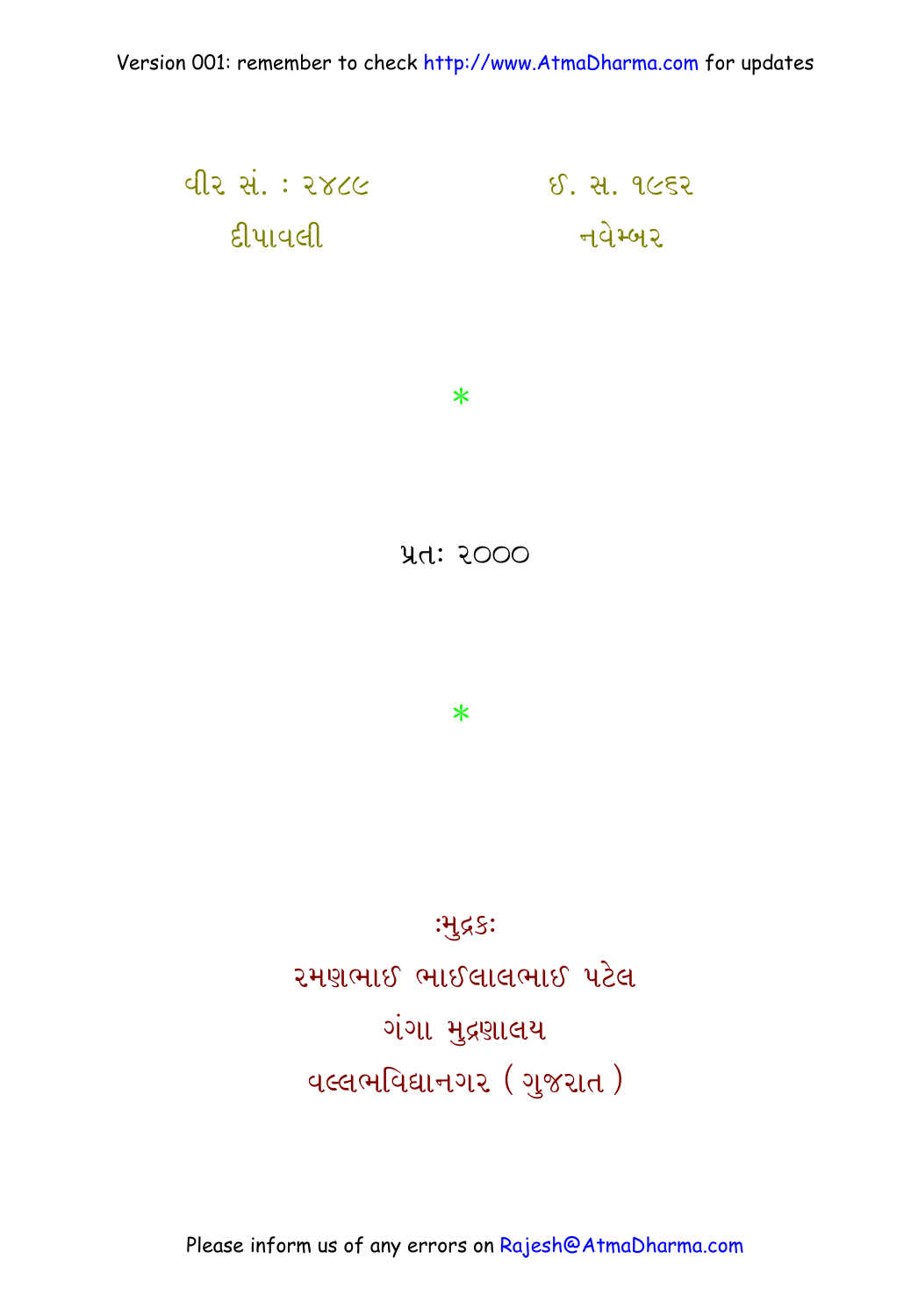વીર સં. : ૨૪૮૯ ઈ. સ. ૧૯૬૨

દીપાવલી નવેમ્બર

*

પ્રતઃ ૨૦૦૦

*

:મુદ્રકઃ

રમણભાઈ ભાઈલાલભાઈ પટેલ

ગંગા મુદ્રણાલય

વલ્લભવિદ્યાનગર ( ગુજરાત )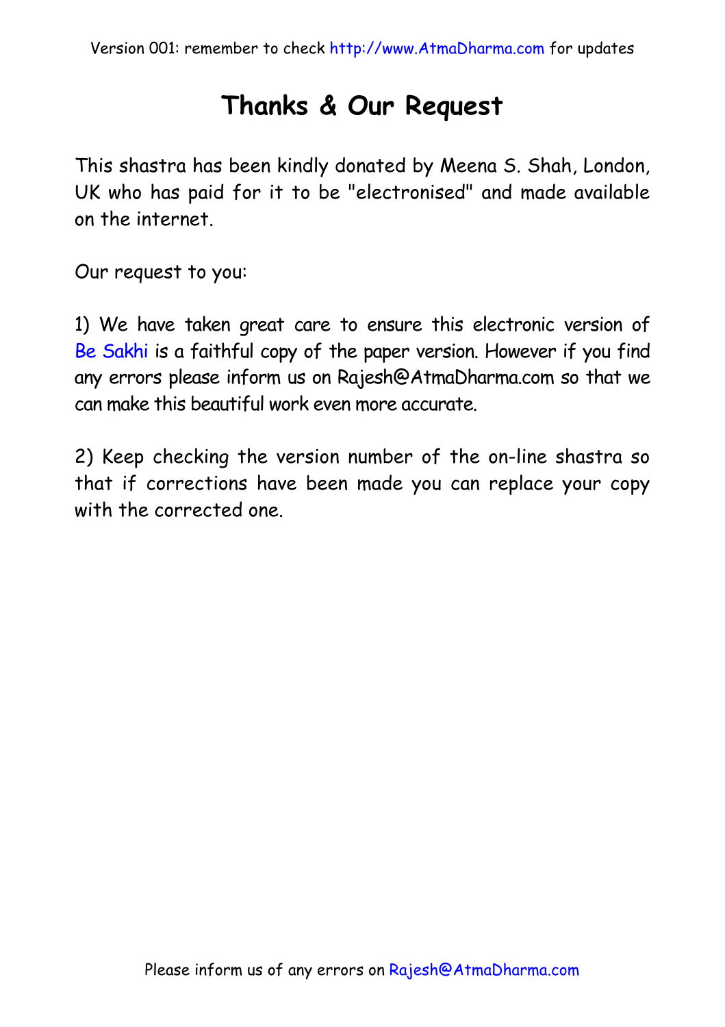# Thanks & Our Request

This shastra has been kindly donated by Meena S. Shah, London, UK who has paid for it to be "electronised" and made available on the internet.

Our request to you:

1) We have taken great care to ensure this electronic version of Be Sakhi is a faithful copy of the paper version. However if you find any errors please inform us on Rajesh@AtmaDharma.com so that we can make this beautiful work even more accurate.

2) Keep checking the version number of the on-line shastra so that if corrections have been made you can replace your copy with the corrected one.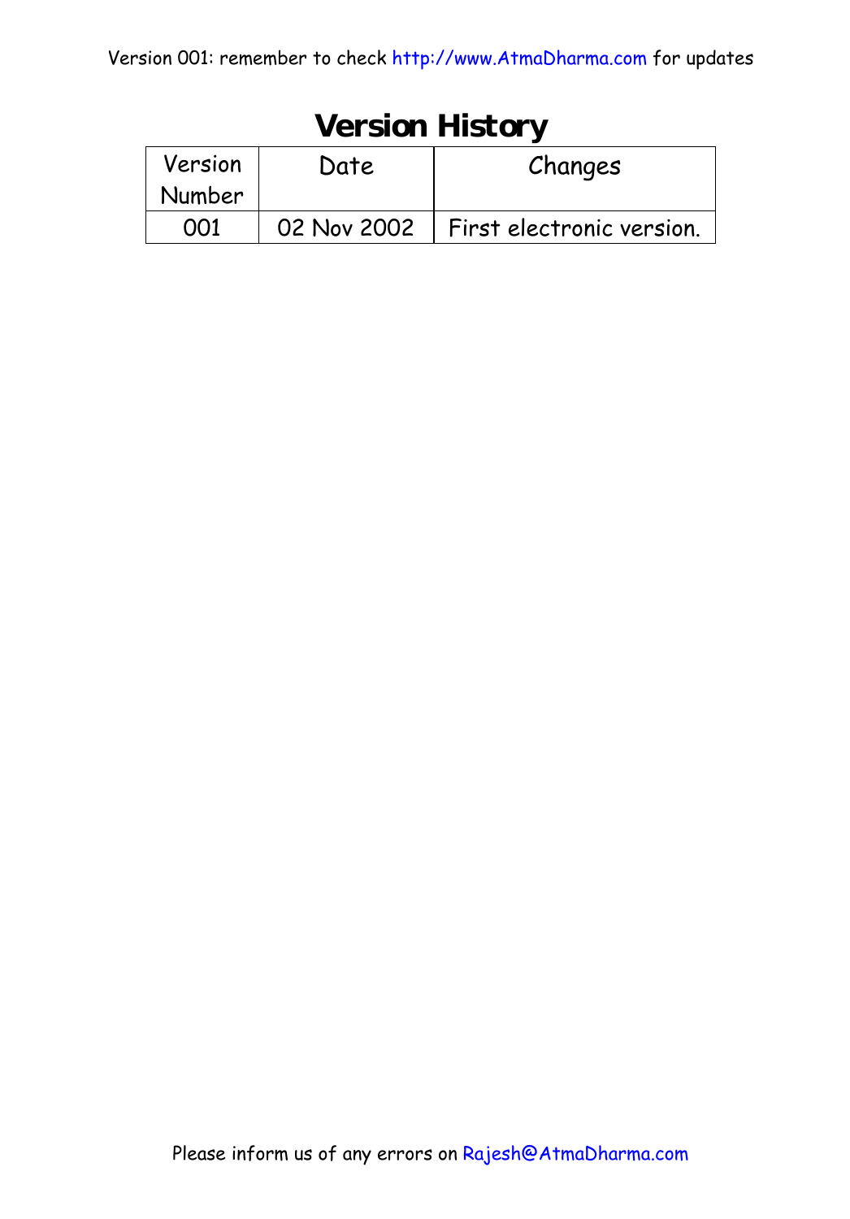# Version History

| Version Number | Date | Changes |
| --- | --- | --- |
| 001 | 02 Nov 2002 | First electronic version. |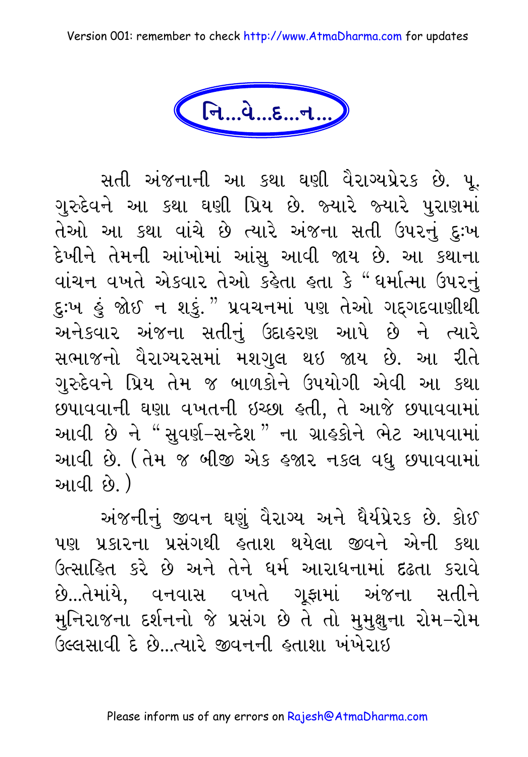# નિ...વે...દ...ન...

સતી અંજનાની આ કથા ઘણી વૈરાગ્યપ્રેરક છે. પૂ. ગુરુદેવને આ કથા ઘણી પ્રિય છે. જ્યારે જ્યારે પુરાણમાં તેઓ આ કથા વાંચે છે ત્યારે અંજના સતી ઉપરનું દુઃખ દેખીને તેમની આંખોમાં આંસુ આવી જાય છે. આ કથાના વાંચન વખતે એકવાર તેઓ કહેતા હતા કે "ધર્માત્મા ઉપરનું દુઃખ હું જોઈ ન શકું." પ્રવચનમાં પણ તેઓ ગદ્‌ગદવાણીથી અનેકવાર અંજના સતીનું ઉદાહરણ આપે છે ને ત્યારે સભાજનો વૈરાગ્યરસમાં મશગુલ થઇ જાય છે. આ રીતે ગુરુદેવને પ્રિય તેમ જ બાળકોને ઉપયોગી એવી આ કથા છપાવવાની ઘણા વખતની ઇચ્છા હતી, તે આજે છપાવવામાં આવી છે ને "સુવર્ણ–સન્દેશ" ના ગ્રાહકોને ભેટ આપવામાં આવી છે. (તેમ જ બીજી એક હજાર નકલ વધુ છપાવવામાં આવી છે.)

અંજનીનું જીવન ઘણું વૈરાગ્ય અને ધૈર્યપ્રેરક છે. કોઈ પણ પ્રકારના પ્રસંગથી હતાશ થયેલા જીવને એની કથા ઉત્સાહિત કરે છે અને તેને ધર્મ આરાધનામાં દઢતા કરાવે છે...તેમાંયે, વનવાસ વખતે ગૂફામાં અંજના સતીને મુનિરાજના દર્શનનો જે પ્રસંગ છે તે તો મુમુક્ષુના રોમ–રોમ ઉલ્લસાવી દે છે...ત્યારે જીવનની હતાશા ખંખેરાઇ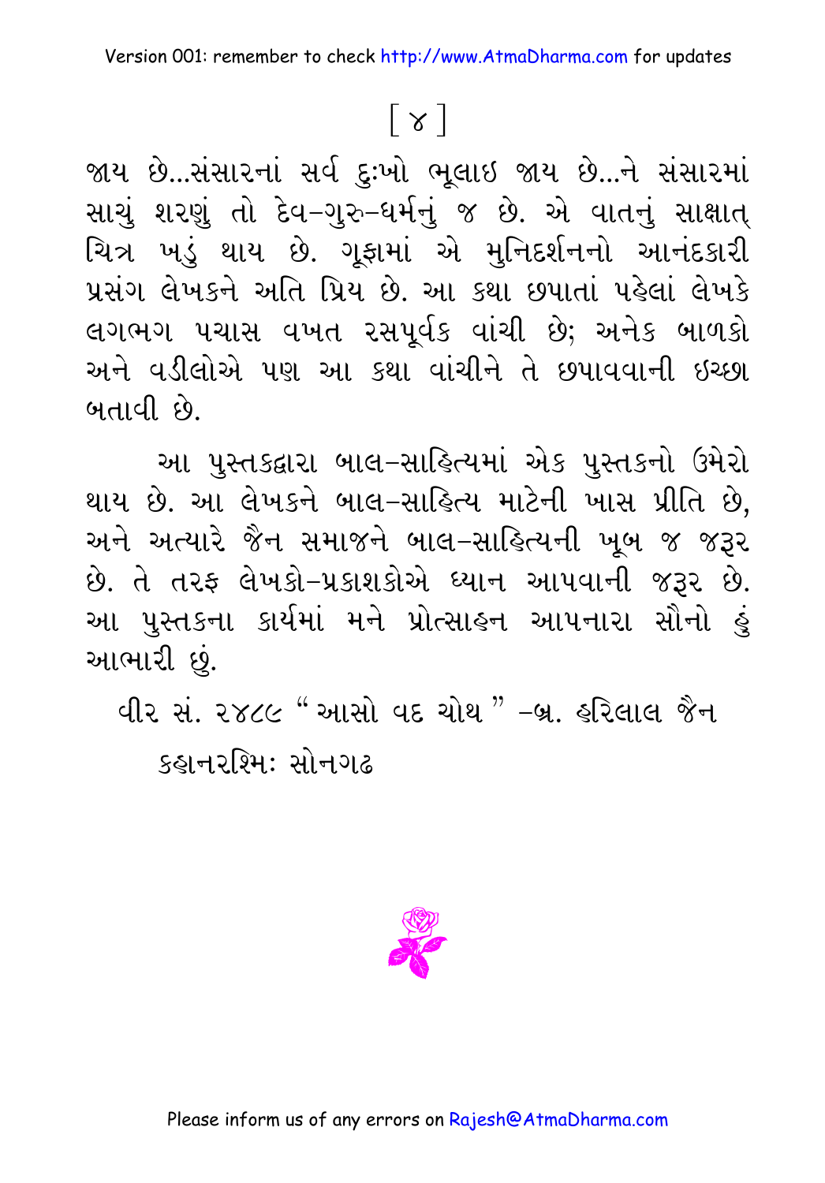જાય છે...સંસારનાં સર્વ દુઃખો ભૂલાઇ જાય છે...ને સંસારમાં સાચું શરણું તો દેવ-ગુરુ-ધર્મનું જ છે. એ વાતનું સાક્ષાત્ ચિત્ર ખડું થાય છે. ગૂફામાં એ મુનિદર્શનનો આનંદકારી પ્રસંગ લેખકને અતિ પ્રિય છે. આ કથા છપાતાં પહેલાં લેખકે લગભગ પચાસ વખત રસપૂર્વક વાંચી છે; અનેક બાળકો અને વડીલોએ પણ આ કથા વાંચીને તે છપાવવાની ઇચ્છા બતાવી છે.

આ પુસ્તકદ્વારા બાલ-સાહિત્યમાં એક પુસ્તકનો ઉમેરો થાય છે. આ લેખકને બાલ-સાહિત્ય માટેની ખાસ પ્રીતિ છે, અને અત્યારે જૈન સમાજને બાલ-સાહિત્યની ખૂબ જ જરૂર છે. તે તરફ લેખકો-પ્રકાશકોએ ધ્યાન આપવાની જરૂર છે. આ પુસ્તકના કાર્યમાં મને પ્રોત્સાહન આપનારા સૌનો હું આભારી છું.

વીર સં. ૨૪૮૯ "આસો વદ ચોથ" -બ્ર. હરિલાલ જૈન

કહાનરશ્મિઃ સોનગઢ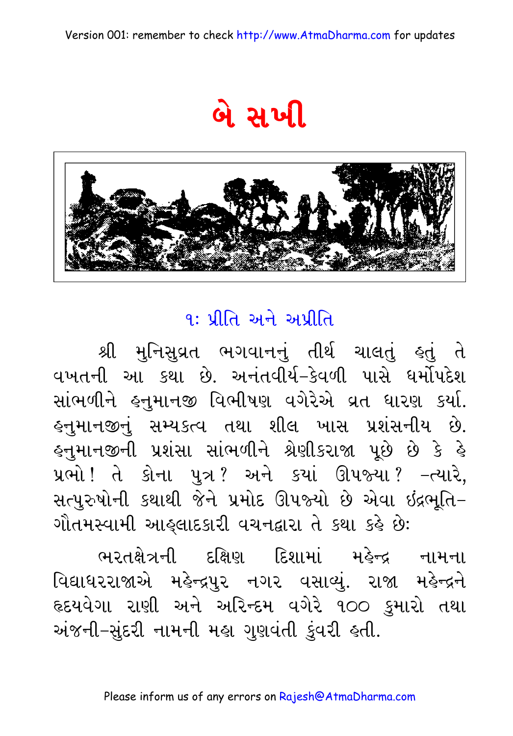# બે સખી

## ૧: પ્રીતિ અને અપ્રીતિ

શ્રી મુનિસુવ્રત ભગવાનનું તીર્થ ચાલતું હતું તે વખતની આ કથા છે. અનંતવીર્ય-કેવળી પાસે ધર્મોપદેશ સાંભળીને હનુમાનજી વિભીષણ વગેરેએ વ્રત ધારણ કર્યા. હનુમાનજીનું સમ્યક્ત્વ તથા શીલ ખાસ પ્રશંસનીય છે. હનુમાનજીની પ્રશંસા સાંભળીને શ્રેણીકરાજા પૂછે છે કે હે પ્રભો! તે કોના પુત્ર? અને ક્યાં ઊપજ્યા? –ત્યારે, સત્પુરુષોની કથાથી જેને પ્રમોદ ઊપજ્યો છે એવા ઇંદ્રભૂતિ-ગૌતમસ્વામી આહ્લાદકારી વચનદ્વારા તે કથા કહે છે:

ભરતક્ષેત્રની દક્ષિણ દિશામાં મહેન્દ્ર નામના વિદ્યાધરરાજાએ મહેન્દ્રપુર નગર વસાવ્યું. રાજા મહેન્દ્રને હૃદયવેગા રાણી અને અરિન્દમ વગેરે ૧૦૦ કુમારો તથા અંજની-સુંદરી નામની મહા ગુણવંતી કુંવરી હતી.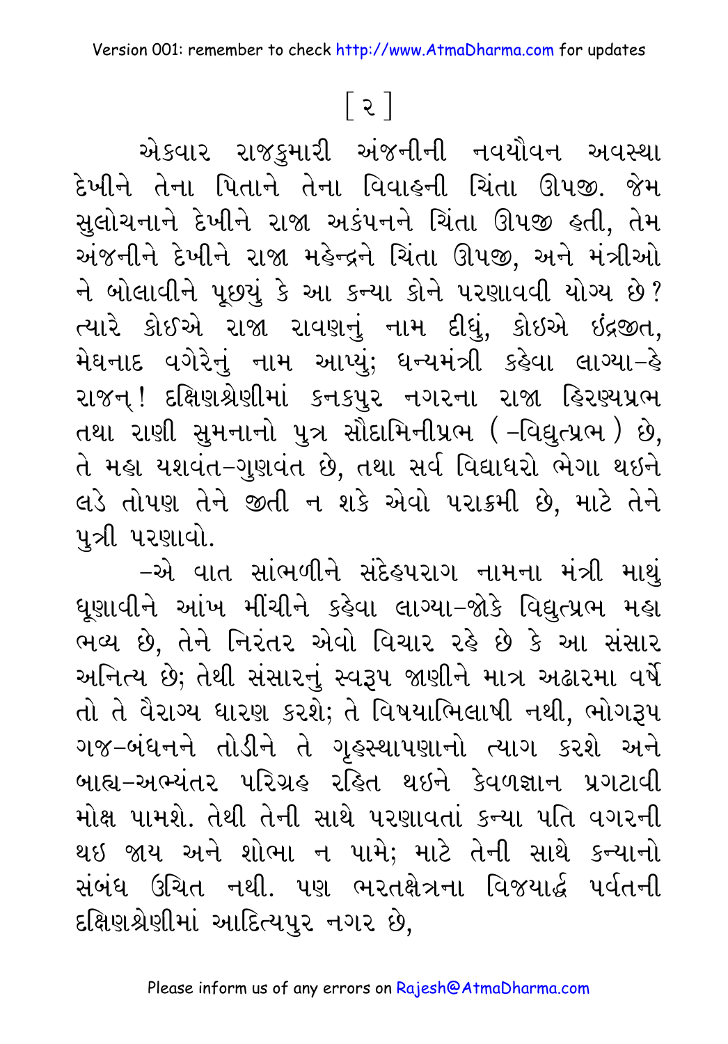[ ૨ ]

એકવાર રાજકુમારી અંજનીની નવયૌવન અવસ્થા દેખીને તેના પિતાને તેના વિવાહની ચિંતા ઊપજી. જેમ સુલોચનાને દેખીને રાજા અકંપનને ચિંતા ઊપજી હતી, તેમ અંજનીને દેખીને રાજા મહેન્દ્રને ચિંતા ઊપજી, અને મંત્રીઓ ને બોલાવીને પૂછ્યું કે આ કન્યા કોને પરણાવવી યોગ્ય છે? ત્યારે કોઈએ રાજા રાવણનું નામ દીધું, કોઇએ ઇંદ્રજીત, મેઘનાદ વગેરેનું નામ આપ્યું; ધન્યમંત્રી કહેવા લાગ્યા-હે રાજન્! દક્ષિણશ્રેણીમાં કનકપુર નગરના રાજા હિરણ્યપ્રભ તથા રાણી સુમનાનો પુત્ર સૌદામિનીપ્રભ (-વિદ્યુત્પ્રભ) છે, તે મહા યશવંત-ગુણવંત છે, તથા સર્વ વિદ્યાધરો ભેગા થઇને લડે તોપણ તેને જીતી ન શકે એવો પરાક્રમી છે, માટે તેને પુત્રી પરણાવો.

-એ વાત સાંભળીને સંદેહપરાગ નામના મંત્રી માથું ધૂણાવીને આંખ મીંચીને કહેવા લાગ્યા-જોકે વિદ્યુત્પ્રભ મહા ભવ્ય છે, તેને નિરંતર એવો વિચાર રહે છે કે આ સંસાર અનિત્ય છે; તેથી સંસારનું સ્વરૂપ જાણીને માત્ર અઢારમા વર્ષે તો તે વૈરાગ્ય ધારણ કરશે; તે વિષયાભિલાષી નથી, ભોગરૂપ ગજ-બંધનને તોડીને તે ગૃહસ્થાપણાનો ત્યાગ કરશે અને બાહ્ય-અભ્યંતર પરિગ્રહ રહિત થઇને કેવળજ્ઞાન પ્રગટાવી મોક્ષ પામશે. તેથી તેની સાથે પરણાવતાં કન્યા પતિ વગરની થઇ જાય અને શોભા ન પામે; માટે તેની સાથે કન્યાનો સંબંધ ઉચિત નથી. પણ ભરતક્ષેત્રના વિજયાર્દ્ધ પર્વતની દક્ષિણશ્રેણીમાં આદિત્યપુર નગર છે,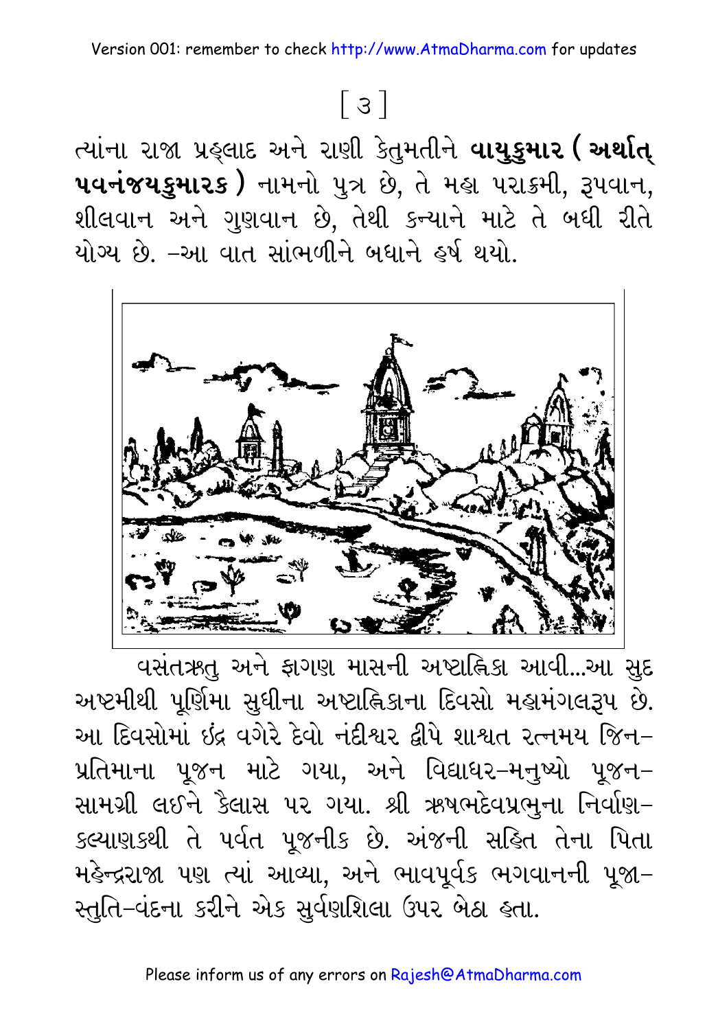[ ૩ ]

ત્યાંના રાજા પ્રહ્લાદ અને રાણી કેતુમતીને **વાયુકુમાર (અર્થાત્ પવનંજયકુમારક)** નામનો પુત્ર છે, તે મહા પરાક્રમી, રૂપવાન, શીલવાન અને ગુણવાન છે, તેથી કન્યાને માટે તે બધી રીતે યોગ્ય છે. –આ વાત સાંભળીને બધાને હર્ષ થયો.

વસંતઋતુ અને ફાગણ માસની અષ્ટાહ્નિકા આવી...આ સુદ અષ્ટમીથી પૂર્ણિમા સુધીના અષ્ટાહ્નિકાના દિવસો મહામંગલરૂપ છે. આ દિવસોમાં ઇંદ્ર વગેરે દેવો નંદીશ્વર દ્વીપે શાશ્વત રત્નમય જિન–પ્રતિમાના પૂજન માટે ગયા, અને વિદ્યાધર–મનુષ્યો પૂજન–સામગ્રી લઈને કૈલાસ પર ગયા. શ્રી ઋષભદેવપ્રભુના નિર્વાણ–કલ્યાણકથી તે પર્વત પૂજનીક છે. અંજની સહિત તેના પિતા મહેન્દ્રરાજા પણ ત્યાં આવ્યા, અને ભાવપૂર્વક ભગવાનની પૂજા–સ્તુતિ–વંદના કરીને એક સુવર્ણશિલા ઉપર બેઠા હતા.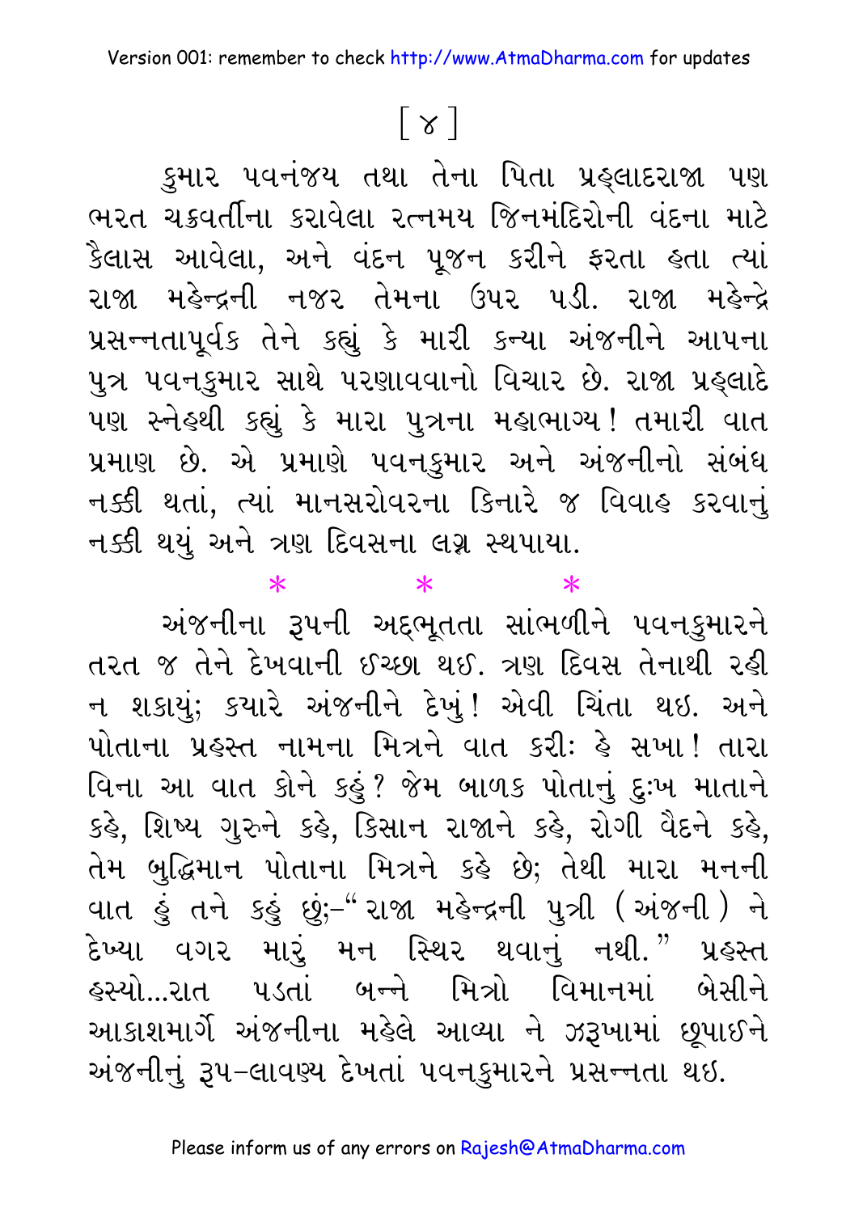[ ૪ ]

કુમાર પવનંજય તથા તેના પિતા પ્રહ્લાદરાજા પણ ભરત ચક્રવર્તીના કરાવેલા રત્નમય જિનમંદિરોની વંદના માટે કૈલાસ આવેલા, અને વંદન પૂજન કરીને ફરતા હતા ત્યાં રાજા મહેન્દ્રની નજર તેમના ઉપર પડી. રાજા મહેન્દ્રે પ્રસન્નતાપૂર્વક તેને કહ્યું કે મારી કન્યા અંજનીને આપના પુત્ર પવનકુમાર સાથે પરણાવવાનો વિચાર છે. રાજા પ્રહ્લાદે પણ સ્નેહથી કહ્યું કે મારા પુત્રના મહાભાગ્ય! તમારી વાત પ્રમાણ છે. એ પ્રમાણે પવનકુમાર અને અંજનીનો સંબંધ નક્કી થતાં, ત્યાં માનસરોવરના કિનારે જ વિવાહ કરવાનું નક્કી થયું અને ત્રણ દિવસના લગ્ન સ્થપાયા.

\*   \*   \*

અંજનીના રૂપની અદ્ભૂતતા સાંભળીને પવનકુમારને તરત જ તેને દેખવાની ઈચ્છા થઈ. ત્રણ દિવસ તેનાથી રહી ન શકાયું; ક્યારે અંજનીને દેખું! એવી ચિંતા થઇ. અને પોતાના પ્રહસ્ત નામના મિત્રને વાત કરીઃ હે સખા! તારા વિના આ વાત કોને કહું? જેમ બાળક પોતાનું દુઃખ માતાને કહે, શિષ્ય ગુરુને કહે, કિસાન રાજાને કહે, રોગી વૈદને કહે, તેમ બુદ્ધિમાન પોતાના મિત્રને કહે છે; તેથી મારા મનની વાત હું તને કહું છું;–" રાજા મહેન્દ્રની પુત્રી (અંજની) ને દેખ્યા વગર મારું મન સ્થિર થવાનું નથી." પ્રહસ્ત હસ્યો...રાત પડતાં બન્ને મિત્રો વિમાનમાં બેસીને આકાશમાર્ગે અંજનીના મહેલે આવ્યા ને ઝરૂખામાં છૂપાઈને અંજનીનું રૂપ-લાવણ્ય દેખતાં પવનકુમારને પ્રસન્નતા થઇ.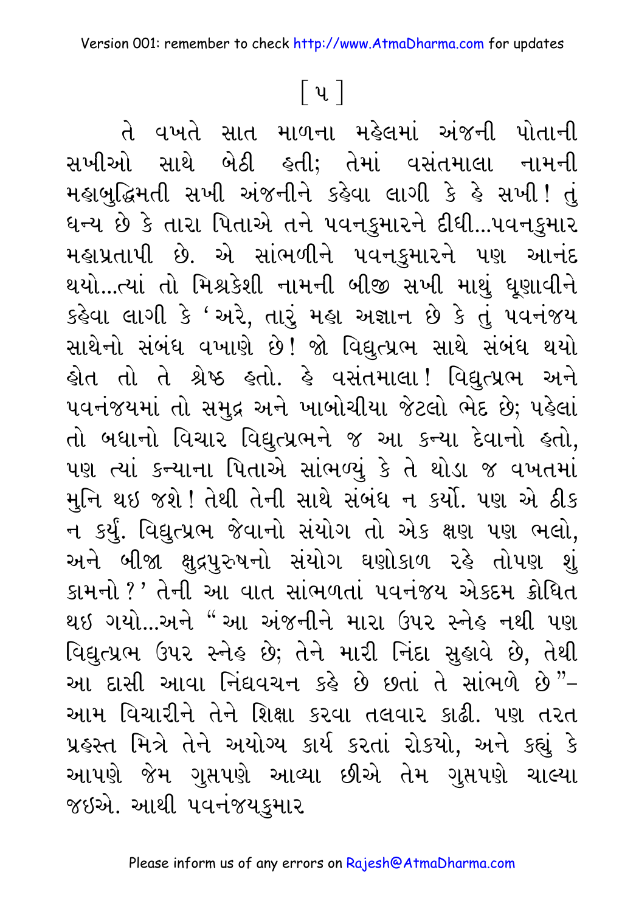[ ૫ ]

તે વખતે સાત માળના મહેલમાં અંજની પોતાની સખીઓ સાથે બેઠી હતી; તેમાં વસંતમાલા નામની મહાબુદ્ધિમતી સખી અંજનીને કહેવા લાગી કે હે સખી! તું ધન્ય છે કે તારા પિતાએ તને પવનકુમારને દીધી...પવનકુમાર મહાપ્રતાપી છે. એ સાંભળીને પવનકુમારને પણ આનંદ થયો...ત્યાં તો મિશ્રકેશી નામની બીજી સખી માથું ધૂણાવીને કહેવા લાગી કે 'અરે, તારું મહા અજ્ઞાન છે કે તું પવનંજય સાથેનો સંબંધ વખાણે છે! જો વિદ્યુત્પ્રભ સાથે સંબંધ થયો હોત તો તે શ્રેષ્ઠ હતો. હે વસંતમાલા! વિદ્યુત્પ્રભ અને પવનંજયમાં તો સમુદ્ર અને ખાબોચીયા જેટલો ભેદ છે; પહેલાં તો બધાનો વિચાર વિદ્યુત્પ્રભને જ આ કન્યા દેવાનો હતો, પણ ત્યાં કન્યાના પિતાએ સાંભળ્યું કે તે થોડા જ વખતમાં મુનિ થઇ જશે! તેથી તેની સાથે સંબંધ ન કર્યો. પણ એ ઠીક ન કર્યું. વિદ્યુત્પ્રભ જેવાનો સંયોગ તો એક ક્ષણ પણ ભલો, અને બીજા ક્ષુદ્રપુરુષનો સંયોગ ઘણોકાળ રહે તોપણ શું કામનો?' તેની આ વાત સાંભળતાં પવનંજય એકદમ ક્રોધિત થઇ ગયો...અને "આ અંજનીને મારા ઉપર સ્નેહ નથી પણ વિદ્યુત્પ્રભ ઉપર સ્નેહ છે; તેને મારી નિંદા સુહાવે છે, તેથી આ દાસી આવા નિંદ્યવચન કહે છે છતાં તે સાંભળે છે"– આમ વિચારીને તેને શિક્ષા કરવા તલવાર કાઢી. પણ તરત પ્રહસ્ત મિત્રે તેને અયોગ્ય કાર્ય કરતાં રોકયો, અને કહ્યું કે આપણે જેમ ગુપ્તપણે આવ્યા છીએ તેમ ગુપ્તપણે ચાલ્યા જઇએ. આથી પવનંજયકુમાર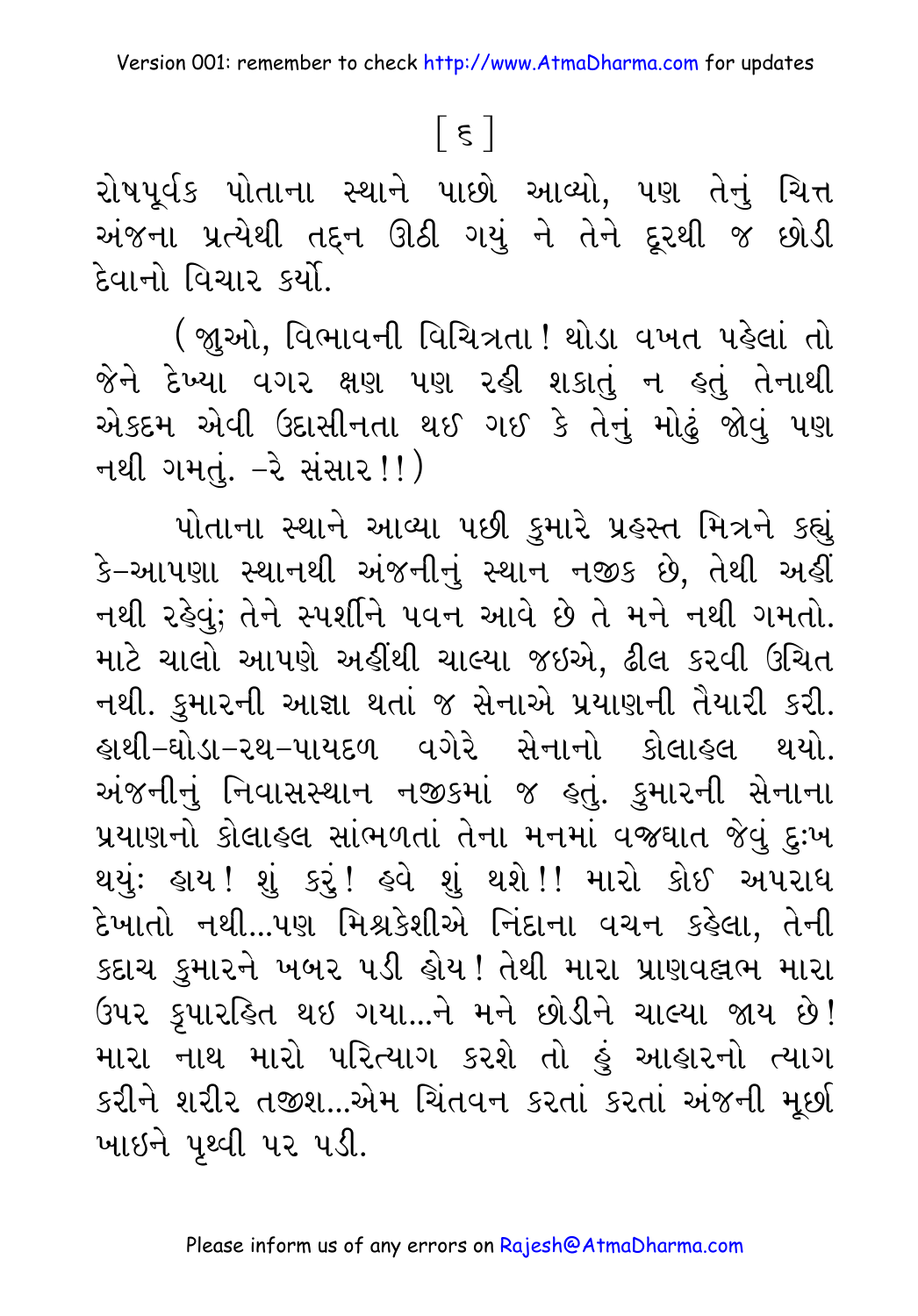[ ૬ ]

રોષપૂર્વક પોતાના સ્થાને પાછો આવ્યો, પણ તેનું ચિત્ત અંજના પ્રત્યેથી તદ્દન ઊઠી ગયું ને તેને દૂરથી જ છોડી દેવાનો વિચાર કર્યો.

(જુઓ, વિભાવની વિચિત્રતા! થોડા વખત પહેલાં તો જેને દેખ્યા વગર ક્ષણ પણ રહી શકાતું ન હતું તેનાથી એકદમ એવી ઉદાસીનતા થઈ ગઈ કે તેનું મોઢું જોવું પણ નથી ગમતું. -રે સંસાર!!)

પોતાના સ્થાને આવ્યા પછી કુમારે પ્રહસ્ત મિત્રને કહ્યું કે-આપણા સ્થાનથી અંજનીનું સ્થાન નજીક છે, તેથી અહીં નથી રહેવું; તેને સ્પર્શીને પવન આવે છે તે મને નથી ગમતો. માટે ચાલો આપણે અહીંથી ચાલ્યા જઇએ, ઢીલ કરવી ઉચિત નથી. કુમારની આજ્ઞા થતાં જ સેનાએ પ્રયાણની તૈયારી કરી. હાથી-ઘોડા-રથ-પાયદળ વગેરે સેનાનો કોલાહલ થયો. અંજનીનું નિવાસસ્થાન નજીકમાં જ હતું. કુમારની સેનાના પ્રયાણનો કોલાહલ સાંભળતાં તેના મનમાં વજ્રઘાત જેવું દુઃખ થયું: હાય! શું કરું! હવે શું થશે!! મારો કોઈ અપરાધ દેખાતો નથી...પણ મિશ્રકેશીએ નિંદાના વચન કહેલા, તેની કદાચ કુમારને ખબર પડી હોય! તેથી મારા પ્રાણવલ્લભ મારા ઉપર કૃપારહિત થઇ ગયા...ને મને છોડીને ચાલ્યા જાય છે! મારા નાથ મારો પરિત્યાગ કરશે તો હું આહારનો ત્યાગ કરીને શરીર તજીશ...એમ ચિંતવન કરતાં કરતાં અંજની મૂર્છા ખાઇને પૃથ્વી પર પડી.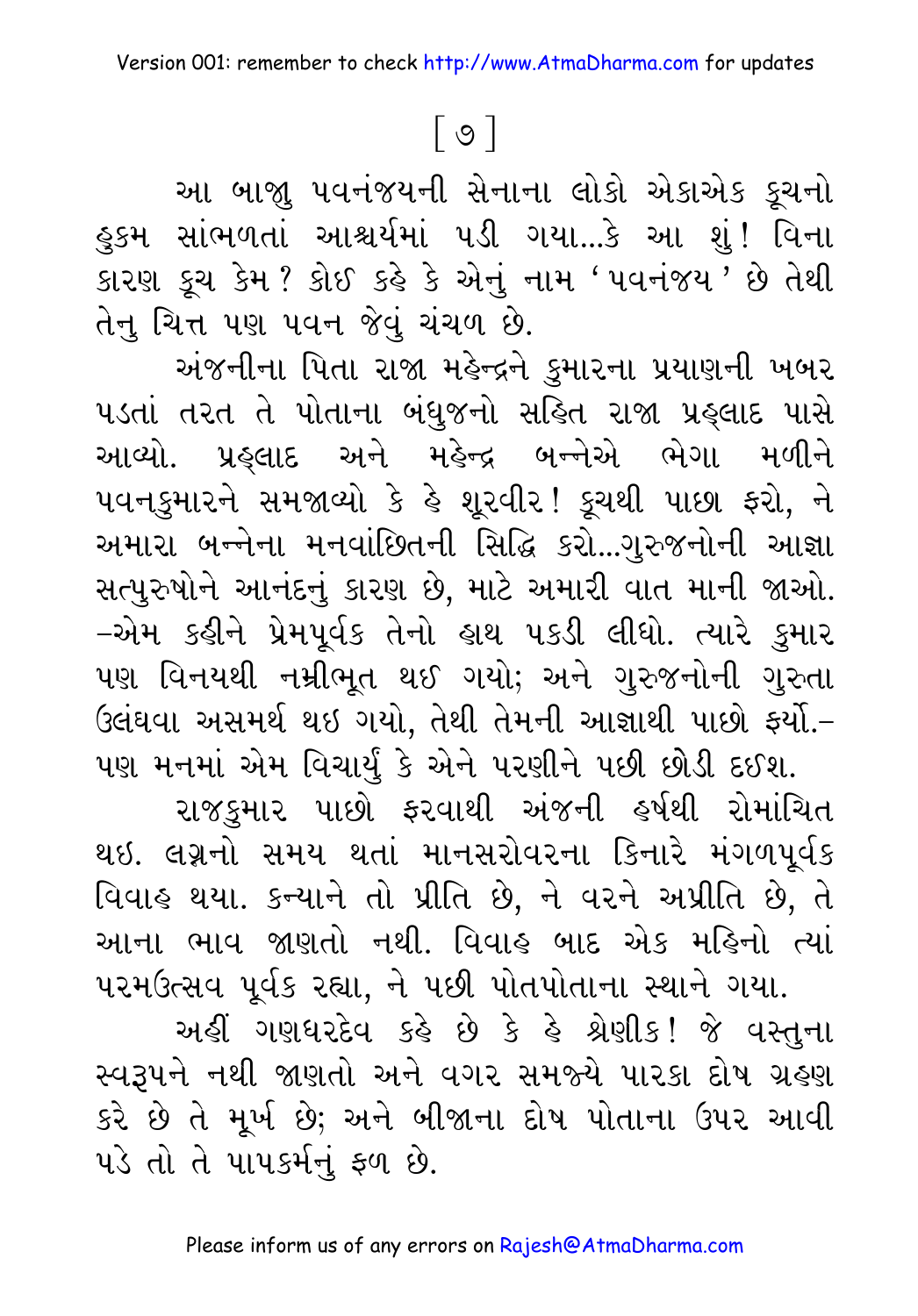[ ૭ ]

આ બાજુ પવનંજયની સેનાના લોકો એકાએક કૂચનો હુકમ સાંભળતાં આશ્ચર્યમાં પડી ગયા...કે આ શું! વિના કારણ કૂચ કેમ? કોઈ કહે કે એનું નામ ‘પવનંજય’ છે તેથી તેનુ ચિત્ત પણ પવન જેવું ચંચળ છે.

અંજનીના પિતા રાજા મહેન્દ્રને કુમારના પ્રયાણની ખબર પડતાં તરત તે પોતાના બંધુજનો સહિત રાજા પ્રહ્લાદ પાસે આવ્યો. પ્રહ્લાદ અને મહેન્દ્ર બન્નેએ ભેગા મળીને પવનકુમારને સમજાવ્યો કે હે શૂરવીર! કૂચથી પાછા ફરો, ને અમારા બન્નેના મનવાંછિતની સિદ્ધિ કરો...ગુરુજનોની આજ્ઞા સત્પુરુષોને આનંદનું કારણ છે, માટે અમારી વાત માની જાઓ. –એમ કહીને પ્રેમપૂર્વક તેનો હાથ પકડી લીધો. ત્યારે કુમાર પણ વિનયથી નમ્રીભૂત થઈ ગયો; અને ગુરુજનોની ગુરુતા ઉલંઘવા અસમર્થ થઇ ગયો, તેથી તેમની આજ્ઞાથી પાછો ફર્યો.– પણ મનમાં એમ વિચાર્યું કે એને પરણીને પછી છોડી દઈશ.

રાજકુમાર પાછો ફરવાથી અંજની હર્ષથી રોમાંચિત થઇ. લગ્નનો સમય થતાં માનસરોવરના કિનારે મંગળપૂર્વક વિવાહ થયા. કન્યાને તો પ્રીતિ છે, ને વરને અપ્રીતિ છે, તે આના ભાવ જાણતો નથી. વિવાહ બાદ એક મહિનો ત્યાં પરમઉત્સવ પૂર્વક રહ્યા, ને પછી પોતપોતાના સ્થાને ગયા.

અહીં ગણધરદેવ કહે છે કે હે શ્રેણીક! જે વસ્તુના સ્વરૂપને નથી જાણતો અને વગર સમજ્યે પારકા દોષ ગ્રહણ કરે છે તે મૂર્ખ છે; અને બીજાના દોષ પોતાના ઉપર આવી પડે તો તે પાપકર્મનું ફળ છે.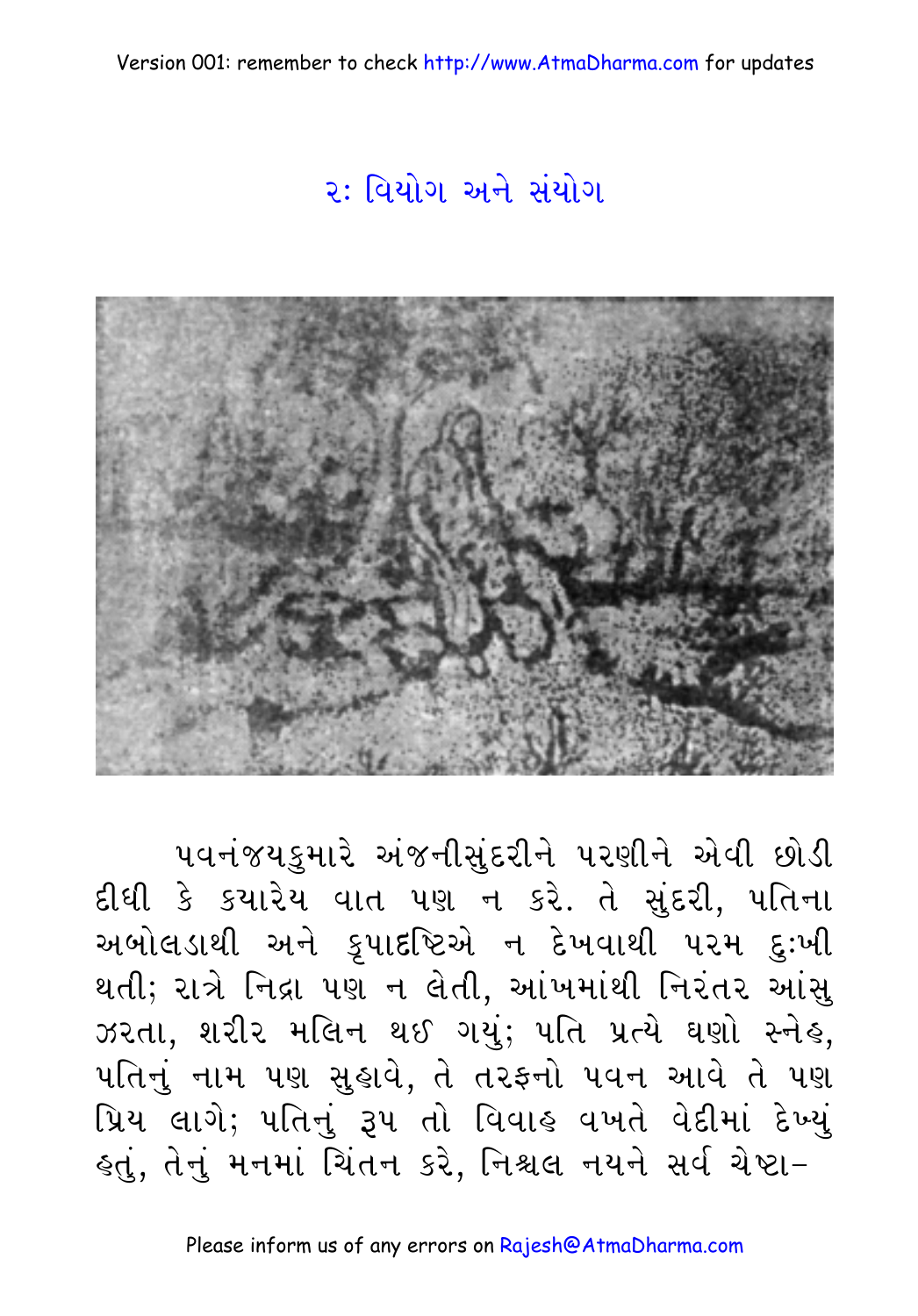## ૨: વિયોગ અને સંયોગ

પવનંજયકુમારે અંજનીસુંદરીને પરણીને એવી છોડી દીધી કે કયારેય વાત પણ ન કરે. તે સુંદરી, પતિના અબોલડાથી અને કૃપાદ્રષ્ટિએ ન દેખવાથી પરમ દુઃખી થતી; રાત્રે નિદ્રા પણ ન લેતી, આંખમાંથી નિરંતર આંસુ ઝરતા, શરીર મલિન થઈ ગયું; પતિ પ્રત્યે ઘણો સ્નેહ, પતિનું નામ પણ સુહાવે, તે તરફનો પવન આવે તે પણ પ્રિય લાગે; પતિનું રૂપ તો વિવાહ વખતે વેદીમાં દેખ્યું હતું, તેનું મનમાં ચિંતન કરે, નિશ્ચલ નયને સર્વ ચેષ્ટા-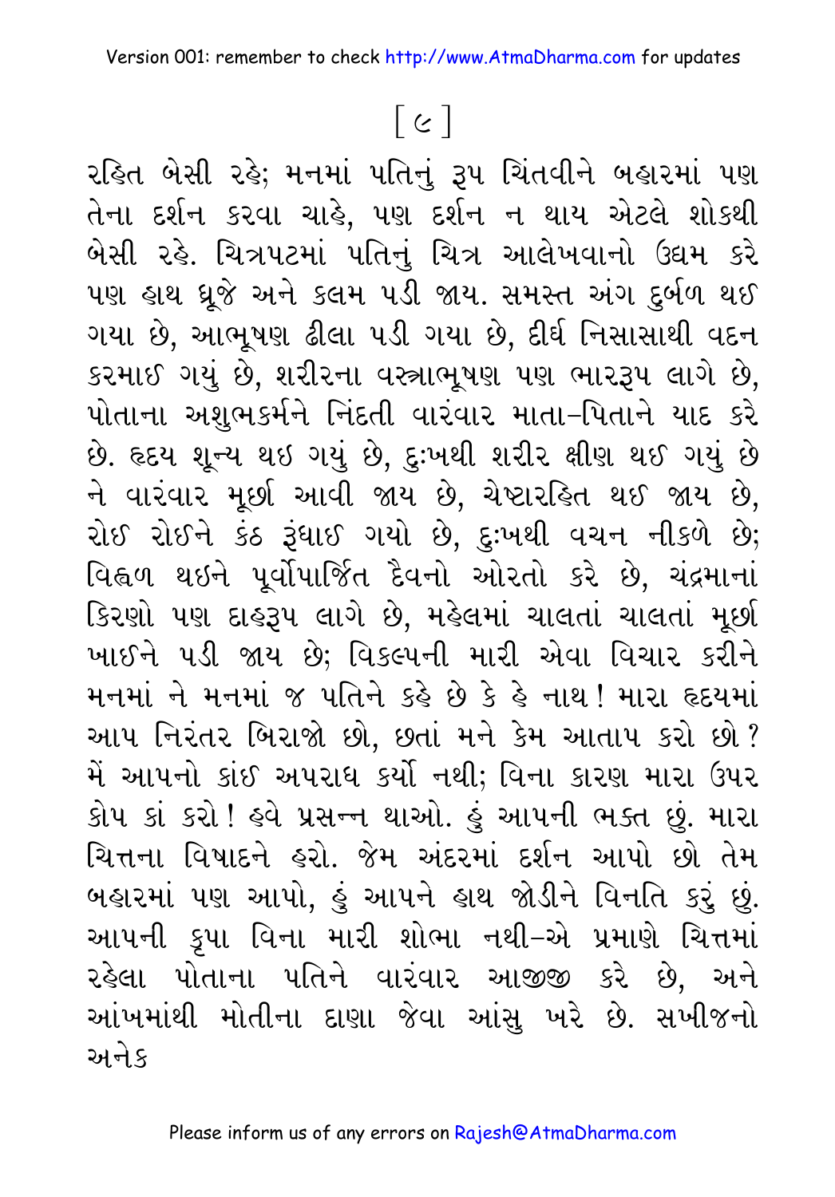રહિત બેસી રહે; મનમાં પતિનું રૂપ ચિંતવીને બહારમાં પણ તેના દર્શન કરવા ચાહે, પણ દર્શન ન થાય એટલે શોકથી બેસી રહે. ચિત્રપટમાં પતિનું ચિત્ર આલેખવાનો ઉદ્યમ કરે પણ હાથ ધ્રૂજે અને કલમ પડી જાય. સમસ્ત અંગ દુર્બળ થઈ ગયા છે, આભૂષણ ઢીલા પડી ગયા છે, દીર્ઘ નિસાસાથી વદન કરમાઈ ગયું છે, શરીરના વસ્ત્રાભૂષણ પણ ભારરૂપ લાગે છે, પોતાના અશુભકર્મને નિંદતી વારંવાર માતા-પિતાને યાદ કરે છે. હૃદય શૂન્ય થઇ ગયું છે, દુઃખથી શરીર ક્ષીણ થઈ ગયું છે ને વારંવાર મૂર્છા આવી જાય છે, ચેષ્ટારહિત થઈ જાય છે, રોઈ રોઈને કંઠ રૂંધાઈ ગયો છે, દુઃખથી વચન નીકળે છે; વિહ્વળ થઇને પૂર્વોપાર્જિત દૈવનો ઓરતો કરે છે, ચંદ્રમાનાં કિરણો પણ દાહરૂપ લાગે છે, મહેલમાં ચાલતાં ચાલતાં મૂર્છા ખાઈને પડી જાય છે; વિકલ્પની મારી એવા વિચાર કરીને મનમાં ને મનમાં જ પતિને કહે છે કે હે નાથ! મારા હૃદયમાં આપ નિરંતર બિરાજો છો, છતાં મને કેમ આતાપ કરો છો? મેં આપનો કાંઈ અપરાધ કર્યો નથી; વિના કારણ મારા ઉપર કોપ કાં કરો! હવે પ્રસન્ન થાઓ. હું આપની ભક્ત છું. મારા ચિત્તના વિષાદને હરો. જેમ અંદરમાં દર્શન આપો છો તેમ બહારમાં પણ આપો, હું આપને હાથ જોડીને વિનતિ કરું છું. આપની કૃપા વિના મારી શોભા નથી-એ પ્રમાણે ચિત્તમાં રહેલા પોતાના પતિને વારંવાર આજીજી કરે છે, અને આંખમાંથી મોતીના દાણા જેવા આંસુ ખરે છે. સખીજનો અનેક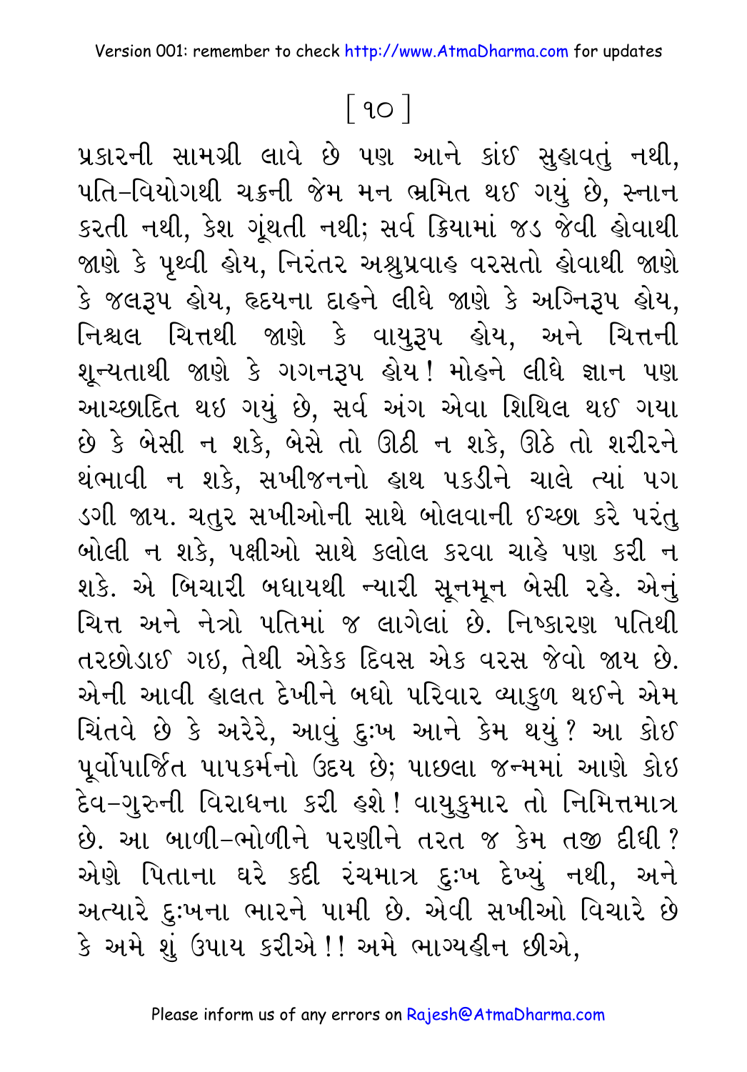પ્રકારની સામગ્રી લાવે છે પણ આને કાંઈ સુહાવતું નથી, પતિ-વિયોગથી ચક્રની જેમ મન ભ્રમિત થઈ ગયું છે, સ્નાન કરતી નથી, કેશ ગૂંથતી નથી; સર્વ ક્રિયામાં જડ જેવી હોવાથી જાણે કે પૃથ્વી હોય, નિરંતર અશ્રુપ્રવાહ વરસતો હોવાથી જાણે કે જલરૂપ હોય, હૃદયના દાહને લીધે જાણે કે અગ્નિરૂપ હોય, નિશ્ચલ ચિત્તથી જાણે કે વાયુરૂપ હોય, અને ચિત્તની શૂન્યતાથી જાણે કે ગગનરૂપ હોય! મોહને લીધે જ્ઞાન પણ આચ્છાદિત થઇ ગયું છે, સર્વ અંગ એવા શિથિલ થઈ ગયા છે કે બેસી ન શકે, બેસે તો ઊઠી ન શકે, ઊઠે તો શરીરને થંભાવી ન શકે, સખીજનનો હાથ પકડીને ચાલે ત્યાં પગ ડગી જાય. ચતુર સખીઓની સાથે બોલવાની ઈચ્છા કરે પરંતુ બોલી ન શકે, પક્ષીઓ સાથે કલોલ કરવા ચાહે પણ કરી ન શકે. એ બિચારી બધાયથી ન્યારી સૂનમૂન બેસી રહે. એનું ચિત્ત અને નેત્રો પતિમાં જ લાગેલાં છે. નિષ્કારણ પતિથી તરછોડાઈ ગઇ, તેથી એકેક દિવસ એક વરસ જેવો જાય છે. એની આવી હાલત દેખીને બધો પરિવાર વ્યાકુળ થઈને એમ ચિંતવે છે કે અરેરે, આવું દુઃખ આને કેમ થયું? આ કોઈ પૂર્વોપાર્જિત પાપકર્મનો ઉદય છે; પાછલા જન્મમાં આણે કોઇ દેવ-ગુરુની વિરાધના કરી હશે! વાયુકુમાર તો નિમિત્તમાત્ર છે. આ બાળી-ભોળીને પરણીને તરત જ કેમ તજી દીધી? એણે પિતાના ઘરે કદી રંચમાત્ર દુઃખ દેખ્યું નથી, અને અત્યારે દુઃખના ભારને પામી છે. એવી સખીઓ વિચારે છે કે અમે શું ઉપાય કરીએ!! અમે ભાગ્યહીન છીએ,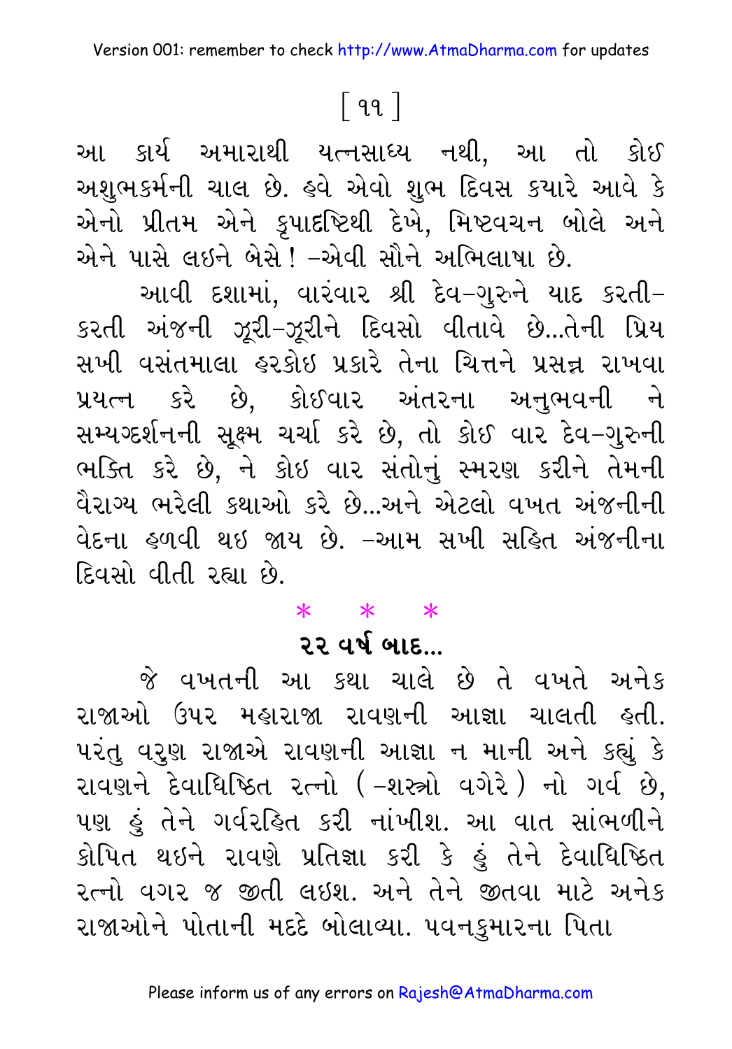આ કાર્ય અમારાથી યત્નસાધ્ય નથી, આ તો કોઈ અશુભકર્મની ચાલ છે. હવે એવો શુભ દિવસ ક્યારે આવે કે એનો પ્રીતમ એને કૃપાદૃષ્ટિથી દેખે, મિષ્ટવચન બોલે અને એને પાસે લઇને બેસે! –એવી સૌને અભિલાષા છે.

આવી દશામાં, વારંવાર શ્રી દેવ–ગુરુને યાદ કરતી–કરતી અંજની ઝૂરી–ઝૂરીને દિવસો વીતાવે છે...તેની પ્રિય સખી વસંતમાલા હરકોઇ પ્રકારે તેના ચિત્તને પ્રસન્ન રાખવા પ્રયત્ન કરે છે, કોઈવાર અંતરના અનુભવની ને સમ્યગ્દર્શનની સૂક્ષ્મ ચર્ચા કરે છે, તો કોઈ વાર દેવ–ગુરુની ભક્તિ કરે છે, ને કોઇ વાર સંતોનું સ્મરણ કરીને તેમની વૈરાગ્ય ભરેલી કથાઓ કરે છે...અને એટલો વખત અંજનીની વેદના હળવી થઇ જાય છે. –આમ સખી સહિત અંજનીના દિવસો વીતી રહ્યા છે.

\*  \*  \*

## ૨૨ વર્ષ બાદ...

જે વખતની આ કથા ચાલે છે તે વખતે અનેક રાજાઓ ઉપર મહારાજા રાવણની આજ્ઞા ચાલતી હતી. પરંતુ વરુણ રાજાએ રાવણની આજ્ઞા ન માની અને કહ્યું કે રાવણને દેવાધિષ્ઠિત રત્નો (–શસ્ત્રો વગેરે) નો ગર્વ છે, પણ હું તેને ગર્વરહિત કરી નાંખીશ. આ વાત સાંભળીને કોપિત થઇને રાવણે પ્રતિજ્ઞા કરી કે હું તેને દેવાધિષ્ઠિત રત્નો વગર જ જીતી લઇશ. અને તેને જીતવા માટે અનેક રાજાઓને પોતાની મદદે બોલાવ્યા. પવનકુમારના પિતા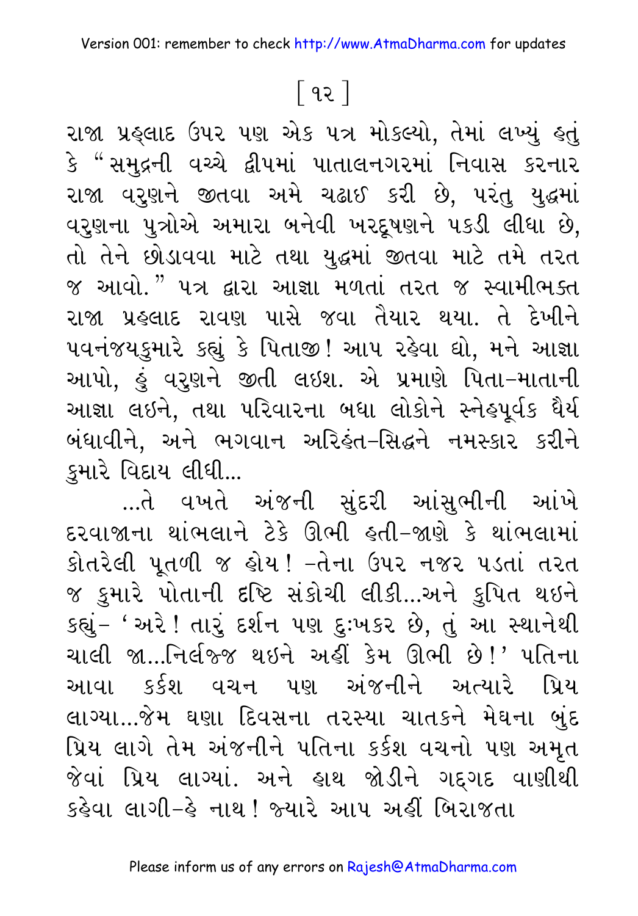રાજા પ્રહ્લાદ ઉપર પણ એક પત્ર મોકલ્યો, તેમાં લખ્યું હતું કે "સમુદ્રની વચ્ચે દ્વીપમાં પાતાલનગરમાં નિવાસ કરનાર રાજા વરુણને જીતવા અમે ચઢાઈ કરી છે, પરંતુ યુદ્ધમાં વરુણના પુત્રોએ અમારા બનેવી ખરદૂષણને પકડી લીધા છે, તો તેને છોડાવવા માટે તથા યુદ્ધમાં જીતવા માટે તમે તરત જ આવો." પત્ર દ્વારા આજ્ઞા મળતાં તરત જ સ્વામીભક્ત રાજા પ્રહ્લાદ રાવણ પાસે જવા તૈયાર થયા. તે દેખીને પવનંજયકુમારે કહ્યું કે પિતાજી! આપ રહેવા દ્યો, મને આજ્ઞા આપો, હું વરુણને જીતી લઇશ. એ પ્રમાણે પિતા-માતાની આજ્ઞા લઇને, તથા પરિવારના બધા લોકોને સ્નેહપૂર્વક ધૈર્ય બંધાવીને, અને ભગવાન અરિહંત-સિદ્ધને નમસ્કાર કરીને કુમારે વિદાય લીધી...

...તે વખતે અંજની સુંદરી આંસુભીની આંખે દરવાજાના થાંભલાને ટેકે ઊભી હતી-જાણે કે થાંભલામાં કોતરેલી પૂતળી જ હોય! -તેના ઉપર નજર પડતાં તરત જ કુમારે પોતાની દૃષ્ટિ સંકોચી લીધી...અને કુપિત થઇને કહ્યું- 'અરે! તારું દર્શન પણ દુઃખકર છે, તું આ સ્થાનેથી ચાલી જા...નિર્લજ્જ થઇને અહીં કેમ ઊભી છે!' પતિના આવા કર્કશ વચન પણ અંજનીને અત્યારે પ્રિય લાગ્યા...જેમ ઘણા દિવસના તરસ્યા ચાતકને મેઘના બુંદ પ્રિય લાગે તેમ અંજનીને પતિના કર્કશ વચનો પણ અમૃત જેવાં પ્રિય લાગ્યાં. અને હાથ જોડીને ગદ્ગદ વાણીથી કહેવા લાગી-હે નાથ! જ્યારે આપ અહીં બિરાજતા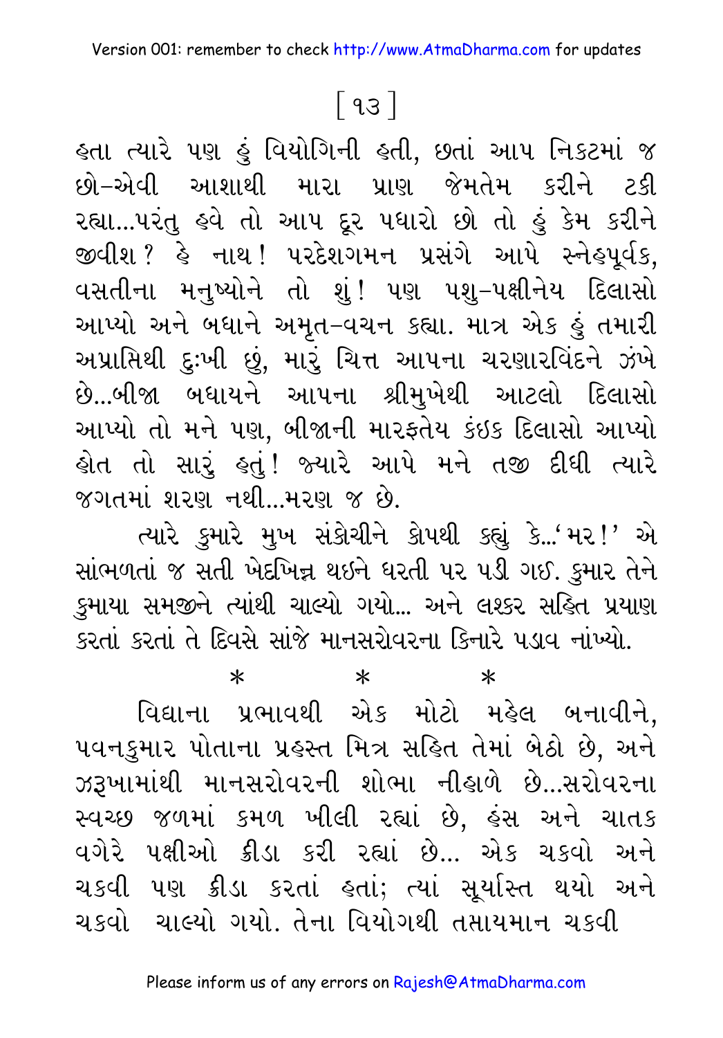હતા ત્યારે પણ હું વિયોગિની હતી, છતાં આપ નિકટમાં જ છો-એવી આશાથી મારા પ્રાણ જેમતેમ કરીને ટકી રહ્યા...પરંતુ હવે તો આપ દૂર પધારો છો તો હું કેમ કરીને જીવીશ? હે નાથ! પરદેશગમન પ્રસંગે આપે સ્નેહપૂર્વક, વસતીના મનુષ્યોને તો શું! પણ પશુ-પક્ષીનેય દિલાસો આપ્યો અને બધાને અમૃત-વચન કહ્યા. માત્ર એક હું તમારી અપ્રાપ્તિથી દુઃખી છું, મારું ચિત્ત આપના ચરણારવિંદને ઝંખે છે...બીજા બધાયને આપના શ્રીમુખેથી આટલો દિલાસો આપ્યો તો મને પણ, બીજાની મારફતેય કંઇક દિલાસો આપ્યો હોત તો સારું હતું! જ્યારે આપે મને તજી દીધી ત્યારે જગતમાં શરણ નથી...મરણ જ છે.

ત્યારે કુમારે મુખ સંકોચીને કોપથી કહ્યું કે...'મર!' એ સાંભળતાં જ સતી ખેદખિન્ન થઇને ધરતી પર પડી ગઇ. કુમાર તેને કુમાયા સમજીને ત્યાંથી ચાલ્યો ગયો... અને લશ્કર સહિત પ્રયાણ કરતાં કરતાં તે દિવસે સાંજે માનસરોવરના કિનારે પડાવ નાંખ્યો.

\* \* \*

વિદ્યાના પ્રભાવથી એક મોટો મહેલ બનાવીને, પવનકુમાર પોતાના પ્રહસ્ત મિત્ર સહિત તેમાં બેઠો છે, અને ઝરૂખામાંથી માનસરોવરની શોભા નીહાળે છે...સરોવરના સ્વચ્છ જળમાં કમળ ખીલી રહ્યાં છે, હંસ અને ચાતક વગેરે પક્ષીઓ ક્રીડા કરી રહ્યાં છે... એક ચકવો અને ચકવી પણ ક્રીડા કરતાં હતાં; ત્યાં સૂર્યાસ્ત થયો અને ચકવો ચાલ્યો ગયો. તેના વિયોગથી તપ્તાયમાન ચકવી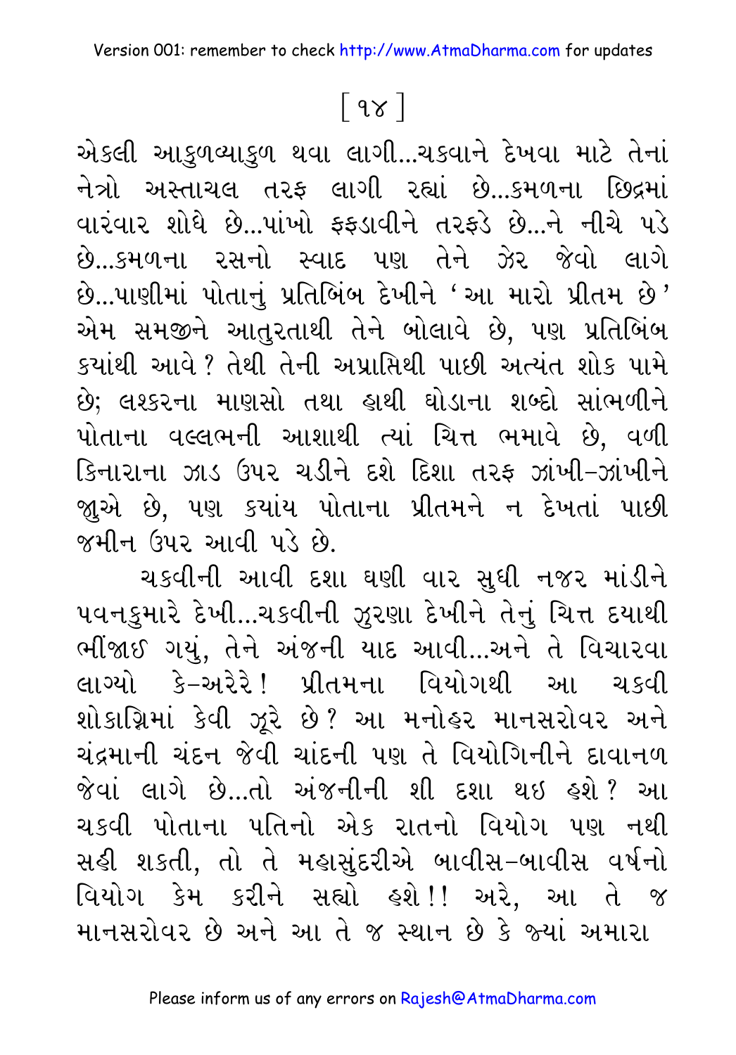એકલી આકુળવ્યાકુળ થવા લાગી...ચકવાને દેખવા માટે તેનાં નેત્રો અસ્તાચલ તરફ લાગી રહ્યાં છે...કમળના છિદ્રમાં વારંવાર શોધે છે...પાંખો ફફડાવીને તરફડે છે...ને નીચે પડે છે...કમળના રસનો સ્વાદ પણ તેને ઝેર જેવો લાગે છે...પાણીમાં પોતાનું પ્રતિબિંબ દેખીને 'આ મારો પ્રીતમ છે' એમ સમજીને આતુરતાથી તેને બોલાવે છે, પણ પ્રતિબિંબ ક્યાંથી આવે? તેથી તેની અપ્રાપ્તિથી પાછી અત્યંત શોક પામે છે; લશ્કરના માણસો તથા હાથી ઘોડાના શબ્દો સાંભળીને પોતાના વલ્લભની આશાથી ત્યાં ચિત્ત ભમાવે છે, વળી કિનારાના ઝાડ ઉપર ચડીને દશે દિશા તરફ ઝાંખી-ઝાંખીને જાુએ છે, પણ ક્યાંય પોતાના પ્રીતમને ન દેખતાં પાછી જમીન ઉપર આવી પડે છે.

ચકવીની આવી દશા ઘણી વાર સુધી નજર માંડીને પવનકુમારે દેખી...ચકવીની ઝુરણા દેખીને તેનું ચિત્ત દયાથી ભીંજાઈ ગયું, તેને અંજની યાદ આવી...અને તે વિચારવા લાગ્યો કે-અરેરે! પ્રીતમના વિયોગથી આ ચકવી શોકાગ્નિમાં કેવી ઝૂરે છે? આ મનોહર માનસરોવર અને ચંદ્રમાની ચંદન જેવી ચાંદની પણ તે વિયોગિનીને દાવાનળ જેવાં લાગે છે...તો અંજનીની શી દશા થઇ હશે? આ ચકવી પોતાના પતિનો એક રાતનો વિયોગ પણ નથી સહી શકતી, તો તે મહાસુંદરીએ બાવીસ-બાવીસ વર્ષનો વિયોગ કેમ કરીને સહ્યો હશે!! અરે, આ તે જ માનસરોવર છે અને આ તે જ સ્થાન છે કે જ્યાં અમારા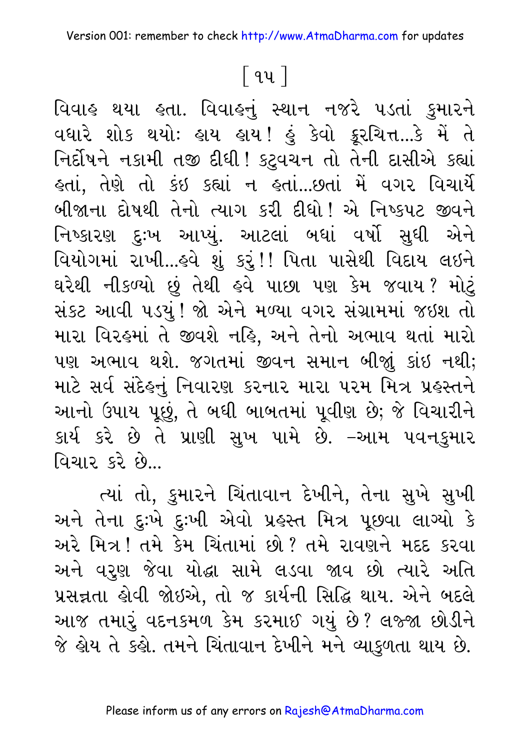વિવાહ થયા હતા. વિવાહનું સ્થાન નજરે પડતાં કુમારને વધારે શોક થયો: હાય હાય! હું કેવો ક્રૂરચિત્ત...કે મેં તે નિર્દોષને નકામી તજી દીધી! કટુવચન તો તેની દાસીએ કહ્યાં હતાં, તેણે તો કંઇ કહ્યાં ન હતાં...છતાં મેં વગર વિચાર્યે બીજાના દોષથી તેનો ત્યાગ કરી દીધો! એ નિષ્કપટ જીવને નિષ્કારણ દુઃખ આપ્યું. આટલાં બધાં વર્ષો સુધી એને વિયોગમાં રાખી...હવે શું કરું!! પિતા પાસેથી વિદાય લઇને ઘરેથી નીકળ્યો છું તેથી હવે પાછા પણ કેમ જવાય? મોટું સંકટ આવી પડ્યું! જો એને મળ્યા વગર સંગ્રામમાં જઇશ તો મારા વિરહમાં તે જીવશે નહિ, અને તેનો અભાવ થતાં મારો પણ અભાવ થશે. જગતમાં જીવન સમાન બીજું કાંઇ નથી; માટે સર્વ સંદેહનું નિવારણ કરનાર મારા પરમ મિત્ર પ્રહસ્તને આનો ઉપાય પૂછું, તે બધી બાબતમાં પ્રવીણ છે; જે વિચારીને કાર્ય કરે છે તે પ્રાણી સુખ પામે છે. –આમ પવનકુમાર વિચાર કરે છે...

ત્યાં તો, કુમારને ચિંતાવાન દેખીને, તેના સુખે સુખી અને તેના દુઃખે દુઃખી એવો પ્રહસ્ત મિત્ર પૂછવા લાગ્યો કે અરે મિત્ર! તમે કેમ ચિંતામાં છો? તમે રાવણને મદદ કરવા અને વરુણ જેવા યોદ્ધા સામે લડવા જાવ છો ત્યારે અતિ પ્રસન્નતા હોવી જોઇએ, તો જ કાર્યની સિદ્ધિ થાય. એને બદલે આજ તમારું વદનકમળ કેમ કરમાઈ ગયું છે? લજ્જા છોડીને જે હોય તે કહો. તમને ચિંતાવાન દેખીને મને વ્યાકુળતા થાય છે.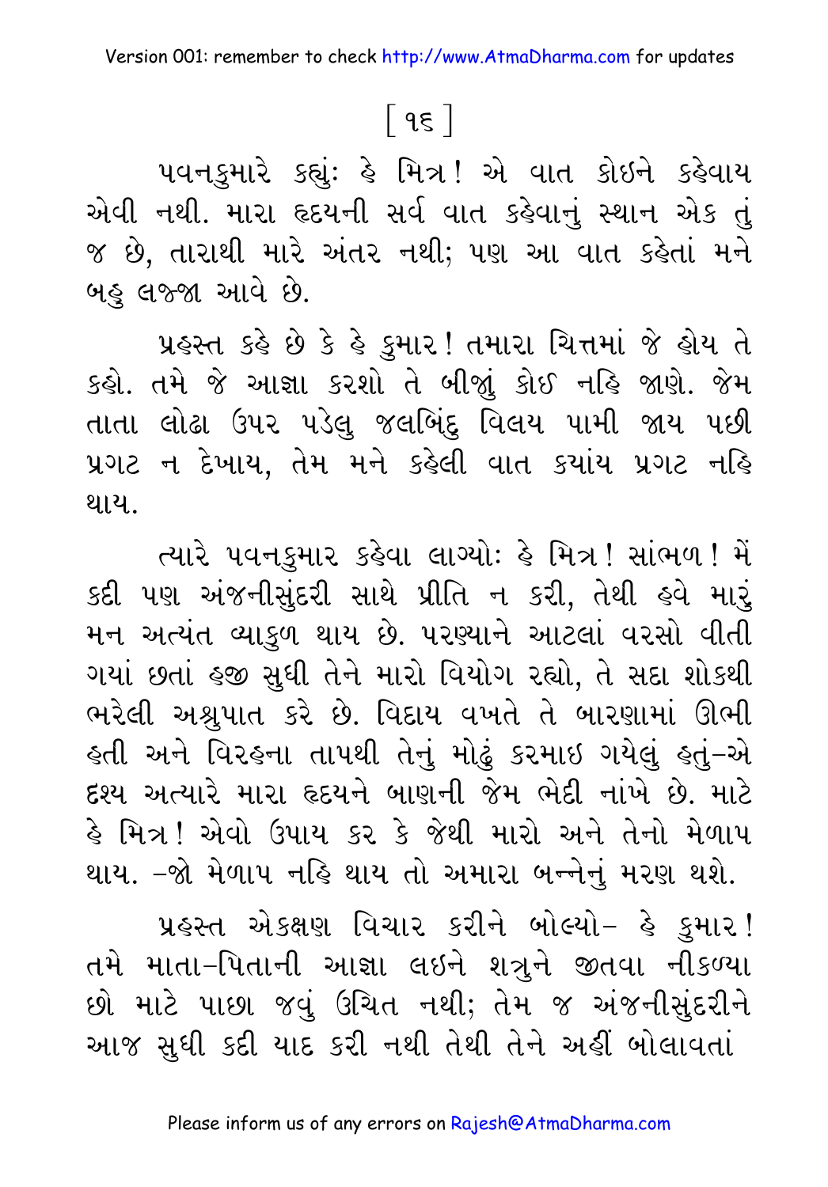[ ૧૬ ]

પવનકુમારે કહ્યું: હે મિત્ર! એ વાત કોઇને કહેવાય એવી નથી. મારા હૃદયની સર્વ વાત કહેવાનું સ્થાન એક તું જ છે, તારાથી મારે અંતર નથી; પણ આ વાત કહેતાં મને બહુ લજ્જા આવે છે.

પ્રહસ્ત કહે છે કે હે કુમાર! તમારા ચિત્તમાં જે હોય તે કહો. તમે જે આજ્ઞા કરશો તે બીજું કોઈ નહિ જાણે. જેમ તાતા લોઢા ઉપર પડેલુ જલબિંદુ વિલય પામી જાય પછી પ્રગટ ન દેખાય, તેમ મને કહેલી વાત ક્યાંય પ્રગટ નહિ થાય.

ત્યારે પવનકુમાર કહેવા લાગ્યો: હે મિત્ર! સાંભળ! મેં કદી પણ અંજનીસુંદરી સાથે પ્રીતિ ન કરી, તેથી હવે મારું મન અત્યંત વ્યાકુળ થાય છે. પરણ્યાને આટલાં વરસો વીતી ગયાં છતાં હજી સુધી તેને મારો વિયોગ રહ્યો, તે સદા શોકથી ભરેલી અશ્રુપાત કરે છે. વિદાય વખતે તે બારણામાં ઊભી હતી અને વિરહના તાપથી તેનું મોઢું કરમાઇ ગયેલું હતું–એ દૃશ્ય અત્યારે મારા હૃદયને બાણની જેમ ભેદી નાંખે છે. માટે હે મિત્ર! એવો ઉપાય કર કે જેથી મારો અને તેનો મેળાપ થાય. –જો મેળાપ નહિ થાય તો અમારા બન્નેનું મરણ થશે.

પ્રહસ્ત એકક્ષણ વિચાર કરીને બોલ્યો– હે કુમાર! તમે માતા-પિતાની આજ્ઞા લઇને શત્રુને જીતવા નીકળ્યા છો માટે પાછા જવું ઉચિત નથી; તેમ જ અંજનીસુંદરીને આજ સુધી કદી યાદ કરી નથી તેથી તેને અહીં બોલાવતાં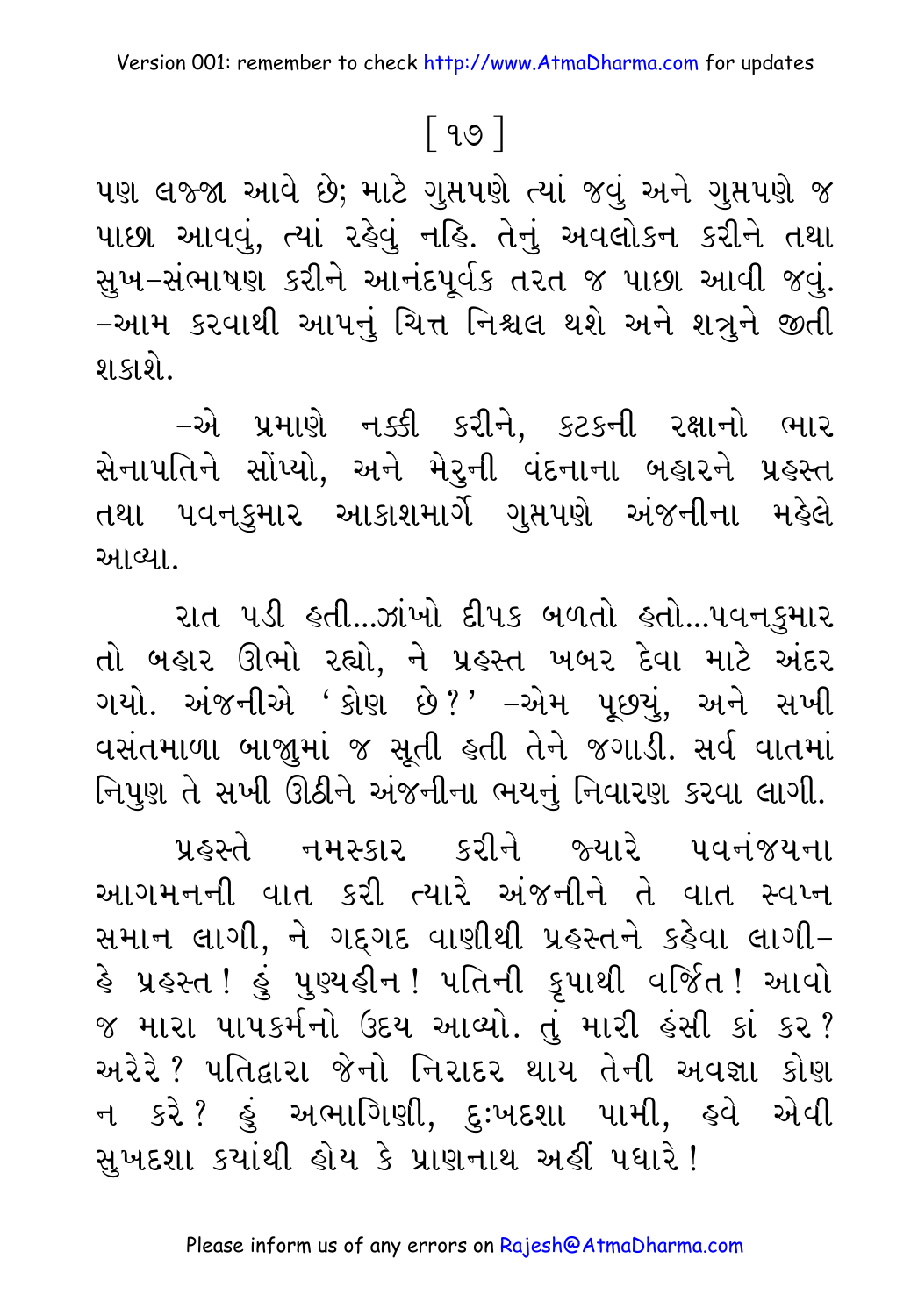પણ લજ્જા આવે છે; માટે ગુપ્તપણે ત્યાં જવું અને ગુપ્તપણે જ પાછા આવવું, ત્યાં રહેવું નહિ. તેનું અવલોકન કરીને તથા સુખ-સંભાષણ કરીને આનંદપૂર્વક તરત જ પાછા આવી જવું. -આમ કરવાથી આપનું ચિત્ત નિશ્ચલ થશે અને શત્રુને જીતી શકાશે.

-એ પ્રમાણે નક્કી કરીને, કટકની રક્ષાનો ભાર સેનાપતિને સોંપ્યો, અને મેરુની વંદનાના બહારને પ્રહસ્ત તથા પવનકુમાર આકાશમાર્ગે ગુપ્તપણે અંજનીના મહેલે આવ્યા.

રાત પડી હતી...ઝાંખો દીપક બળતો હતો...પવનકુમાર તો બહાર ઊભો રહ્યો, ને પ્રહસ્ત ખબર દેવા માટે અંદર ગયો. અંજનીએ 'કોણ છે?' -એમ પૂછ્યું, અને સખી વસંતમાળા બાજુમાં જ સૂતી હતી તેને જગાડી. સર્વ વાતમાં નિપુણ તે સખી ઊઠીને અંજનીના ભયનું નિવારણ કરવા લાગી.

પ્રહસ્તે નમસ્કાર કરીને જ્યારે પવનંજયના આગમનની વાત કરી ત્યારે અંજનીને તે વાત સ્વપ્ન સમાન લાગી, ને ગદ્‌ગદ વાણીથી પ્રહસ્તને કહેવા લાગી- હે પ્રહસ્ત! હું પુણ્યહીન! પતિની કૃપાથી વર્જિત! આવો જ મારા પાપકર્મનો ઉદય આવ્યો. તું મારી હંસી કાં કર? અરેરે? પતિદ્વારા જેનો નિરાદર થાય તેની અવજ્ઞા કોણ ન કરે? હું અભાગિણી, દુઃખદશા પામી, હવે એવી સુખદશા ક્યાંથી હોય કે પ્રાણનાથ અહીં પધારે!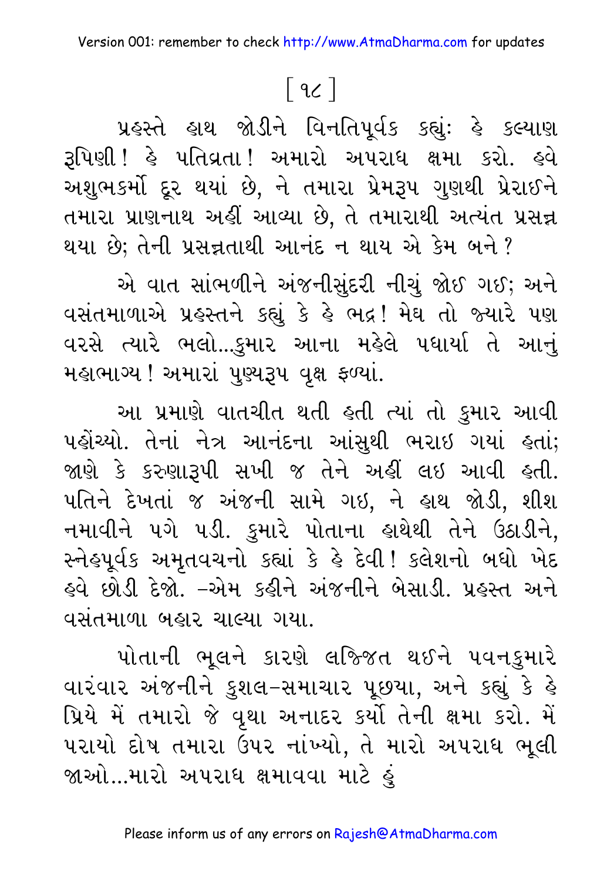[ ૧૮ ]

પ્રહસ્તે હાથ જોડીને વિનતિપૂર્વક કહ્યું: હે કલ્યાણ રૂપિણી! હે પતિવ્રતા! અમારો અપરાધ ક્ષમા કરો. હવે અશુભકર્મો દૂર થયાં છે, ને તમારા પ્રેમરૂપ ગુણથી પ્રેરાઈને તમારા પ્રાણનાથ અહીં આવ્યા છે, તે તમારાથી અત્યંત પ્રસન્ન થયા છે; તેની પ્રસન્નતાથી આનંદ ન થાય એ કેમ બને?

એ વાત સાંભળીને અંજનીસુંદરી નીચું જોઈ ગઈ; અને વસંતમાળાએ પ્રહસ્તને કહ્યું કે હે ભદ્ર! મેઘ તો જ્યારે પણ વરસે ત્યારે ભલો...કુમાર આના મહેલે પધાર્યા તે આનું મહાભાગ્ય! અમારાં પુણ્યરૂપ વૃક્ષ ફળ્યાં.

આ પ્રમાણે વાતચીત થતી હતી ત્યાં તો કુમાર આવી પહોંચ્યો. તેનાં નેત્ર આનંદના આંસુથી ભરાઇ ગયાં હતાં; જાણે કે કરુણારૂપી સખી જ તેને અહીં લઇ આવી હતી. પતિને દેખતાં જ અંજની સામે ગઇ, ને હાથ જોડી, શીશ નમાવીને પગે પડી. કુમારે પોતાના હાથેથી તેને ઉઠાડીને, સ્નેહપૂર્વક અમૃતવચનો કહ્યાં કે હે દેવી! ક્લેશનો બધો ખેદ હવે છોડી દેજો. –એમ કહીને અંજનીને બેસાડી. પ્રહસ્ત અને વસંતમાળા બહાર ચાલ્યા ગયા.

પોતાની ભૂલને કારણે લજ્જિત થઈને પવનકુમારે વારંવાર અંજનીને કુશલ-સમાચાર પૂછયા, અને કહ્યું કે હે પ્રિયે મેં તમારો જે વૃથા અનાદર કર્યો તેની ક્ષમા કરો. મેં પરાયો દોષ તમારા ઉપર નાંખ્યો, તે મારો અપરાધ ભૂલી જાઓ...મારો અપરાધ ક્ષમાવવા માટે હું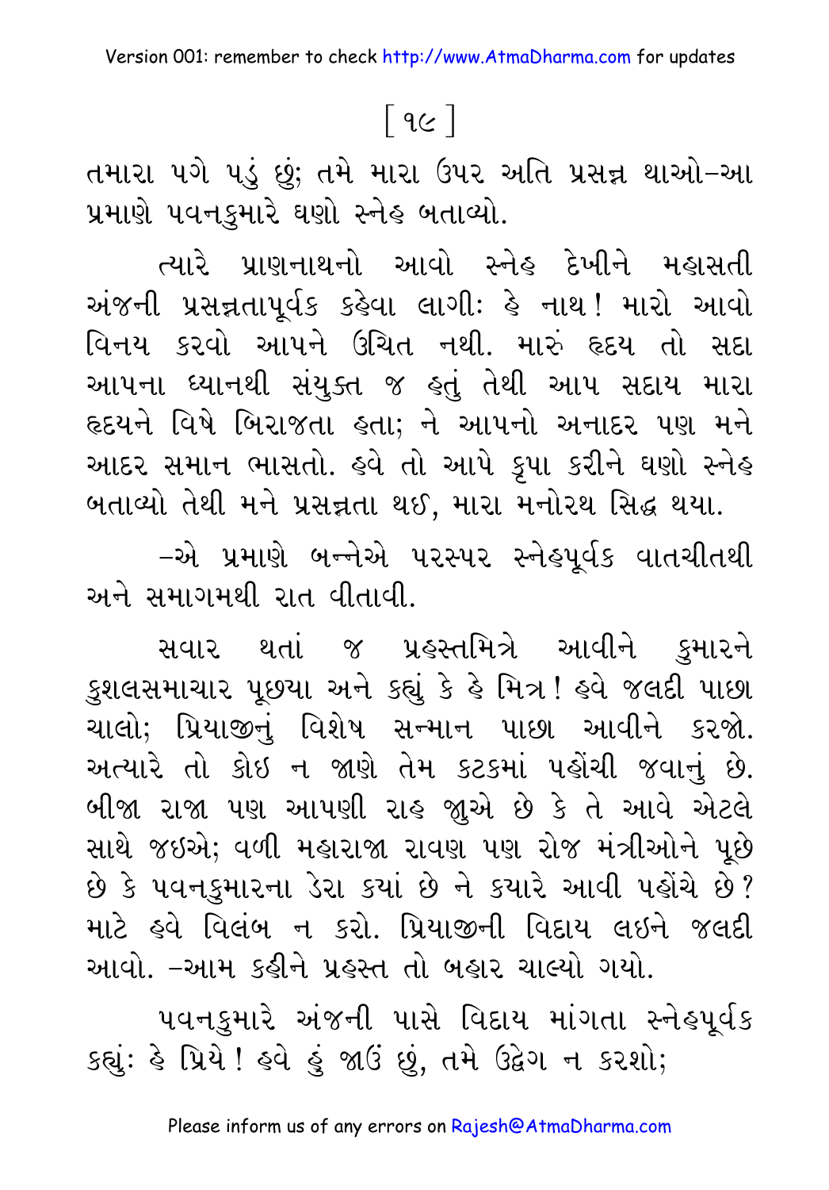તમારા પગે પડું છું; તમે મારા ઉપર અતિ પ્રસન્ન થાઓ–આ પ્રમાણે પવનકુમારે ઘણો સ્નેહ બતાવ્યો.

ત્યારે પ્રાણનાથનો આવો સ્નેહ દેખીને મહાસતી અંજની પ્રસન્નતાપૂર્વક કહેવા લાગીઃ હે નાથ! મારો આવો વિનય કરવો આપને ઉચિત નથી. મારું હૃદય તો સદા આપના ધ્યાનથી સંયુક્ત જ હતું તેથી આપ સદાય મારા હૃદયને વિષે બિરાજતા હતા; ને આપનો અનાદર પણ મને આદર સમાન ભાસતો. હવે તો આપે કૃપા કરીને ઘણો સ્નેહ બતાવ્યો તેથી મને પ્રસન્નતા થઈ, મારા મનોરથ સિદ્ધ થયા.

–એ પ્રમાણે બન્નેએ પરસ્પર સ્નેહપૂર્વક વાતચીતથી અને સમાગમથી રાત વીતાવી.

સવાર થતાં જ પ્રહસ્તમિત્રે આવીને કુમારને કુશલસમાચાર પૂછયા અને કહ્યું કે હે મિત્ર! હવે જલદી પાછા ચાલો; પ્રિયાજીનું વિશેષ સન્માન પાછા આવીને કરજો. અત્યારે તો કોઇ ન જાણે તેમ કટકમાં પહોંચી જવાનું છે. બીજા રાજા પણ આપણી રાહ જુએ છે કે તે આવે એટલે સાથે જઇએ; વળી મહારાજા રાવણ પણ રોજ મંત્રીઓને પૂછે છે કે પવનકુમારના ડેરા કયાં છે ને કયારે આવી પહોંચે છે? માટે હવે વિલંબ ન કરો. પ્રિયાજીની વિદાય લઇને જલદી આવો. –આમ કહીને પ્રહસ્ત તો બહાર ચાલ્યો ગયો.

પવનકુમારે અંજની પાસે વિદાય માંગતા સ્નેહપૂર્વક કહ્યું: હે પ્રિયે! હવે હું જાઉં છું, તમે ઉદ્વેગ ન કરશો;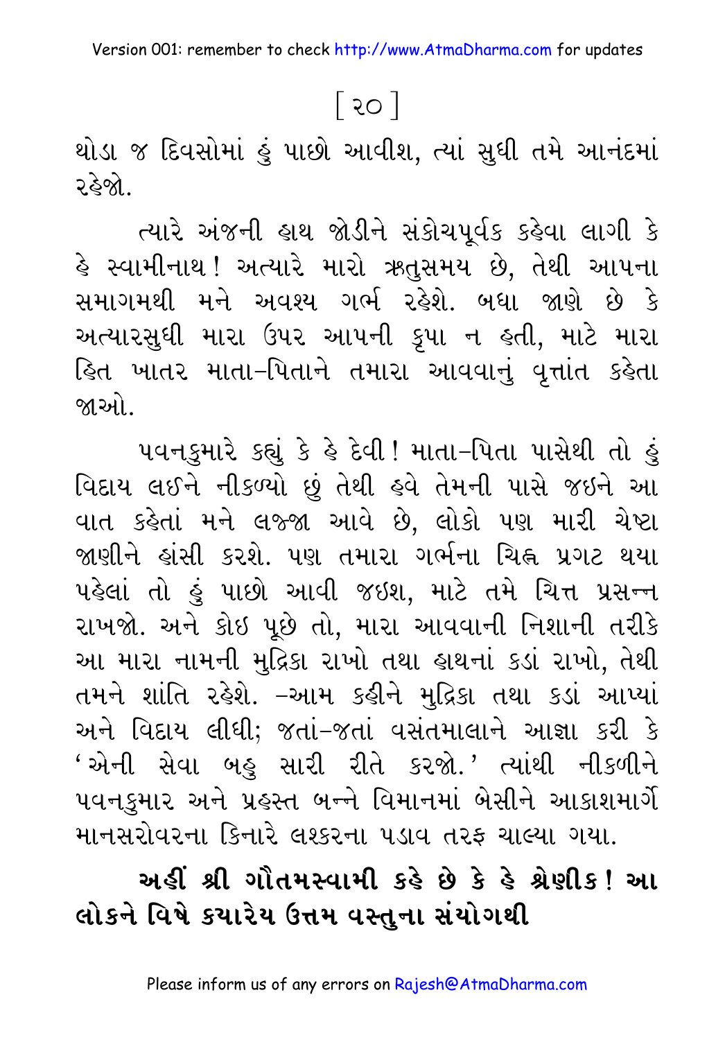થોડા જ દિવસોમાં હું પાછો આવીશ, ત્યાં સુધી તમે આનંદમાં રહેજો.

ત્યારે અંજની હાથ જોડીને સંકોચપૂર્વક કહેવા લાગી કે હે સ્વામીનાથ! અત્યારે મારો ઋતુસમય છે, તેથી આપના સમાગમથી મને અવશ્ય ગર્ભ રહેશે. બધા જાણે છે કે અત્યારસુધી મારા ઉપર આપની કૃપા ન હતી, માટે મારા હિત ખાતર માતા-પિતાને તમારા આવવાનું વૃત્તાંત કહેતા જાઓ.

પવનકુમારે કહ્યું કે હે દેવી! માતા-પિતા પાસેથી તો હું વિદાય લઈને નીકળ્યો છું તેથી હવે તેમની પાસે જઇને આ વાત કહેતાં મને લજ્જા આવે છે, લોકો પણ મારી ચેષ્ટા જાણીને હાંસી કરશે. પણ તમારા ગર્ભના ચિહ્ન પ્રગટ થયા પહેલાં તો હું પાછો આવી જઇશ, માટે તમે ચિત્ત પ્રસન્ન રાખજો. અને કોઇ પૂછે તો, મારા આવવાની નિશાની તરીકે આ મારા નામની મુદ્રિકા રાખો તથા હાથનાં કડાં રાખો, તેથી તમને શાંતિ રહેશે. -આમ કહીને મુદ્રિકા તથા કડાં આપ્યાં અને વિદાય લીધી; જતાં-જતાં વસંતમાલાને આજ્ઞા કરી કે 'એની સેવા બહુ સારી રીતે કરજો.' ત્યાંથી નીકળીને પવનકુમાર અને પ્રહસ્ત બન્ને વિમાનમાં બેસીને આકાશમાર્ગે માનસરોવરના કિનારે લશ્કરના પડાવ તરફ ચાલ્યા ગયા.

**અહીં શ્રી ગૌતમસ્વામી કહે છે કે હે શ્રેણીક! આ લોકને વિષે કયારેય ઉત્તમ વસ્તુના સંયોગથી**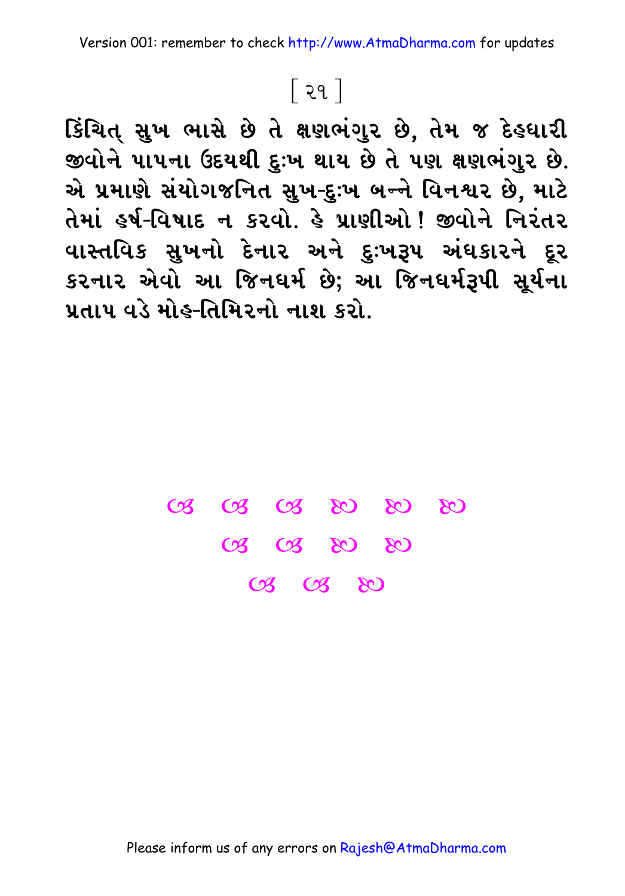[ ૨૧ ]

**કિંચિત્ સુખ ભાસે છે તે ક્ષણભંગુર છે, તેમ જ દેહધારી જીવોને પાપના ઉદયથી દુઃખ થાય છે તે પણ ક્ષણભંગુર છે. એ પ્રમાણે સંયોગજનિત સુખ-દુઃખ બન્ને વિનશ્વર છે, માટે તેમાં હર્ષ-વિષાદ ન કરવો. હે પ્રાણીઓ! જીવોને નિરંતર વાસ્તવિક સુખનો દેનાર અને દુઃખરૂપ અંધકારને દૂર કરનાર એવો આ જિનધર્મ છે; આ જિનધર્મરૂપી સૂર્યના પ્રતાપ વડે મોહ-તિમિરનો નાશ કરો.**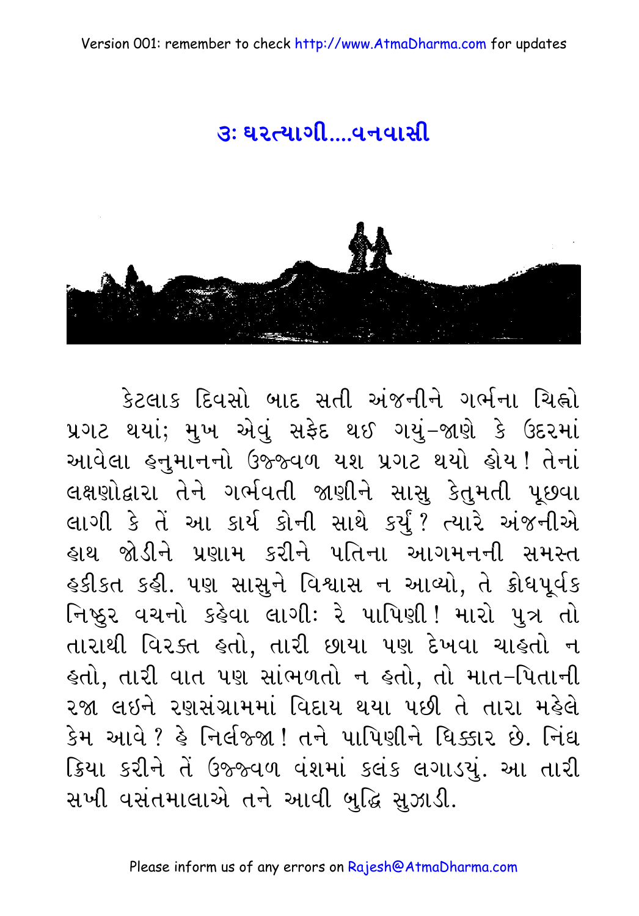## ૩: ઘરત્યાગી....વનવાસી

કેટલાક દિવસો બાદ સતી અંજનીને ગર્ભના ચિહ્નો પ્રગટ થયાં; મુખ એવું સફેદ થઈ ગયું-જાણે કે ઉદરમાં આવેલા હનુમાનનો ઉજ્જ્વળ યશ પ્રગટ થયો હોય! તેનાં લક્ષણોદ્વારા તેને ગર્ભવતી જાણીને સાસુ કેતુમતી પૂછવા લાગી કે તેં આ કાર્ય કોની સાથે કર્યું? ત્યારે અંજનીએ હાથ જોડીને પ્રણામ કરીને પતિના આગમનની સમસ્ત હકીકત કહી. પણ સાસુને વિશ્વાસ ન આવ્યો, તે ક્રોધપૂર્વક નિષ્ઠુર વચનો કહેવા લાગીઃ રે પાપિણી! મારો પુત્ર તો તારાથી વિરક્ત હતો, તારી છાયા પણ દેખવા ચાહતો ન હતો, તારી વાત પણ સાંભળતો ન હતો, તો માત-પિતાની રજા લઇને રણસંગ્રામમાં વિદાય થયા પછી તે તારા મહેલે કેમ આવે? હે નિર્લજ્જા! તને પાપિણીને ધિક્કાર છે. નિંદ્ય ક્રિયા કરીને તેં ઉજ્જ્વળ વંશમાં કલંક લગાડયું. આ તારી સખી વસંતમાલાએ તને આવી બુદ્ધિ સુઝાડી.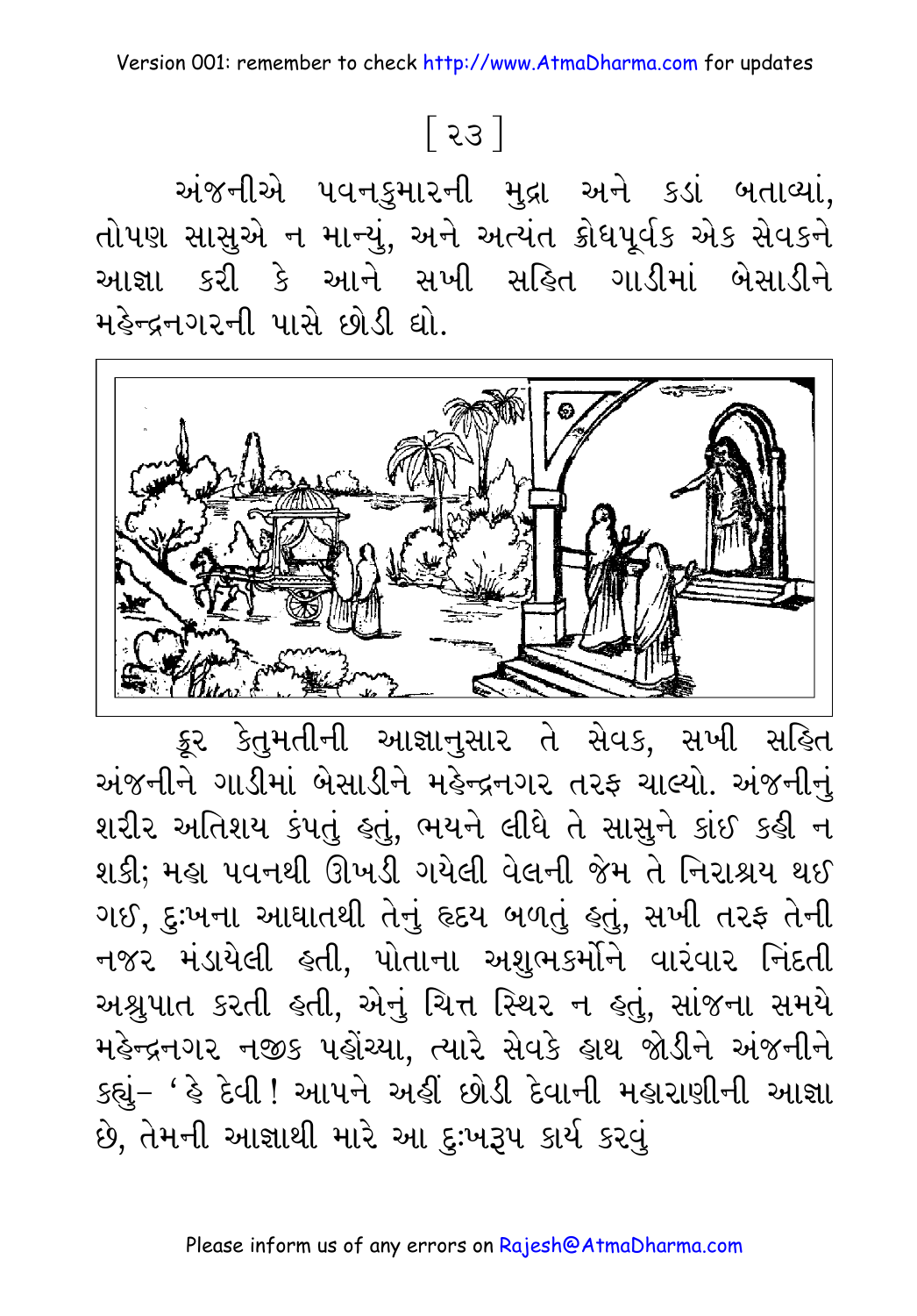[ ૨૩ ]

અંજનીએ પવનકુમારની મુદ્રા અને કડાં બતાવ્યાં, તોપણ સાસુએ ન માન્યું, અને અત્યંત ક્રોધપૂર્વક એક સેવકને આજ્ઞા કરી કે આને સખી સહિત ગાડીમાં બેસાડીને મહેન્દ્રનગરની પાસે છોડી દો.

ક્રૂર કેતુમતીની આજ્ઞાનુસાર તે સેવક, સખી સહિત અંજનીને ગાડીમાં બેસાડીને મહેન્દ્રનગર તરફ ચાલ્યો. અંજનીનું શરીર અતિશય કંપતું હતું, ભયને લીધે તે સાસુને કાંઈ કહી ન શકી; મહા પવનથી ઊખડી ગયેલી વેલની જેમ તે નિરાશ્રય થઈ ગઈ, દુઃખના આઘાતથી તેનું હૃદય બળતું હતું, સખી તરફ તેની નજર મંડાયેલી હતી, પોતાના અશુભકર્મોને વારંવાર નિંદતી અશ્રુપાત કરતી હતી, એનું ચિત્ત સ્થિર ન હતું, સાંજના સમયે મહેન્દ્રનગર નજીક પહોંચ્યા, ત્યારે સેવકે હાથ જોડીને અંજનીને કહ્યું– 'હે દેવી! આપને અહીં છોડી દેવાની મહારાણીની આજ્ઞા છે, તેમની આજ્ઞાથી મારે આ દુઃખરૂપ કાર્ય કરવું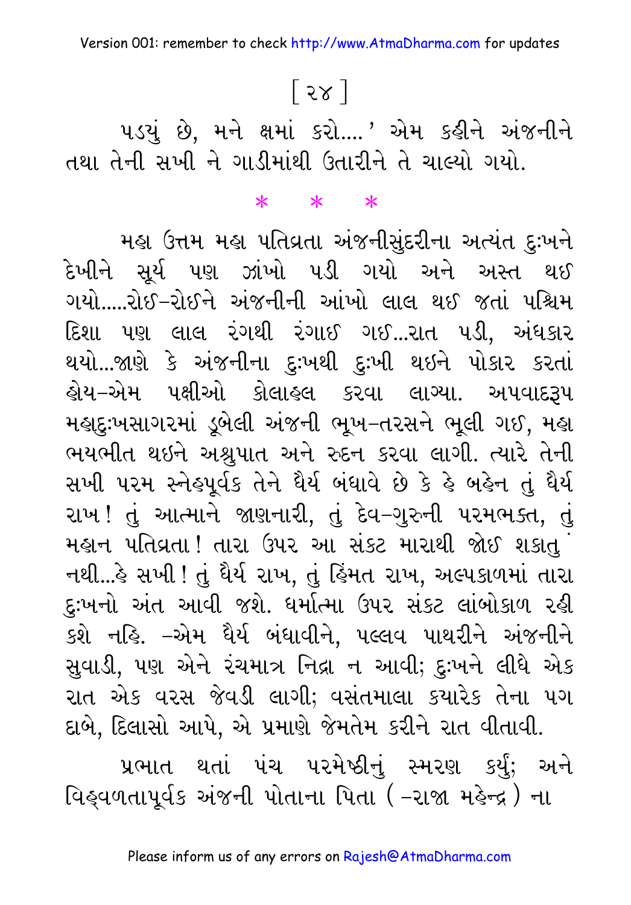પડ્યું છે, મને ક્ષમાં કરો....' એમ કહીને અંજનીને તથા તેની સખી ને ગાડીમાંથી ઉતારીને તે ચાલ્યો ગયો.

\* \* \*

મહા ઉત્તમ મહા પતિવ્રતા અંજનીસુંદરીના અત્યંત દુઃખને દેખીને સૂર્ય પણ ઝાંખો પડી ગયો અને અસ્ત થઈ ગયો.....રોઈ-રોઈને અંજનીની આંખો લાલ થઈ જતાં પશ્ચિમ દિશા પણ લાલ રંગથી રંગાઈ ગઈ...રાત પડી, અંધકાર થયો...જાણે કે અંજનીના દુઃખથી દુઃખી થઈને પોકાર કરતાં હોય-એમ પક્ષીઓ કોલાહલ કરવા લાગ્યા. અપવાદરૂપ મહાદુઃખસાગરમાં ડૂબેલી અંજની ભૂખ-તરસને ભૂલી ગઈ, મહા ભયભીત થઈને અશ્રુપાત અને રુદન કરવા લાગી. ત્યારે તેની સખી પરમ સ્નેહપૂર્વક તેને ધૈર્ય બંધાવે છે કે હે બહેન તું ધૈર્ય રાખ! તું આત્માને જાણનારી, તું દેવ-ગુરુની પરમભક્ત, તું મહાન પતિવ્રતા! તારા ઉપર આ સંકટ મારાથી જોઈ શકાતુ નથી...હે સખી! તું ધૈર્ય રાખ, તું હિંમત રાખ, અલ્પકાળમાં તારા દુઃખનો અંત આવી જશે. ધર્માત્મા ઉપર સંકટ લાંબોકાળ રહી શકે નહિ. -એમ ધૈર્ય બંધાવીને, પલ્લવ પાથરીને અંજનીને સુવાડી, પણ એને રંચમાત્ર નિદ્રા ન આવી; દુઃખને લીધે એક રાત એક વરસ જેવડી લાગી; વસંતમાલા ક્યારેક તેના પગ દાબે, દિલાસો આપે, એ પ્રમાણે જેમતેમ કરીને રાત વીતાવી.

પ્રભાત થતાં પંચ પરમેષ્ઠીનું સ્મરણ કર્યું; અને વિહ્વળતાપૂર્વક અંજની પોતાના પિતા ( -રાજા મહેન્દ્ર ) ના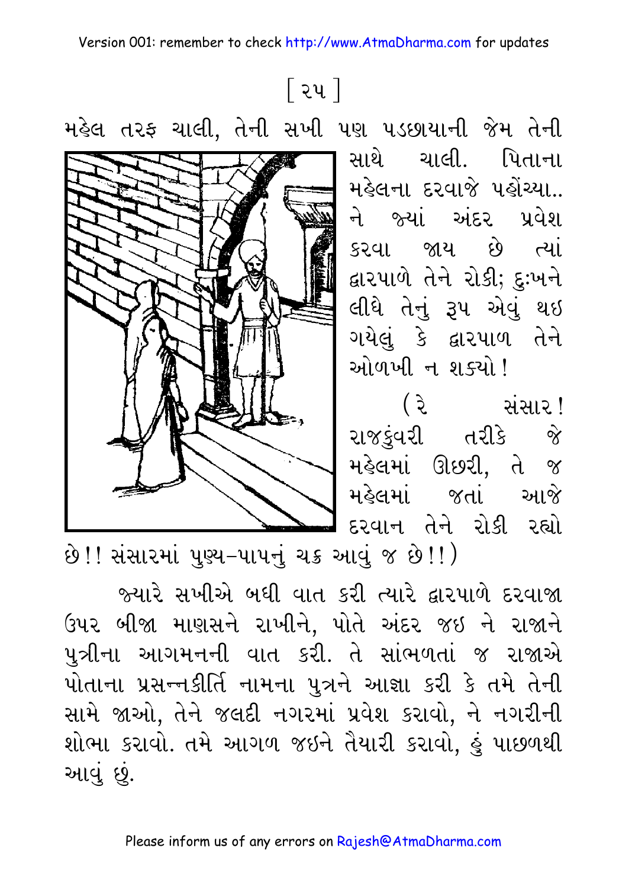[ ૨૫ ]

મહેલ તરફ ચાલી, તેની સખી પણ પડછાયાની જેમ તેની સાથે ચાલી. પિતાના મહેલના દરવાજે પહોંચ્યા.. ને જ્યાં અંદર પ્રવેશ કરવા જાય છે ત્યાં દ્વારપાળે તેને રોકી; દુઃખને લીધે તેનું રૂપ એવું થઇ ગયેલું કે દ્વારપાળ તેને ઓળખી ન શક્યો!

(રે સંસાર! રાજકુંવરી તરીકે જે મહેલમાં ઊછરી, તે જ મહેલમાં જતાં આજે દરવાન તેને રોકી રહ્યો છે!! સંસારમાં પુણ્ય-પાપનું ચક્ર આવું જ છે!!)

જ્યારે સખીએ બધી વાત કરી ત્યારે દ્વારપાળે દરવાજા ઉપર બીજા માણસને રાખીને, પોતે અંદર જઇ ને રાજાને પુત્રીના આગમનની વાત કરી. તે સાંભળતાં જ રાજાએ પોતાના પ્રસન્નકીર્તિ નામના પુત્રને આજ્ઞા કરી કે તમે તેની સામે જાઓ, તેને જલદી નગરમાં પ્રવેશ કરાવો, ને નગરીની શોભા કરાવો. તમે આગળ જઇને તૈયારી કરાવો, હું પાછળથી આવું છું.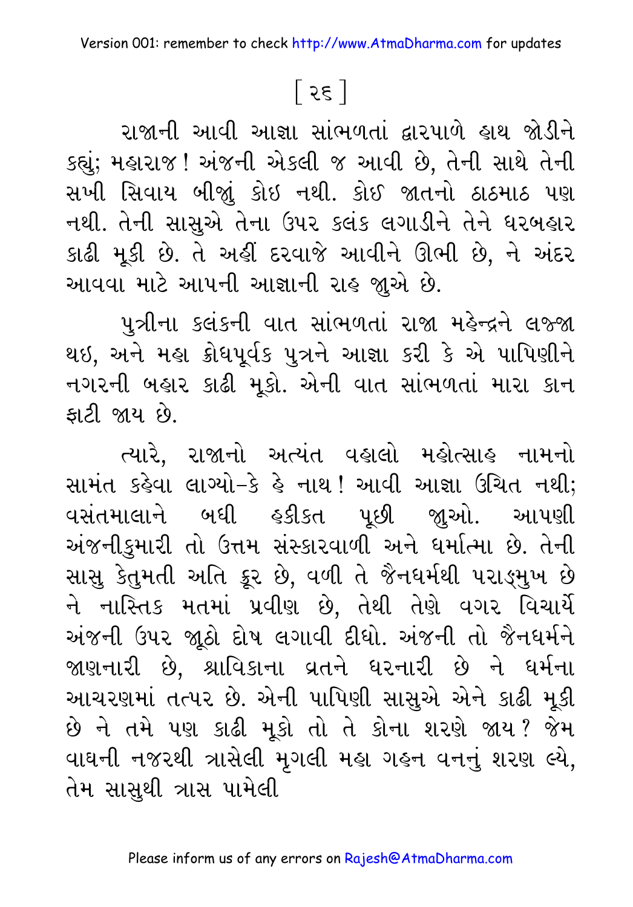[ ૨૬ ]

રાજાની આવી આજ્ઞા સાંભળતાં દ્વારપાળે હાથ જોડીને કહ્યું; મહારાજ! અંજની એકલી જ આવી છે, તેની સાથે તેની સખી સિવાય બીજું કોઇ નથી. કોઈ જાતનો ઠાઠમાઠ પણ નથી. તેની સાસુએ તેના ઉપર કલંક લગાડીને તેને ઘરબહાર કાઢી મૂકી છે. તે અહીં દરવાજે આવીને ઊભી છે, ને અંદર આવવા માટે આપની આજ્ઞાની રાહ જુએ છે.

પુત્રીના કલંકની વાત સાંભળતાં રાજા મહેન્દ્રને લજ્જા થઇ, અને મહા ક્રોધપૂર્વક પુત્રને આજ્ઞા કરી કે એ પાપિણીને નગરની બહાર કાઢી મૂકો. એની વાત સાંભળતાં મારા કાન ફાટી જાય છે.

ત્યારે, રાજાનો અત્યંત વહાલો મહોત્સાહ નામનો સામંત કહેવા લાગ્યો-કે હે નાથ! આવી આજ્ઞા ઉચિત નથી; વસંતમાલાને બધી હકીકત પૂછી જુઓ. આપણી અંજનીકુમારી તો ઉત્તમ સંસ્કારવાળી અને ધર્માત્મા છે. તેની સાસુ કેતુમતી અતિ ક્રૂર છે, વળી તે જૈનધર્મથી પરાઙ્મુખ છે ને નાસ્તિક મતમાં પ્રવીણ છે, તેથી તેણે વગર વિચાર્યે અંજની ઉપર જૂઠો દોષ લગાવી દીધો. અંજની તો જૈનધર્મને જાણનારી છે, શ્રાવિકાના વ્રતને ધરનારી છે ને ધર્મના આચરણમાં તત્પર છે. એની પાપિણી સાસુએ એને કાઢી મૂકી છે ને તમે પણ કાઢી મૂકો તો તે કોના શરણે જાય? જેમ વાઘની નજરથી ત્રાસેલી મૃગલી મહા ગહન વનનું શરણ લ્યે, તેમ સાસુથી ત્રાસ પામેલી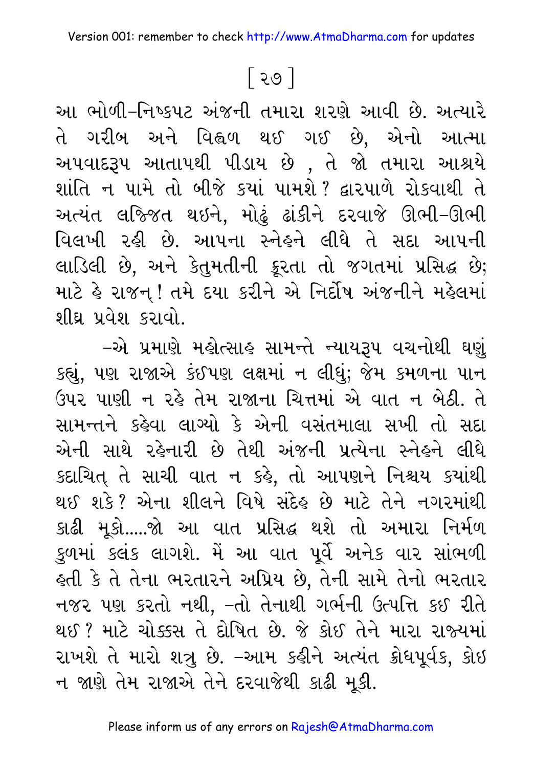આ ભોળી-નિષ્કપટ અંજની તમારા શરણે આવી છે. અત્યારે તે ગરીબ અને વિહ્વળ થઈ ગઈ છે, એનો આત્મા અપવાદરૂપ આતાપથી પીડાય છે , તે જો તમારા આશ્રયે શાંતિ ન પામે તો બીજે કયાં પામશે? દ્વારપાળે રોકવાથી તે અત્યંત લજ્જિત થઇને, મોઢું ઢાંકીને દરવાજે ઊભી-ઊભી વિલખી રહી છે. આપના સ્નેહને લીધે તે સદા આપની લાડિલી છે, અને કેતુમતીની ક્રૂરતા તો જગતમાં પ્રસિદ્ધ છે; માટે હે રાજન્! તમે દયા કરીને એ નિર્દોષ અંજનીને મહેલમાં શીઘ્ર પ્રવેશ કરાવો.

-એ પ્રમાણે મહોત્સાહ સામન્તે ન્યાયરૂપ વચનોથી ઘણું કહ્યું, પણ રાજાએ કંઈપણ લક્ષમાં ન લીધું; જેમ કમળના પાન ઉપર પાણી ન રહે તેમ રાજાના ચિત્તમાં એ વાત ન બેઠી. તે સામન્તને કહેવા લાગ્યો કે એની વસંતમાલા સખી તો સદા એની સાથે રહેનારી છે તેથી અંજની પ્રત્યેના સ્નેહને લીધે કદાચિત્ તે સાચી વાત ન કહે, તો આપણને નિશ્ચય કયાંથી થઈ શકે? એના શીલને વિષે સંદેહ છે માટે તેને નગરમાંથી કાઢી મૂકો.....જો આ વાત પ્રસિદ્ધ થશે તો અમારા નિર્મળ કુળમાં કલંક લાગશે. મેં આ વાત પૂર્વે અનેક વાર સાંભળી હતી કે તે તેના ભરતારને અપ્રિય છે, તેની સામે તેનો ભરતાર નજર પણ કરતો નથી, -તો તેનાથી ગર્ભની ઉત્પત્તિ કઈ રીતે થઈ? માટે ચોક્કસ તે દોષિત છે. જે કોઈ તેને મારા રાજ્યમાં રાખશે તે મારો શત્રુ છે. -આમ કહીને અત્યંત ક્રોધપૂર્વક, કોઇ ન જાણે તેમ રાજાએ તેને દરવાજેથી કાઢી મૂકી.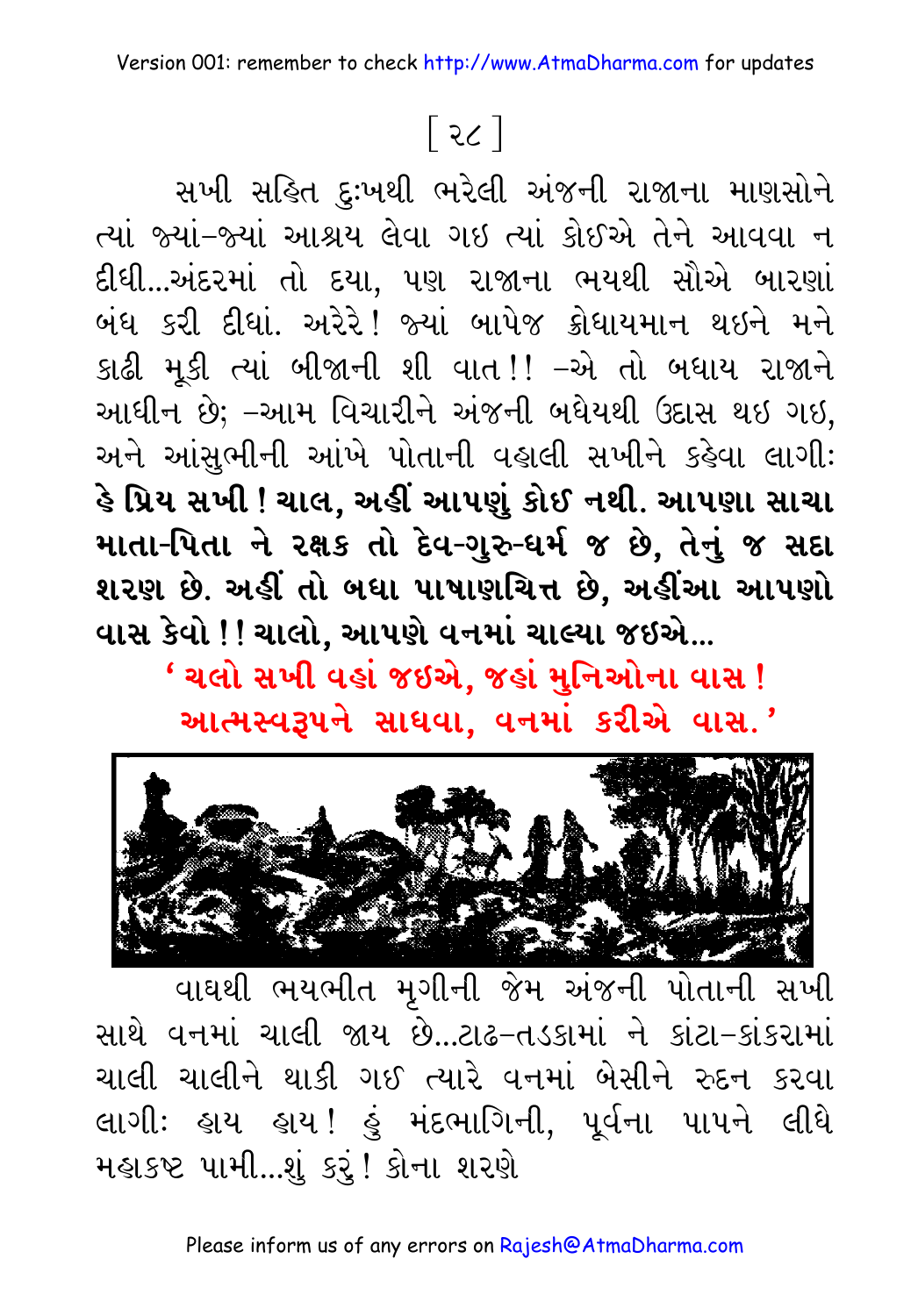[ ૨૮ ]

સખી સહિત દુઃખથી ભરેલી અંજની રાજાના માણસોને ત્યાં જ્યાં-જ્યાં આશ્રય લેવા ગઇ ત્યાં કોઈએ તેને આવવા ન દીધી...અંદરમાં તો દયા, પણ રાજાના ભયથી સૌએ બારણાં બંધ કરી દીધાં. અરેરે! જ્યાં બાપેજ ક્રોધાયમાન થઇને મને કાઢી મૂકી ત્યાં બીજાની શી વાત!! –એ તો બધાય રાજાને આધીન છે; –આમ વિચારીને અંજની બધેયથી ઉદાસ થઇ ગઇ, અને આંસુભીની આંખે પોતાની વહાલી સખીને કહેવા લાગીઃ **હે પ્રિય સખી ! ચાલ, અહીં આપણું કોઈ નથી. આપણા સાચા માતા-પિતા ને રક્ષક તો દેવ-ગુરુ-ધર્મ જ છે, તેનું જ સદા શરણ છે. અહીં તો બધા પાષાણચિત્ત છે, અહીંઆ આપણો વાસ કેવો !! ચાલો, આપણે વનમાં ચાલ્યા જઇએ...**

**'ચલો સખી વહાં જઇએ, જહાં મુનિઓના વાસ !**
**આત્મસ્વરૂપને સાધવા, વનમાં કરીએ વાસ.'**

વાઘથી ભયભીત મૃગીની જેમ અંજની પોતાની સખી સાથે વનમાં ચાલી જાય છે...ટાઢ-તડકામાં ને કાંટા-કાંકરામાં ચાલી ચાલીને થાકી ગઈ ત્યારે વનમાં બેસીને રુદન કરવા લાગીઃ હાય હાય! હું મંદભાગિની, પૂર્વના પાપને લીધે મહાકષ્ટ પામી...શું કરું! કોના શરણે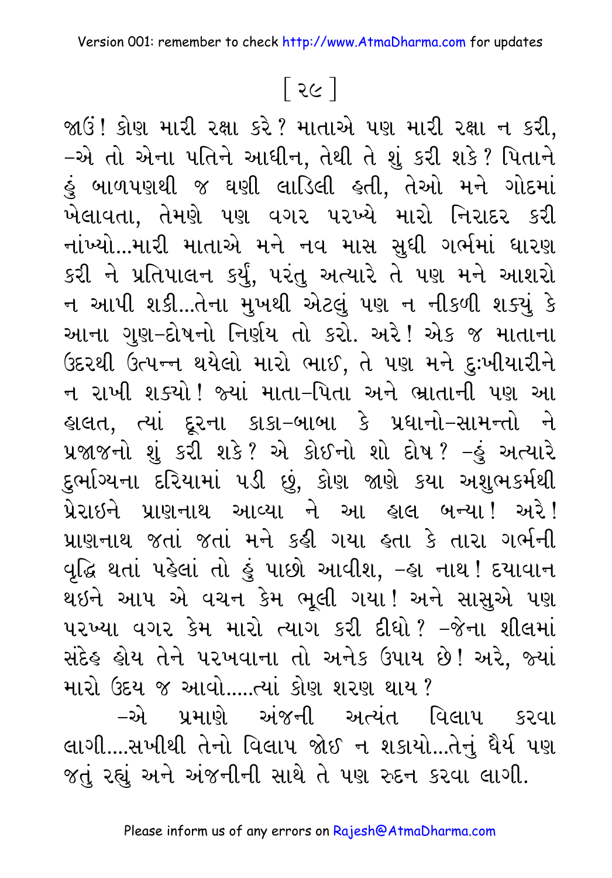જાઉં! કોણ મારી રક્ષા કરે? માતાએ પણ મારી રક્ષા ન કરી, –એ તો એના પતિને આધીન, તેથી તે શું કરી શકે? પિતાને હું બાળપણથી જ ઘણી લાડિલી હતી, તેઓ મને ગોદમાં ખેલાવતા, તેમણે પણ વગર પરખ્યે મારો નિરાદર કરી નાંખ્યો...મારી માતાએ મને નવ માસ સુધી ગર્ભમાં ધારણ કરી ને પ્રતિપાલન કર્યું, પરંતુ અત્યારે તે પણ મને આશરો ન આપી શકી...તેના મુખથી એટલું પણ ન નીકળી શક્યું કે આના ગુણ–દોષનો નિર્ણય તો કરો. અરે! એક જ માતાના ઉદરથી ઉત્પન્ન થયેલો મારો ભાઈ, તે પણ મને દુઃખીયારીને ન રાખી શક્યો! જ્યાં માતા–પિતા અને ભ્રાતાની પણ આ હાલત, ત્યાં દૂરના કાકા–બાબા કે પ્રધાનો–સામન્તો ને પ્રજાજનો શું કરી શકે? એ કોઈનો શો દોષ? –હું અત્યારે દુર્ભાગ્યના દરિયામાં પડી છું, કોણ જાણે કયા અશુભકર્મથી પ્રેરાઇને પ્રાણનાથ આવ્યા ને આ હાલ બન્યા! અરે! પ્રાણનાથ જતાં જતાં મને કહી ગયા હતા કે તારા ગર્ભની વૃદ્ધિ થતાં પહેલાં તો હું પાછો આવીશ, –હા નાથ! દયાવાન થઇને આપ એ વચન કેમ ભૂલી ગયા! અને સાસુએ પણ પરખ્યા વગર કેમ મારો ત્યાગ કરી દીધો? –જેના શીલમાં સંદેહ હોય તેને પરખવાના તો અનેક ઉપાય છે! અરે, જ્યાં મારો ઉદય જ આવો.....ત્યાં કોણ શરણ થાય?

–એ પ્રમાણે અંજની અત્યંત વિલાપ કરવા લાગી....સખીથી તેનો વિલાપ જોઈ ન શકાયો...તેનું ધૈર્ય પણ જતું રહ્યું અને અંજનીની સાથે તે પણ રુદન કરવા લાગી.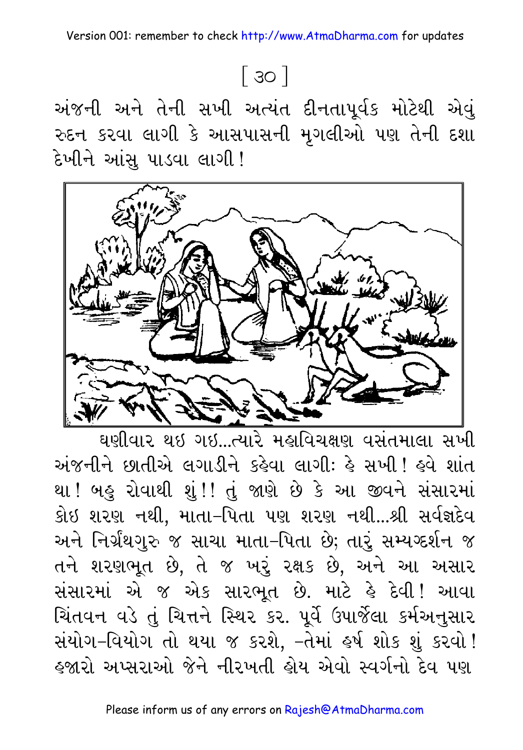[ ૩૦ ]

અંજની અને તેની સખી અત્યંત દીનતાપૂર્વક મોટેથી એવું રુદન કરવા લાગી કે આસપાસની મૃગલીઓ પણ તેની દશા દેખીને આંસુ પાડવા લાગી!

ઘણીવાર થઇ ગઇ...ત્યારે મહાવિચક્ષણ વસંતમાલા સખી અંજનીને છાતીએ લગાડીને કહેવા લાગીઃ હે સખી! હવે શાંત થા! બહુ રોવાથી શું!! તું જાણે છે કે આ જીવને સંસારમાં કોઇ શરણ નથી, માતા-પિતા પણ શરણ નથી...શ્રી સર્વજ્ઞદેવ અને નિર્ગ્રંથગુરુ જ સાચા માતા-પિતા છે; તારું સમ્યગ્દર્શન જ તને શરણભૂત છે, તે જ ખરું રક્ષક છે, અને આ અસાર સંસારમાં એ જ એક સારભૂત છે. માટે હે દેવી! આવા ચિંતવન વડે તું ચિત્તને સ્થિર કર. પૂર્વે ઉપાર્જેલા કર્મઅનુસાર સંયોગ-વિયોગ તો થયા જ કરશે, -તેમાં હર્ષ શોક શું કરવો! હજારો અપ્સરાઓ જેને નીરખતી હોય એવો સ્વર્ગનો દેવ પણ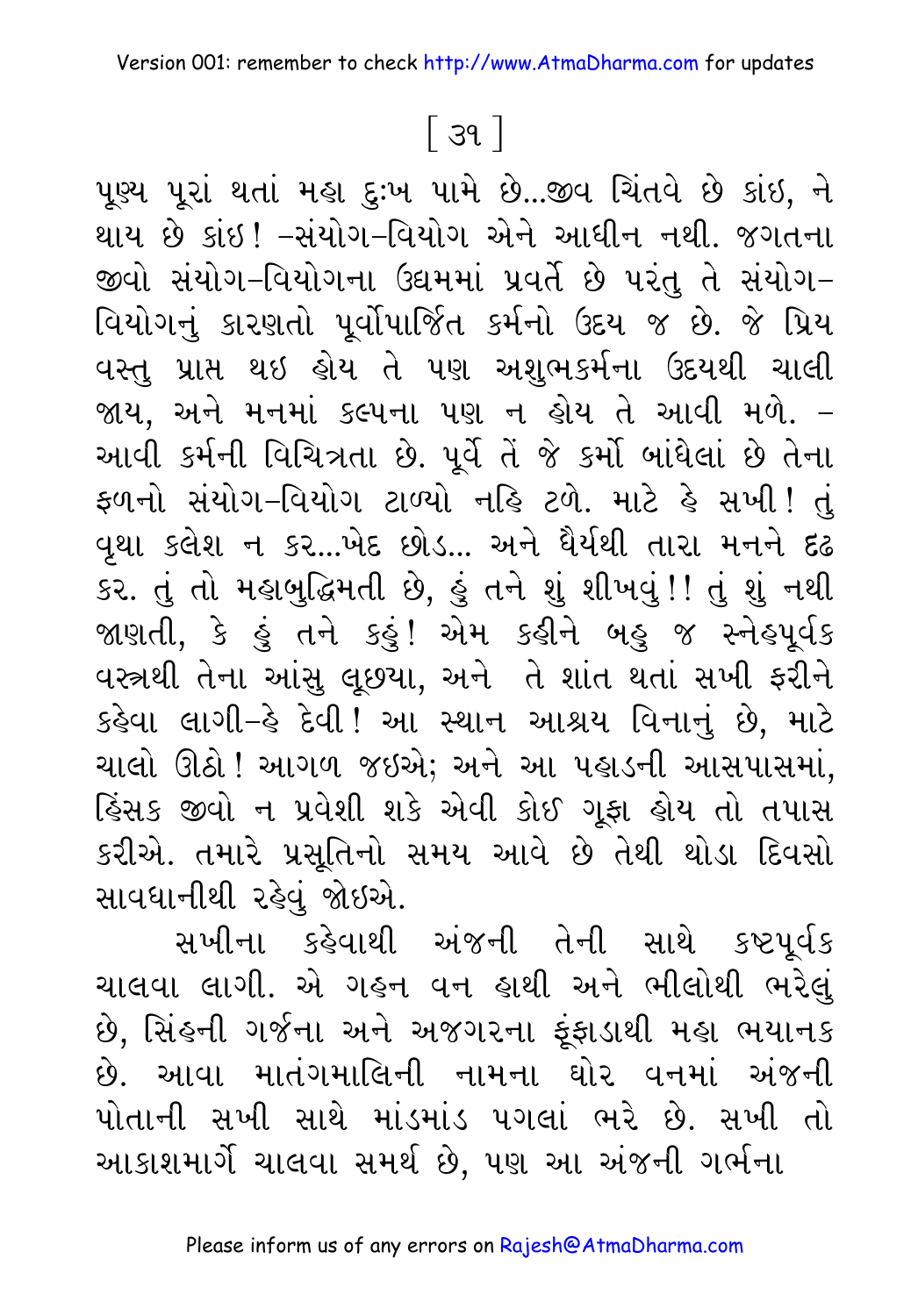પૂણ્ય પૂરાં થતાં મહા દુઃખ પામે છે...જીવ ચિંતવે છે કાંઇ, ને થાય છે કાંઇ! –સંયોગ–વિયોગ એને આધીન નથી. જગતના જીવો સંયોગ–વિયોગના ઉદ્યમમાં પ્રવર્તે છે પરંતુ તે સંયોગ–વિયોગનું કારણતો પૂર્વોપાર્જિત કર્મનો ઉદય જ છે. જે પ્રિય વસ્તુ પ્રાપ્ત થઇ હોય તે પણ અશુભકર્મના ઉદયથી ચાલી જાય, અને મનમાં કલ્પના પણ ન હોય તે આવી મળે. – આવી કર્મની વિચિત્રતા છે. પૂર્વે તેં જે કર્મો બાંધેલાં છે તેના ફળનો સંયોગ–વિયોગ ટાળ્યો નહિ ટળે. માટે હે સખી! તું વૃથા ક્લેશ ન કર...ખેદ છોડ... અને ધૈર્યથી તારા મનને દૃઢ કર. તું તો મહાબુદ્ધિમતી છે, હું તને શું શીખવું!! તું શું નથી જાણતી, કે હું તને કહું! એમ કહીને બહુ જ સ્નેહપૂર્વક વસ્ત્રથી તેના આંસુ લૂછ્યા, અને તે શાંત થતાં સખી ફરીને કહેવા લાગી–હે દેવી! આ સ્થાન આશ્રય વિનાનું છે, માટે ચાલો ઊઠો! આગળ જઇએ; અને આ પહાડની આસપાસમાં, હિંસક જીવો ન પ્રવેશી શકે એવી કોઈ ગૂફા હોય તો તપાસ કરીએ. તમારે પ્રસૂતિનો સમય આવે છે તેથી થોડા દિવસો સાવધાનીથી રહેવું જોઇએ.

સખીના કહેવાથી અંજની તેની સાથે કષ્ટપૂર્વક ચાલવા લાગી. એ ગહન વન હાથી અને ભીલોથી ભરેલું છે, સિંહની ગર્જના અને અજગરના ફૂંફાડાથી મહા ભયાનક છે. આવા માતંગમાલિની નામના ઘોર વનમાં અંજની પોતાની સખી સાથે માંડમાંડ પગલાં ભરે છે. સખી તો આકાશમાર્ગે ચાલવા સમર્થ છે, પણ આ અંજની ગર્ભના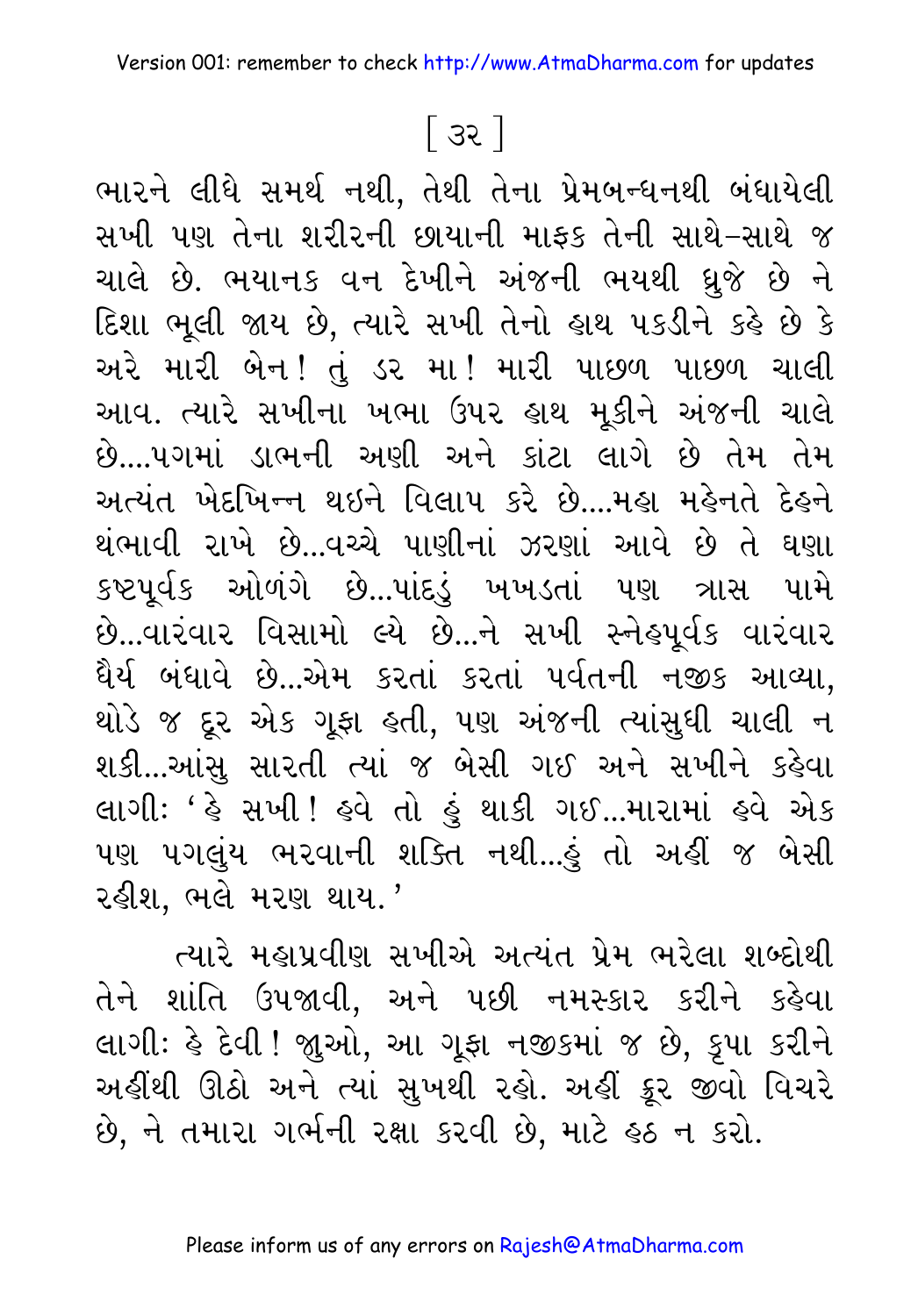ભારને લીધે સમર્થ નથી, તેથી તેના પ્રેમબન્ધનથી બંધાયેલી સખી પણ તેના શરીરની છાયાની માફક તેની સાથે-સાથે જ ચાલે છે. ભયાનક વન દેખીને અંજની ભયથી ધ્રુજે છે ને દિશા ભૂલી જાય છે, ત્યારે સખી તેનો હાથ પકડીને કહે છે કે અરે મારી બેન! તું ડર મા! મારી પાછળ પાછળ ચાલી આવ. ત્યારે સખીના ખભા ઉપર હાથ મૂકીને અંજની ચાલે છે....પગમાં ડાભની અણી અને કાંટા લાગે છે તેમ તેમ અત્યંત ખેદખિન્ન થઇને વિલાપ કરે છે....મહા મહેનતે દેહને થંભાવી રાખે છે...વચ્ચે પાણીનાં ઝરણાં આવે છે તે ઘણા કષ્ટપૂર્વક ઓળંગે છે...પાંદડું ખખડતાં પણ ત્રાસ પામે છે...વારંવાર વિસામો લ્યે છે...ને સખી સ્નેહપૂર્વક વારંવાર ધૈર્ય બંધાવે છે...એમ કરતાં કરતાં પર્વતની નજીક આવ્યા, થોડે જ દૂર એક ગૂફા હતી, પણ અંજની ત્યાંસુધી ચાલી ન શકી...આંસુ સારતી ત્યાં જ બેસી ગઈ અને સખીને કહેવા લાગી: 'હે સખી! હવે તો હું થાકી ગઈ...મારામાં હવે એક પણ પગલુંય ભરવાની શક્તિ નથી...હું તો અહીં જ બેસી રહીશ, ભલે મરણ થાય.'

ત્યારે મહાપ્રવીણ સખીએ અત્યંત પ્રેમ ભરેલા શબ્દોથી તેને શાંતિ ઉપજાવી, અને પછી નમસ્કાર કરીને કહેવા લાગી: હે દેવી! જાુઓ, આ ગૂફા નજીકમાં જ છે, કૃપા કરીને અહીંથી ઊઠો અને ત્યાં સુખથી રહો. અહીં ક્રૂર જીવો વિચરે છે, ને તમારા ગર્ભની રક્ષા કરવી છે, માટે હઠ ન કરો.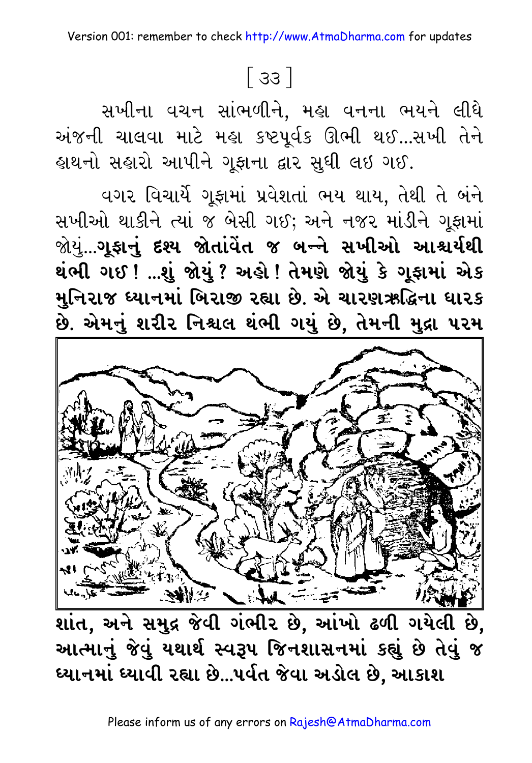[ ૩૩ ]

સખીના વચન સાંભળીને, મહા વનના ભયને લીધે અંજની ચાલવા માટે મહા કષ્ટપૂર્વક ઊભી થઈ...સખી તેને હાથનો સહારો આપીને ગૂફાના દ્વાર સુધી લઇ ગઈ.

વગર વિચાર્યે ગૂફામાં પ્રવેશતાં ભય થાય, તેથી તે બંને સખીઓ થાકીને ત્યાં જ બેસી ગઈ; અને નજર માંડીને ગૂફામાં જોયું...**ગૂફાનું દશ્ય જોતાંવેંત જ બન્ને સખીઓ આશ્ચર્યથી થંભી ગઈ ! ...શું જોયું ? અહો ! તેમણે જોયું કે ગૂફામાં એક મુનિરાજ ધ્યાનમાં બિરાજી રહ્યા છે. એ ચારણઋદ્ધિના ધારક છે. એમનું શરીર નિશ્ચલ થંભી ગયું છે, તેમની મુદ્રા પરમ શાંત, અને સમુદ્ર જેવી ગંભીર છે, આંખો ઢળી ગયેલી છે, આત્માનું જેવું યથાર્થ સ્વરૂપ જિનશાસનમાં કહ્યું છે તેવું જ ધ્યાનમાં ધ્યાવી રહ્યા છે...પર્વત જેવા અડોલ છે, આકાશ**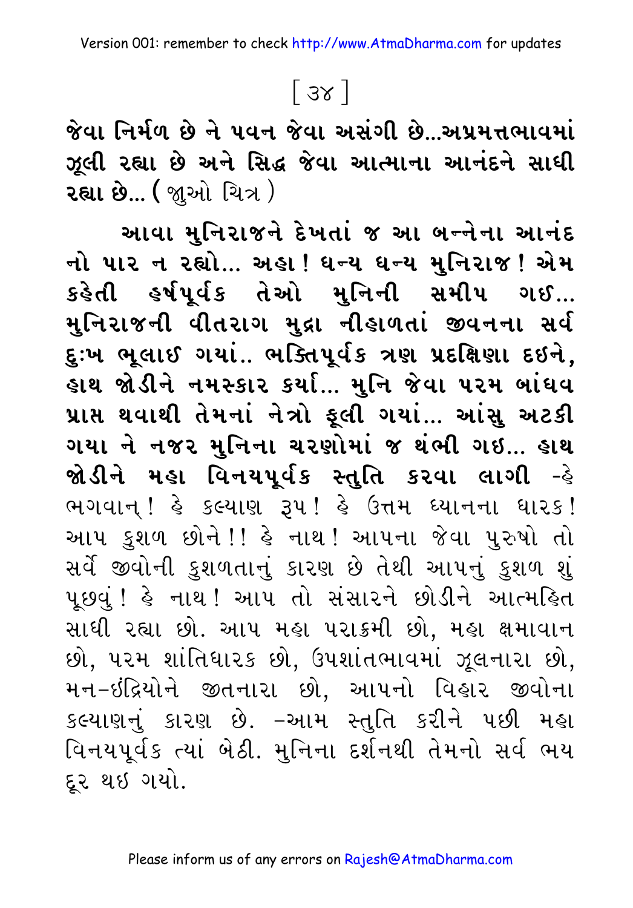**જેવા નિર્મળ છે ને પવન જેવા અસંગી છે...અપ્રમત્તભાવમાં ઝૂલી રહ્યા છે અને સિદ્ધ જેવા આત્માના આનંદને સાધી રહ્યા છે...** ( જુઓ ચિત્ર )

**આવા મુનિરાજને દેખતાં જ આ બન્નેના આનંદ નો પાર ન રહ્યો... અહા! ધન્ય ધન્ય મુનિરાજ! એમ કહેતી હર્ષપૂર્વક તેઓ મુનિની સમીપ ગઈ... મુનિરાજની વીતરાગ મુદ્રા નીહાળતાં જીવનના સર્વ દુઃખ ભૂલાઈ ગયાં.. ભક્તિપૂર્વક ત્રણ પ્રદક્ષિણા દઈને, હાથ જોડીને નમસ્કાર કર્યા... મુનિ જેવા પરમ બાંધવ પ્રાપ્ત થવાથી તેમનાં નેત્રો ફૂલી ગયાં... આંસુ અટકી ગયા ને નજર મુનિના ચરણોમાં જ થંભી ગઈ... હાથ જોડીને મહા વિનયપૂર્વક સ્તુતિ કરવા લાગી** -હે ભગવાન્! હે કલ્યાણ રૂપ! હે ઉત્તમ ધ્યાનના ધારક! આપ કુશળ છોને!! હે નાથ! આપના જેવા પુરુષો તો સર્વે જીવોની કુશળતાનું કારણ છે તેથી આપનું કુશળ શું પૂછવું! હે નાથ! આપ તો સંસારને છોડીને આત્મહિત સાધી રહ્યા છો. આપ મહા પરાક્રમી છો, મહા ક્ષમાવાન છો, પરમ શાંતિધારક છો, ઉપશાંતભાવમાં ઝૂલનારા છો, મન-ઇંદ્રિયોને જીતનારા છો, આપનો વિહાર જીવોના કલ્યાણનું કારણ છે. -આમ સ્તુતિ કરીને પછી મહા વિનયપૂર્વક ત્યાં બેઠી. મુનિના દર્શનથી તેમનો સર્વ ભય દૂર થઈ ગયો.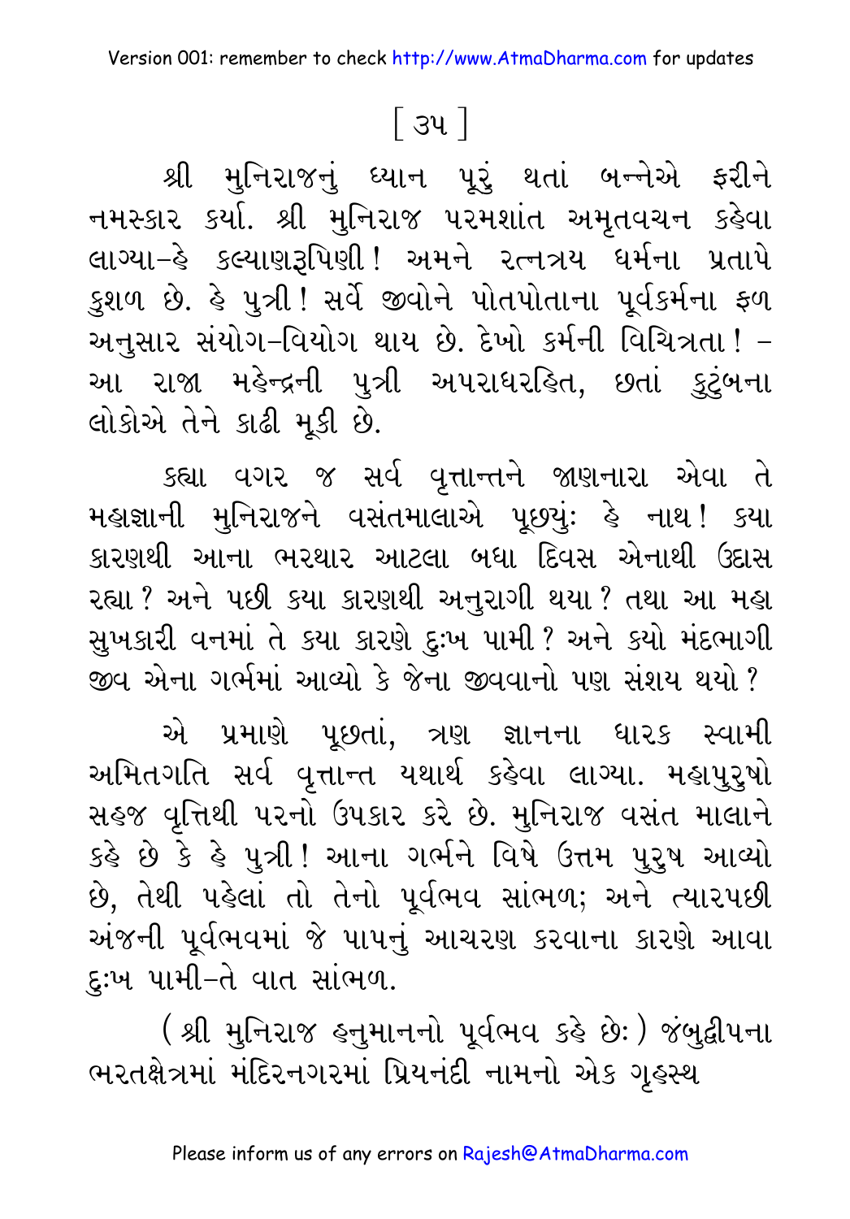[ ૩૫ ]

શ્રી મુનિરાજનું ધ્યાન પૂરું થતાં બન્નેએ ફરીને નમસ્કાર કર્યા. શ્રી મુનિરાજ પરમશાંત અમૃતવચન કહેવા લાગ્યા–હે કલ્યાણરૂપિણી! અમને રત્નત્રય ધર્મના પ્રતાપે કુશળ છે. હે પુત્રી! સર્વે જીવોને પોતપોતાના પૂર્વકર્મના ફળ અનુસાર સંયોગ-વિયોગ થાય છે. દેખો કર્મની વિચિત્રતા! – આ રાજા મહેન્દ્રની પુત્રી અપરાધરહિત, છતાં કુટુંબના લોકોએ તેને કાઢી મૂકી છે.

કહ્યા વગર જ સર્વ વૃત્તાન્તને જાણનારા એવા તે મહાજ્ઞાની મુનિરાજને વસંતમાલાએ પૂછ્યું: હે નાથ! કયા કારણથી આના ભરથાર આટલા બધા દિવસ એનાથી ઉદાસ રહ્યા? અને પછી કયા કારણથી અનુરાગી થયા? તથા આ મહા સુખકારી વનમાં તે કયા કારણે દુઃખ પામી? અને કયો મંદભાગી જીવ એના ગર્ભમાં આવ્યો કે જેના જીવવાનો પણ સંશય થયો?

એ પ્રમાણે પૂછતાં, ત્રણ જ્ઞાનના ધારક સ્વામી અમિતગતિ સર્વ વૃત્તાન્ત યથાર્થ કહેવા લાગ્યા. મહાપુરુષો સહજ વૃત્તિથી પરનો ઉપકાર કરે છે. મુનિરાજ વસંત માલાને કહે છે કે હે પુત્રી! આના ગર્ભને વિષે ઉત્તમ પુરુષ આવ્યો છે, તેથી પહેલાં તો તેનો પૂર્વભવ સાંભળ; અને ત્યારપછી અંજની પૂર્વભવમાં જે પાપનું આચરણ કરવાના કારણે આવા દુઃખ પામી–તે વાત સાંભળ.

(શ્રી મુનિરાજ હનુમાનનો પૂર્વભવ કહે છે:) જંબુદ્વીપના ભરતક્ષેત્રમાં મંદિરનગરમાં પ્રિયનંદી નામનો એક ગૃહસ્થ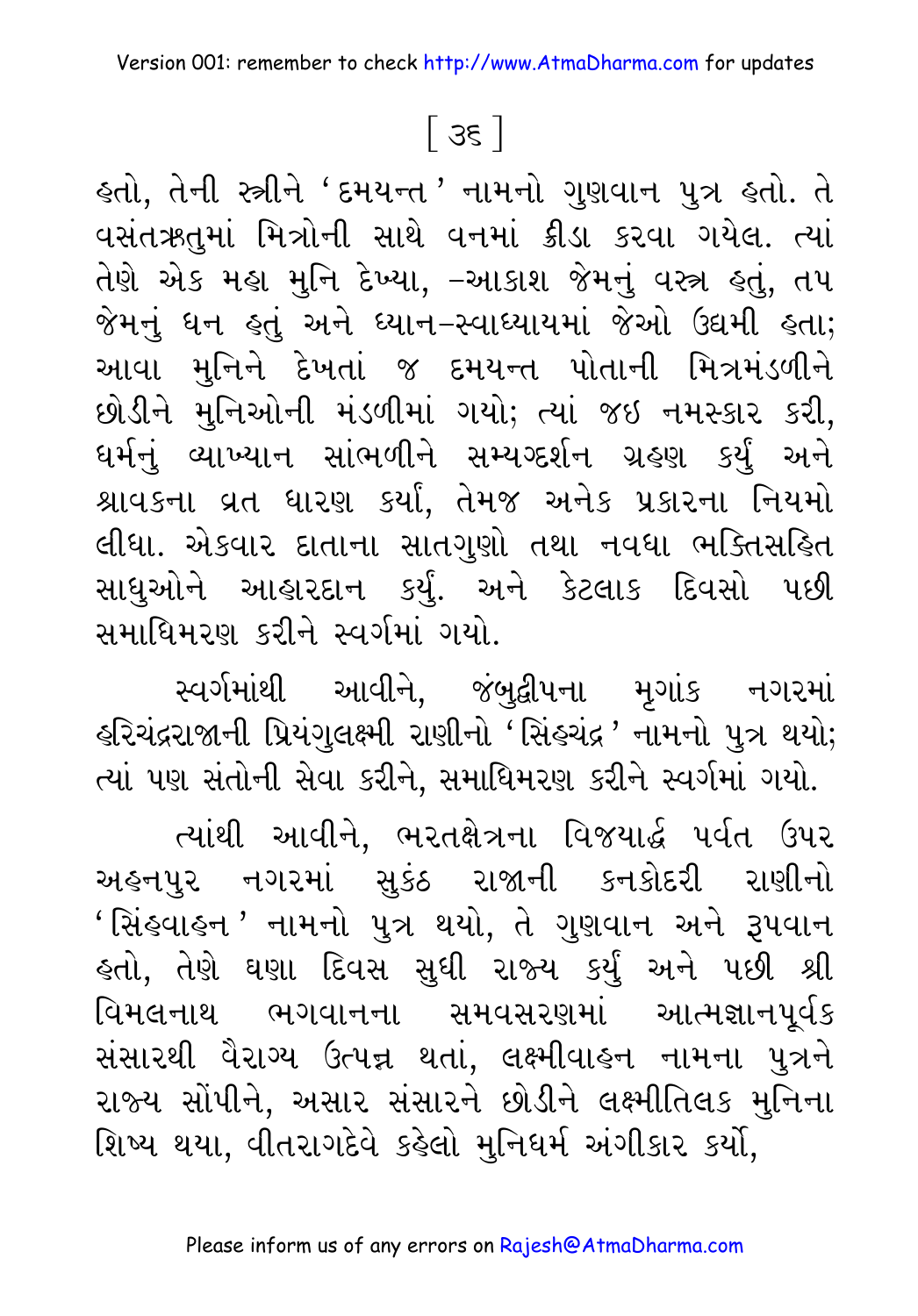હતો, તેની સ્ત્રીને 'દમયન્ત' નામનો ગુણવાન પુત્ર હતો. તે વસંતઋતુમાં મિત્રોની સાથે વનમાં ક્રીડા કરવા ગયેલ. ત્યાં તેણે એક મહા મુનિ દેખ્યા, –આકાશ જેમનું વસ્ત્ર હતું, તપ જેમનું ધન હતું અને ધ્યાન–સ્વાધ્યાયમાં જેઓ ઉદ્યમી હતા; આવા મુનિને દેખતાં જ દમયન્ત પોતાની મિત્રમંડળીને છોડીને મુનિઓની મંડળીમાં ગયો; ત્યાં જઇ નમસ્કાર કરી, ધર્મનું વ્યાખ્યાન સાંભળીને સમ્યગ્દર્શન ગ્રહણ કર્યું અને શ્રાવકના વ્રત ધારણ કર્યાં, તેમજ અનેક પ્રકારના નિયમો લીધા. એકવાર દાતાના સાતગુણો તથા નવધા ભક્તિસહિત સાધુઓને આહારદાન કર્યું. અને કેટલાક દિવસો પછી સમાધિમરણ કરીને સ્વર્ગમાં ગયો.

સ્વર્ગમાંથી આવીને, જંબુદ્વીપના મૃગાંક નગરમાં હરિચંદ્રરાજાની પ્રિયંગુલક્ષ્મી રાણીનો 'સિંહચંદ્ર' નામનો પુત્ર થયો; ત્યાં પણ સંતોની સેવા કરીને, સમાધિમરણ કરીને સ્વર્ગમાં ગયો.

ત્યાંથી આવીને, ભરતક્ષેત્રના વિજયાર્દ્ધ પર્વત ઉપર અહનપુર નગરમાં સુકંઠ રાજાની કનકોદરી રાણીનો 'સિંહવાહન' નામનો પુત્ર થયો, તે ગુણવાન અને રૂપવાન હતો, તેણે ઘણા દિવસ સુધી રાજ્ય કર્યું અને પછી શ્રી વિમલનાથ ભગવાનના સમવસરણમાં આત્મજ્ઞાનપૂર્વક સંસારથી વૈરાગ્ય ઉત્પન્ન થતાં, લક્ષ્મીવાહન નામના પુત્રને રાજ્ય સોંપીને, અસાર સંસારને છોડીને લક્ષ્મીતિલક મુનિના શિષ્ય થયા, વીતરાગદેવે કહેલો મુનિધર્મ અંગીકાર કર્યો,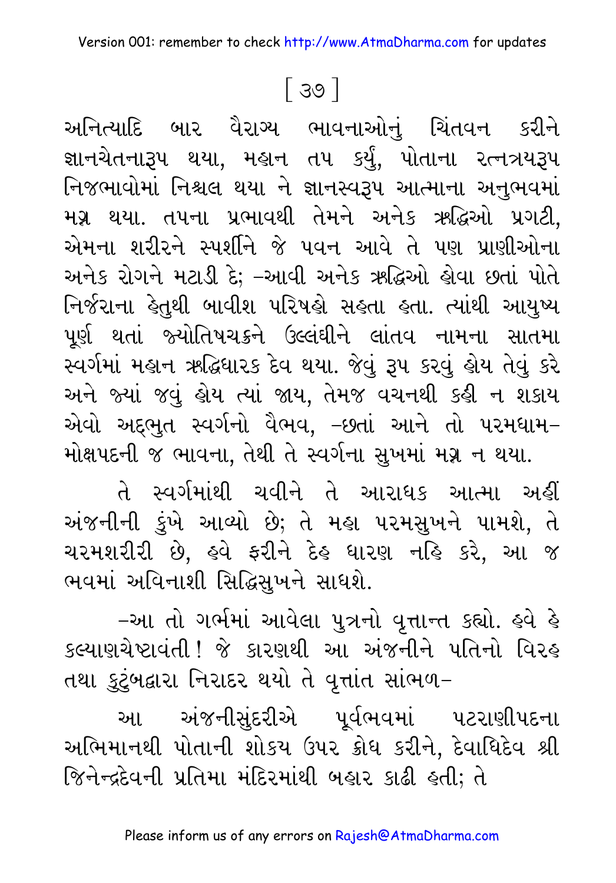અનિત્યાદિ બાર વૈરાગ્ય ભાવનાઓનું ચિંતવન કરીને જ્ઞાનચેતનારૂપ થયા, મહાન તપ કર્યું, પોતાના રત્નત્રયરૂપ નિજભાવોમાં નિશ્ચલ થયા ને જ્ઞાનસ્વરૂપ આત્માના અનુભવમાં મગ્ન થયા. તપના પ્રભાવથી તેમને અનેક ઋદ્ધિઓ પ્રગટી, એમના શરીરને સ્પર્શીને જે પવન આવે તે પણ પ્રાણીઓના અનેક રોગને મટાડી દે; –આવી અનેક ઋદ્ધિઓ હોવા છતાં પોતે નિર્જરાના હેતુથી બાવીશ પરિષહો સહતા હતા. ત્યાંથી આયુષ્ય પૂર્ણ થતાં જ્યોતિષચક્રને ઉલ્લંઘીને લાંતવ નામના સાતમા સ્વર્ગમાં મહાન ઋદ્ધિધારક દેવ થયા. જેવું રૂપ કરવું હોય તેવું કરે અને જ્યાં જવું હોય ત્યાં જાય, તેમજ વચનથી કહી ન શકાય એવો અદ્‌ભુત સ્વર્ગનો વૈભવ, –છતાં આને તો પરમધામ–મોક્ષપદની જ ભાવના, તેથી તે સ્વર્ગના સુખમાં મગ્ન ન થયા.

તે સ્વર્ગમાંથી ચવીને તે આરાધક આત્મા અહીં અંજનીની કુંખે આવ્યો છે; તે મહા પરમસુખને પામશે, તે ચરમશરીરી છે, હવે ફરીને દેહ ધારણ નહિ કરે, આ જ ભવમાં અવિનાશી સિદ્ધિસુખને સાધશે.

–આ તો ગર્ભમાં આવેલા પુત્રનો વૃત્તાન્ત કહ્યો. હવે હે કલ્યાણચેષ્ટાવંતી! જે કારણથી આ અંજનીને પતિનો વિરહ તથા કુટુંબદ્વારા નિરાદર થયો તે વૃત્તાંત સાંભળ–

આ અંજનીસુંદરીએ પૂર્વભવમાં પટરાણીપદના અભિમાનથી પોતાની શોકય ઉપર ક્રોધ કરીને, દેવાધિદેવ શ્રી જિનેન્દ્રદેવની પ્રતિમા મંદિરમાંથી બહાર કાઢી હતી; તે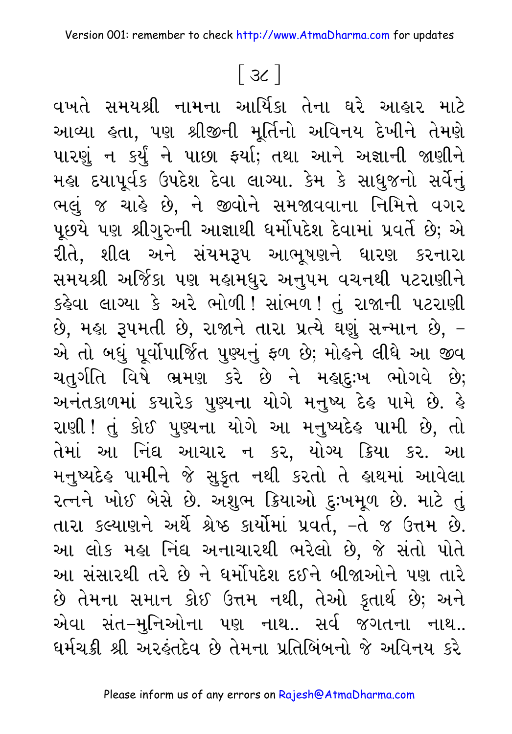[ ૩૮ ]

વખતે સમયશ્રી નામના આર્યિકા તેના ઘરે આહાર માટે આવ્યા હતા, પણ શ્રીજીની મૂર્તિનો અવિનય દેખીને તેમણે પારણું ન કર્યું ને પાછા ફર્યા; તથા આને અજ્ઞાની જાણીને મહા દયાપૂર્વક ઉપદેશ દેવા લાગ્યા. કેમ કે સાધુજનો સર્વેનું ભલું જ ચાહે છે, ને જીવોને સમજાવવાના નિમિત્તે વગર પૂછયે પણ શ્રીગુરુની આજ્ઞાથી ધર્મોપદેશ દેવામાં પ્રવર્તે છે; એ રીતે, શીલ અને સંયમરૂપ આભૂષણને ધારણ કરનારા સમયશ્રી અર્જિકા પણ મહામધુર અનુપમ વચનથી પટરાણીને કહેવા લાગ્યા કે અરે ભોળી! સાંભળ! તું રાજાની પટરાણી છે, મહા રૂપમતી છે, રાજાને તારા પ્રત્યે ઘણું સન્માન છે, – એ તો બધું પૂર્વોપાર્જિત પુણ્યનું ફળ છે; મોહને લીધે આ જીવ ચતુર્ગતિ વિષે ભ્રમણ કરે છે ને મહાદુઃખ ભોગવે છે; અનંતકાળમાં કયારેક પુણ્યના યોગે મનુષ્ય દેહ પામે છે. હે રાણી! તું કોઈ પુણ્યના યોગે આ મનુષ્યદેહ પામી છે, તો તેમાં આ નિંદ્ય આચાર ન કર, યોગ્ય ક્રિયા કર. આ મનુષ્યદેહ પામીને જે સુકૃત નથી કરતો તે હાથમાં આવેલા રત્નને ખોઈ બેસે છે. અશુભ ક્રિયાઓ દુઃખમૂળ છે. માટે તું તારા કલ્યાણને અર્થે શ્રેષ્ઠ કાર્યોમાં પ્રવર્ત, –તે જ ઉત્તમ છે. આ લોક મહા નિંદ્ય અનાચારથી ભરેલો છે, જે સંતો પોતે આ સંસારથી તરે છે ને ધર્મોપદેશ દઈને બીજાઓને પણ તારે છે તેમના સમાન કોઈ ઉત્તમ નથી, તેઓ કૃતાર્થ છે; અને એવા સંત–મુનિઓના પણ નાથ.. સર્વ જગતના નાથ.. ધર્મચક્રી શ્રી અરહંતદેવ છે તેમના પ્રતિબિંબનો જે અવિનય કરે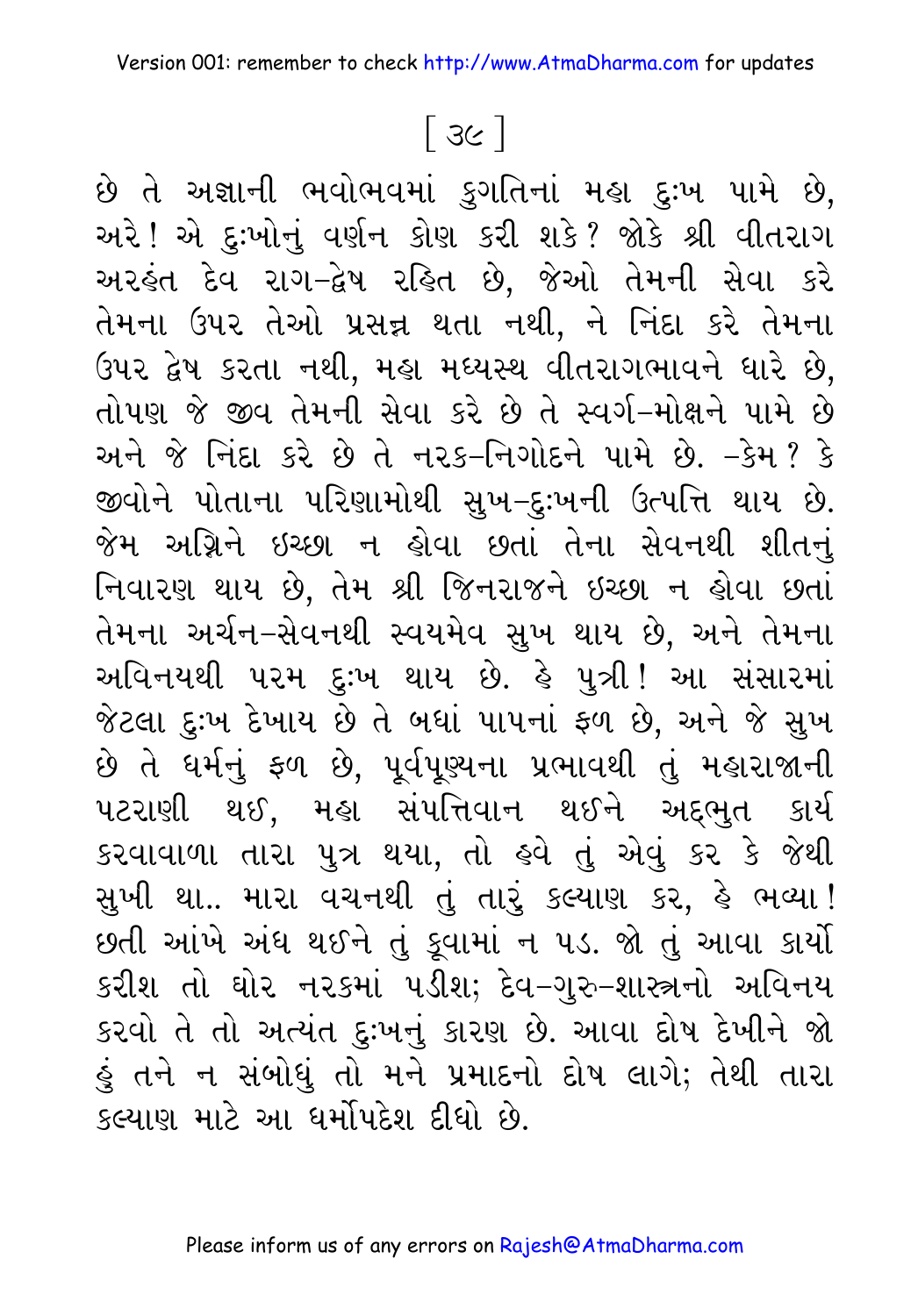છે તે અજ્ઞાની ભવોભવમાં કુગતિનાં મહા દુઃખ પામે છે, અરે! એ દુઃખોનું વર્ણન કોણ કરી શકે? જોકે શ્રી વીતરાગ અરહંત દેવ રાગ-દ્વેષ રહિત છે, જેઓ તેમની સેવા કરે તેમના ઉપર તેઓ પ્રસન્ન થતા નથી, ને નિંદા કરે તેમના ઉપર દ્વેષ કરતા નથી, મહા મધ્યસ્થ વીતરાગભાવને ધારે છે, તોપણ જે જીવ તેમની સેવા કરે છે તે સ્વર્ગ-મોક્ષને પામે છે અને જે નિંદા કરે છે તે નરક-નિગોદને પામે છે. -કેમ? કે જીવોને પોતાના પરિણામોથી સુખ-દુઃખની ઉત્પત્તિ થાય છે. જેમ અગ્નિને ઇચ્છા ન હોવા છતાં તેના સેવનથી શીતનું નિવારણ થાય છે, તેમ શ્રી જિનરાજને ઇચ્છા ન હોવા છતાં તેમના અર્ચન-સેવનથી સ્વયમેવ સુખ થાય છે, અને તેમના અવિનયથી પરમ દુઃખ થાય છે. હે પુત્રી! આ સંસારમાં જેટલા દુઃખ દેખાય છે તે બધાં પાપનાં ફળ છે, અને જે સુખ છે તે ધર્મનું ફળ છે, પૂર્વપૂણ્યના પ્રભાવથી તું મહારાજાની પટરાણી થઈ, મહા સંપત્તિવાન થઈને અદ્‌ભુત કાર્ય કરવાવાળા તારા પુત્ર થયા, તો હવે તું એવું કર કે જેથી સુખી થા.. મારા વચનથી તું તારું કલ્યાણ કર, હે ભવ્યા! છતી આંખે અંધ થઈને તું કૂવામાં ન પડ. જો તું આવા કાર્યો કરીશ તો ઘોર નરકમાં પડીશ; દેવ-ગુરુ-શાસ્ત્રનો અવિનય કરવો તે તો અત્યંત દુઃખનું કારણ છે. આવા દોષ દેખીને જો હું તને ન સંબોધું તો મને પ્રમાદનો દોષ લાગે; તેથી તારા કલ્યાણ માટે આ ધર્મોપદેશ દીધો છે.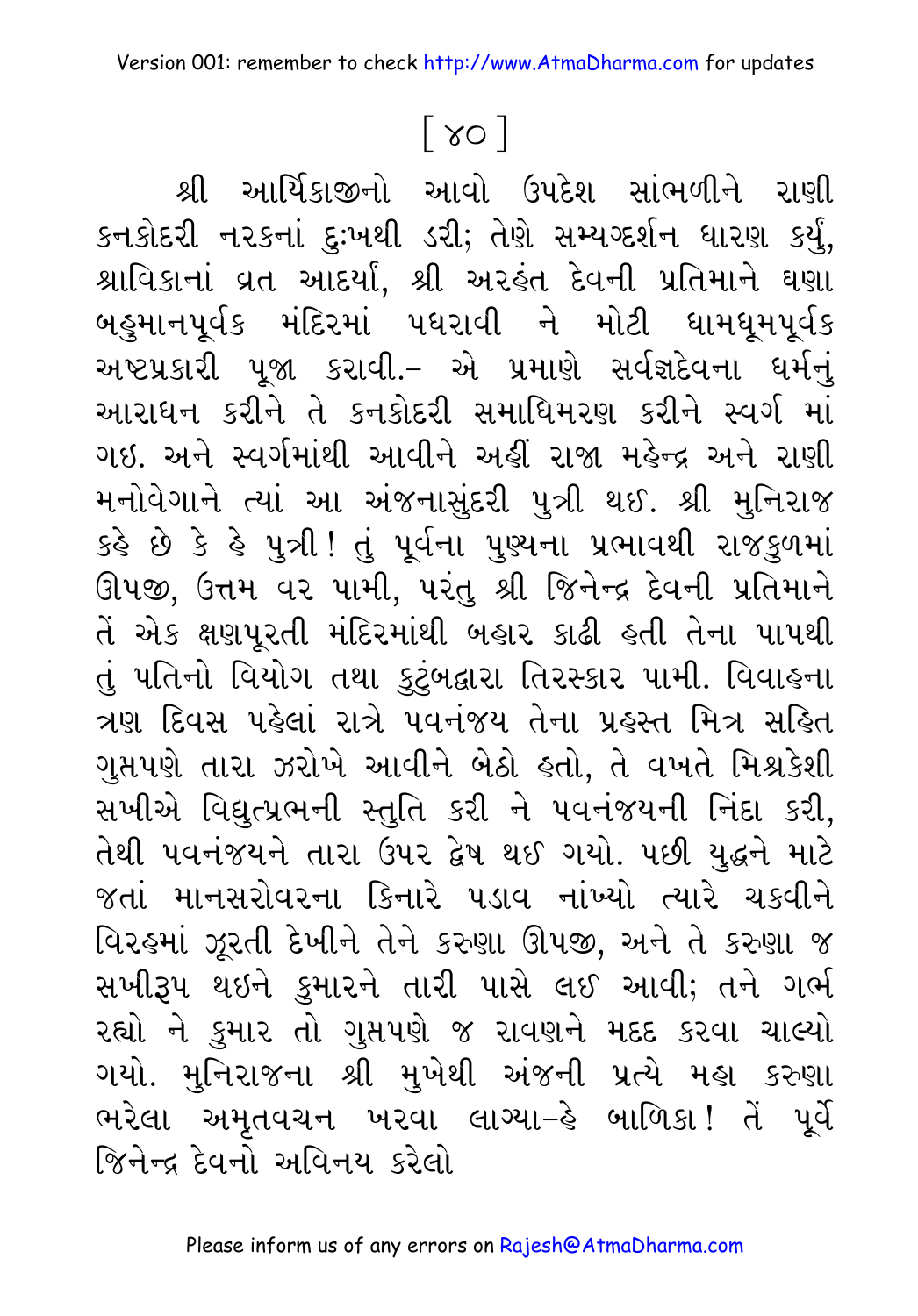[ ૪૦ ]

શ્રી આર્યિકાજીનો આવો ઉપદેશ સાંભળીને રાણી કનકોદરી નરકનાં દુઃખથી ડરી; તેણે સમ્યગ્દર્શન ધારણ કર્યું, શ્રાવિકાનાં વ્રત આદર્યા, શ્રી અરહંત દેવની પ્રતિમાને ઘણા બહુમાનપૂર્વક મંદિરમાં પધરાવી ને મોટી ધામધૂમપૂર્વક અષ્ટપ્રકારી પૂજા કરાવી.- એ પ્રમાણે સર્વજ્ઞદેવના ધર્મનું આરાધન કરીને તે કનકોદરી સમાધિમરણ કરીને સ્વર્ગ માં ગઇ. અને સ્વર્ગમાંથી આવીને અહીં રાજા મહેન્દ્ર અને રાણી મનોવેગાને ત્યાં આ અંજનાસુંદરી પુત્રી થઈ. શ્રી મુનિરાજ કહે છે કે હે પુત્રી! તું પૂર્વના પુણ્યના પ્રભાવથી રાજકુળમાં ઊપજી, ઉત્તમ વર પામી, પરંતુ શ્રી જિનેન્દ્ર દેવની પ્રતિમાને તેં એક ક્ષણપૂરતી મંદિરમાંથી બહાર કાઢી હતી તેના પાપથી તું પતિનો વિયોગ તથા કુટુંબદ્વારા તિરસ્કાર પામી. વિવાહના ત્રણ દિવસ પહેલાં રાત્રે પવનંજય તેના પ્રહસ્ત મિત્ર સહિત ગુપ્તપણે તારા ઝરોખે આવીને બેઠો હતો, તે વખતે મિશ્રકેશી સખીએ વિદ્યુત્પ્રભની સ્તુતિ કરી ને પવનંજયની નિંદા કરી, તેથી પવનંજયને તારા ઉપર દ્વેષ થઈ ગયો. પછી યુદ્ધને માટે જતાં માનસરોવરના કિનારે પડાવ નાંખ્યો ત્યારે ચકવીને વિરહમાં ઝૂરતી દેખીને તેને કરુણા ઊપજી, અને તે કરુણા જ સખીરૂપ થઇને કુમારને તારી પાસે લઈ આવી; તને ગર્ભ રહ્યો ને કુમાર તો ગુપ્તપણે જ રાવણને મદદ કરવા ચાલ્યો ગયો. મુનિરાજના શ્રી મુખેથી અંજની પ્રત્યે મહા કરુણા ભરેલા અમૃતવચન ખરવા લાગ્યા-હે બાળિકા! તેં પૂર્વે જિનેન્દ્ર દેવનો અવિનય કરેલો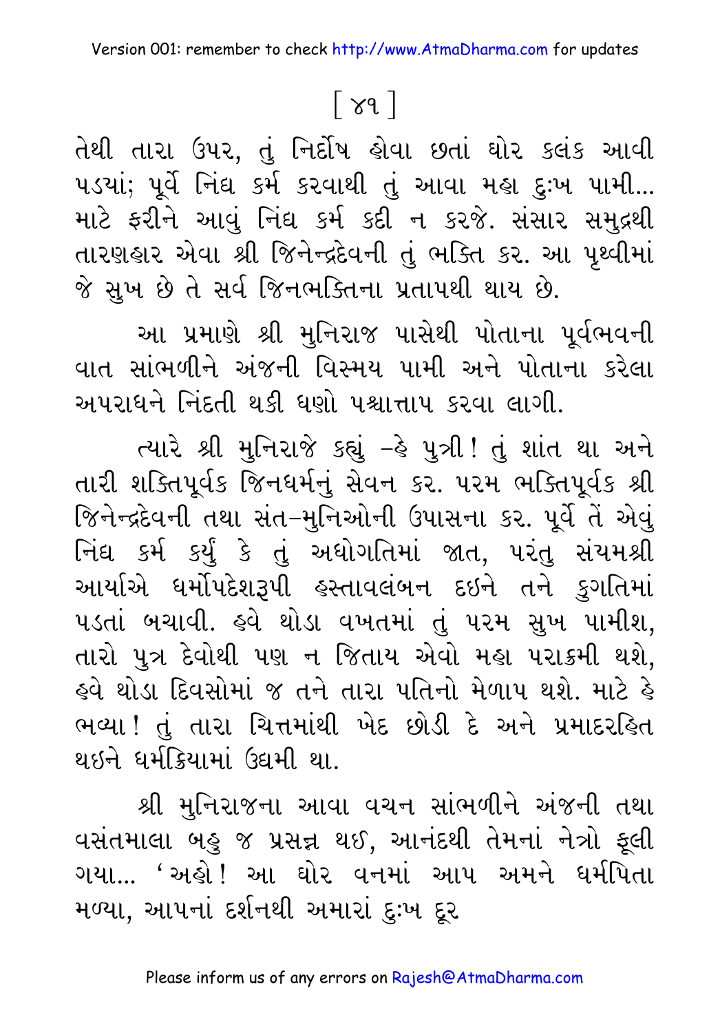તેથી તારા ઉપર, તું નિર્દોષ હોવા છતાં ઘોર કલંક આવી પડયાં; પૂર્વે નિંદ્ય કર્મ કરવાથી તું આવા મહા દુઃખ પામી... માટે ફરીને આવું નિંદ્ય કર્મ કદી ન કરજે. સંસાર સમુદ્રથી તારણહાર એવા શ્રી જિનેન્દ્રદેવની તું ભક્તિ કર. આ પૃથ્વીમાં જે સુખ છે તે સર્વ જિનભક્તિના પ્રતાપથી થાય છે.

આ પ્રમાણે શ્રી મુનિરાજ પાસેથી પોતાના પૂર્વભવની વાત સાંભળીને અંજની વિસ્મય પામી અને પોતાના કરેલા અપરાધને નિંદતી થકી ઘણો પશ્ચાત્તાપ કરવા લાગી.

ત્યારે શ્રી મુનિરાજે કહ્યું –હે પુત્રી! તું શાંત થા અને તારી શક્તિપૂર્વક જિનધર્મનું સેવન કર. પરમ ભક્તિપૂર્વક શ્રી જિનેન્દ્રદેવની તથા સંત–મુનિઓની ઉપાસના કર. પૂર્વે તેં એવું નિંદ્ય કર્મ કર્યું કે તું અધોગતિમાં જાત, પરંતુ સંયમશ્રી આર્યાએ ધર્મોપદેશરૂપી હસ્તાવલંબન દઇને તને કુગતિમાં પડતાં બચાવી. હવે થોડા વખતમાં તું પરમ સુખ પામીશ, તારો પુત્ર દેવોથી પણ ન જિતાય એવો મહા પરાક્રમી થશે, હવે થોડા દિવસોમાં જ તને તારા પતિનો મેળાપ થશે. માટે હે ભવ્યા! તું તારા ચિત્તમાંથી ખેદ છોડી દે અને પ્રમાદરહિત થઇને ધર્મક્રિયામાં ઉદ્યમી થા.

શ્રી મુનિરાજના આવા વચન સાંભળીને અંજની તથા વસંતમાલા બહુ જ પ્રસન્ન થઈ, આનંદથી તેમનાં નેત્રો ફૂલી ગયા... 'અહો! આ ઘોર વનમાં આપ અમને ધર્મપિતા મળ્યા, આપનાં દર્શનથી અમારાં દુઃખ દૂર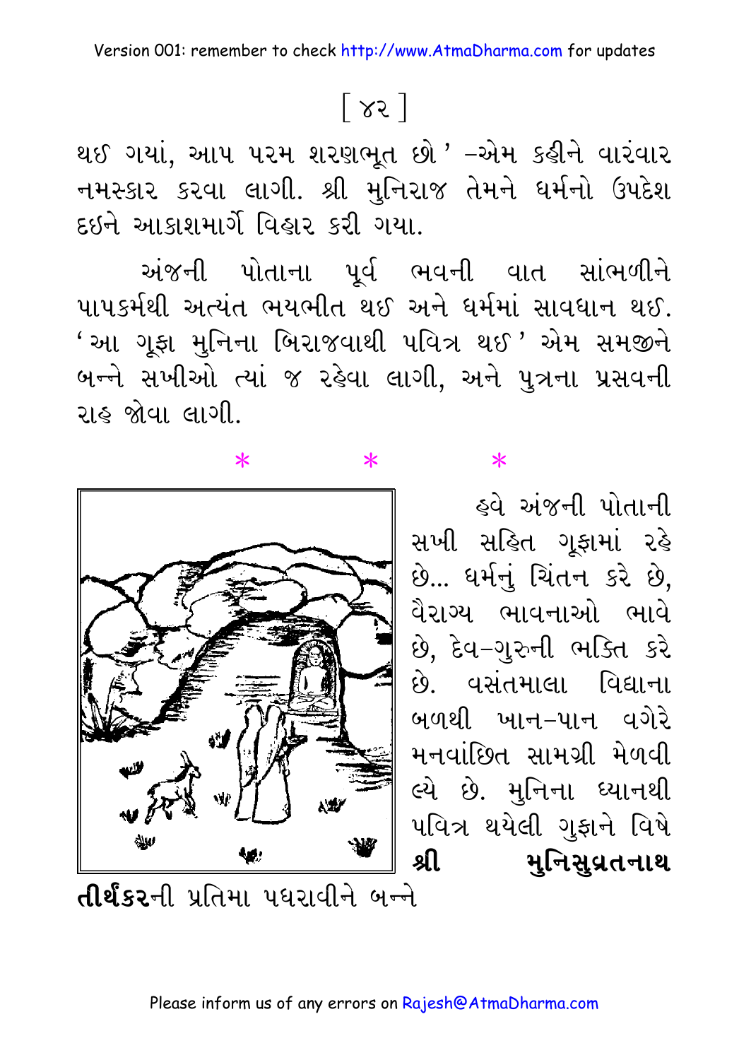થઈ ગયાં, આપ પરમ શરણભૂત છો' –એમ કહીને વારંવાર નમસ્કાર કરવા લાગી. શ્રી મુનિરાજ તેમને ધર્મનો ઉપદેશ દઈને આકાશમાર્ગે વિહાર કરી ગયા.

અંજની પોતાના પૂર્વ ભવની વાત સાંભળીને પાપકર્મથી અત્યંત ભયભીત થઈ અને ધર્મમાં સાવધાન થઈ. 'આ ગૂફા મુનિના બિરાજવાથી પવિત્ર થઈ' એમ સમજીને બન્ને સખીઓ ત્યાં જ રહેવા લાગી, અને પુત્રના પ્રસવની રાહ જોવા લાગી.

\* \* \*

હવે અંજની પોતાની સખી સહિત ગૂફામાં રહે છે... ધર્મનું ચિંતન કરે છે, વૈરાગ્ય ભાવનાઓ ભાવે છે, દેવ-ગુરુની ભક્તિ કરે છે. વસંતમાલા વિદ્યાના બળથી ખાન-પાન વગેરે મનવાંછિત સામગ્રી મેળવી લ્યે છે. મુનિના ધ્યાનથી પવિત્ર થયેલી ગુફાને વિષે **શ્રી મુનિસુવ્રતનાથ તીર્થંકર**ની પ્રતિમા પધરાવીને બન્ને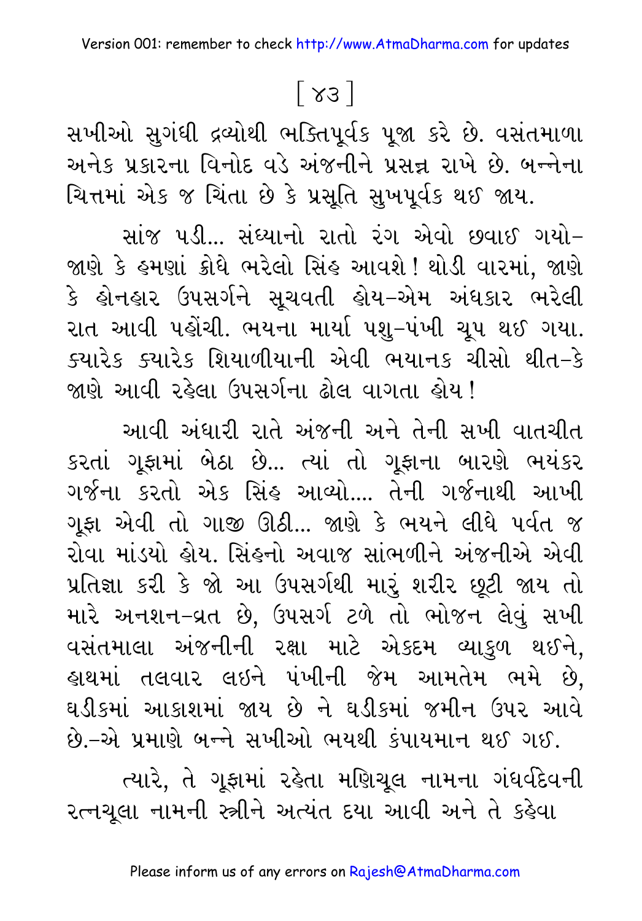સખીઓ સુગંધી દ્રવ્યોથી ભક્તિપૂર્વક પૂજા કરે છે. વસંતમાળા અનેક પ્રકારના વિનોદ વડે અંજનીને પ્રસન્ન રાખે છે. બન્નેના ચિત્તમાં એક જ ચિંતા છે કે પ્રસૂતિ સુખપૂર્વક થઈ જાય.

સાંજ પડી... સંધ્યાનો રાતો રંગ એવો છવાઈ ગયો– જાણે કે હમણાં ક્રોધે ભરેલો સિંહ આવશે! થોડી વારમાં, જાણે કે હોનહાર ઉપસર્ગને સૂચવતી હોય–એમ અંધકાર ભરેલી રાત આવી પહોંચી. ભયના માર્યા પશુ–પંખી ચૂપ થઈ ગયા. ક્યારેક ક્યારેક શિયાળીયાની એવી ભયાનક ચીસો થીત–કે જાણે આવી રહેલા ઉપસર્ગના ઢોલ વાગતા હોય!

આવી અંધારી રાતે અંજની અને તેની સખી વાતચીત કરતાં ગૂફામાં બેઠા છે... ત્યાં તો ગૂફાના બારણે ભયંકર ગર્જના કરતો એક સિંહ આવ્યો.... તેની ગર્જનાથી આખી ગૂફા એવી તો ગાજી ઊઠી... જાણે કે ભયને લીધે પર્વત જ રોવા માંડયો હોય. સિંહનો અવાજ સાંભળીને અંજનીએ એવી પ્રતિજ્ઞા કરી કે જો આ ઉપસર્ગથી મારું શરીર છૂટી જાય તો મારે અનશન–વ્રત છે, ઉપસર્ગ ટળે તો ભોજન લેવું સખી વસંતમાલા અંજનીની રક્ષા માટે એકદમ વ્યાકુળ થઈને, હાથમાં તલવાર લઇને પંખીની જેમ આમતેમ ભમે છે, ઘડીકમાં આકાશમાં જાય છે ને ઘડીકમાં જમીન ઉપર આવે છે.–એ પ્રમાણે બન્ને સખીઓ ભયથી કંપાયમાન થઈ ગઈ.

ત્યારે, તે ગૂફામાં રહેતા મણિચૂલ નામના ગંધર્વદેવની રત્નચૂલા નામની સ્ત્રીને અત્યંત દયા આવી અને તે કહેવા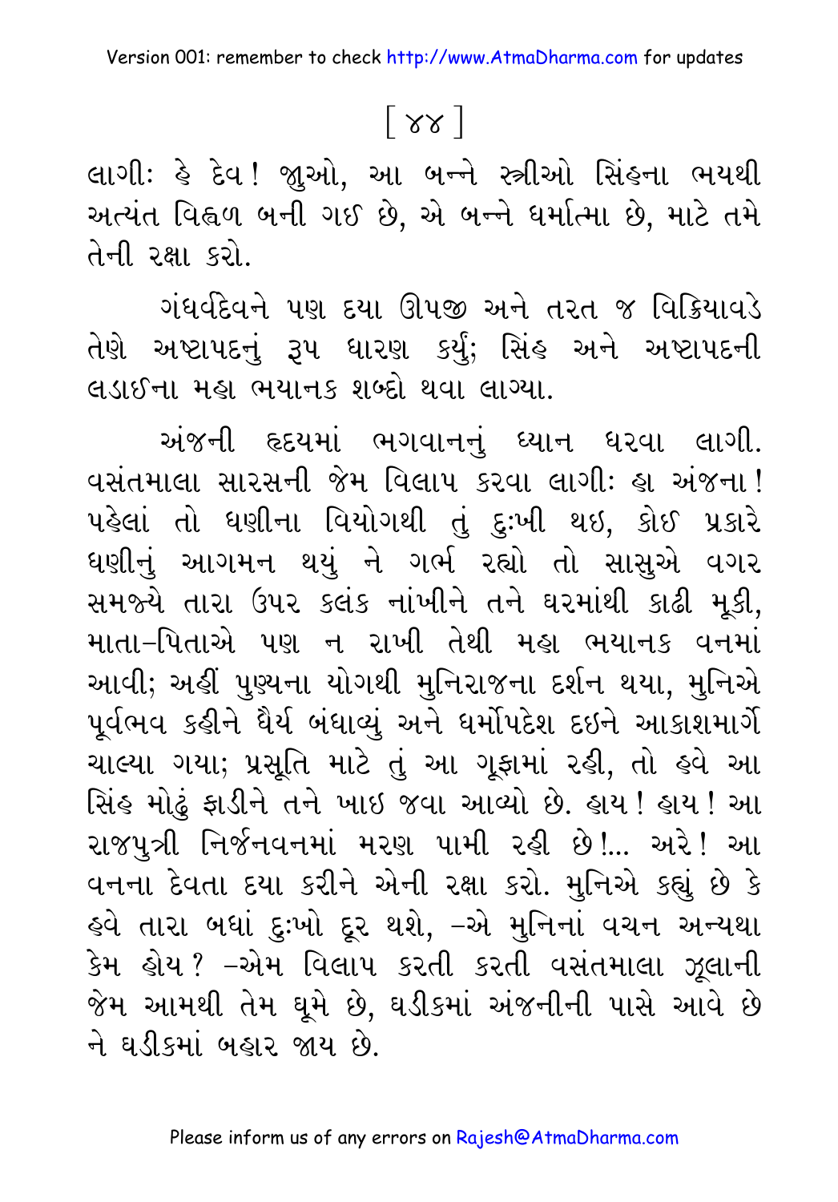લાગીઃ હે દેવ! જુઓ, આ બન્ને સ્ત્રીઓ સિંહના ભયથી અત્યંત વિહ્વળ બની ગઈ છે, એ બન્ને ધર્માત્મા છે, માટે તમે તેની રક્ષા કરો.

ગંધર્વદેવને પણ દયા ઊપજી અને તરત જ વિક્રિયાવડે તેણે અષ્ટાપદનું રૂપ ધારણ કર્યું; સિંહ અને અષ્ટાપદની લડાઈના મહા ભયાનક શબ્દો થવા લાગ્યા.

અંજની હૃદયમાં ભગવાનનું ધ્યાન ધરવા લાગી. વસંતમાલા સારસની જેમ વિલાપ કરવા લાગીઃ હા અંજના! પહેલાં તો ધણીના વિયોગથી તું દુઃખી થઇ, કોઈ પ્રકારે ધણીનું આગમન થયું ને ગર્ભ રહ્યો તો સાસુએ વગર સમજ્યે તારા ઉપર કલંક નાંખીને તને ઘરમાંથી કાઢી મૂકી, માતા-પિતાએ પણ ન રાખી તેથી મહા ભયાનક વનમાં આવી; અહીં પુણ્યના યોગથી મુનિરાજના દર્શન થયા, મુનિએ પૂર્વભવ કહીને ધૈર્ય બંધાવ્યું અને ધર્મોપદેશ દઇને આકાશમાર્ગે ચાલ્યા ગયા; પ્રસૂતિ માટે તું આ ગૂફામાં રહી, તો હવે આ સિંહ મોઢું ફાડીને તને ખાઇ જવા આવ્યો છે. હાય! હાય! આ રાજપુત્રી નિર્જનવનમાં મરણ પામી રહી છે!... અરે! આ વનના દેવતા દયા કરીને એની રક્ષા કરો. મુનિએ કહ્યું છે કે હવે તારા બધાં દુઃખો દૂર થશે, -એ મુનિનાં વચન અન્યથા કેમ હોય? -એમ વિલાપ કરતી કરતી વસંતમાલા ઝૂલાની જેમ આમથી તેમ ઘૂમે છે, ઘડીકમાં અંજનીની પાસે આવે છે ને ઘડીકમાં બહાર જાય છે.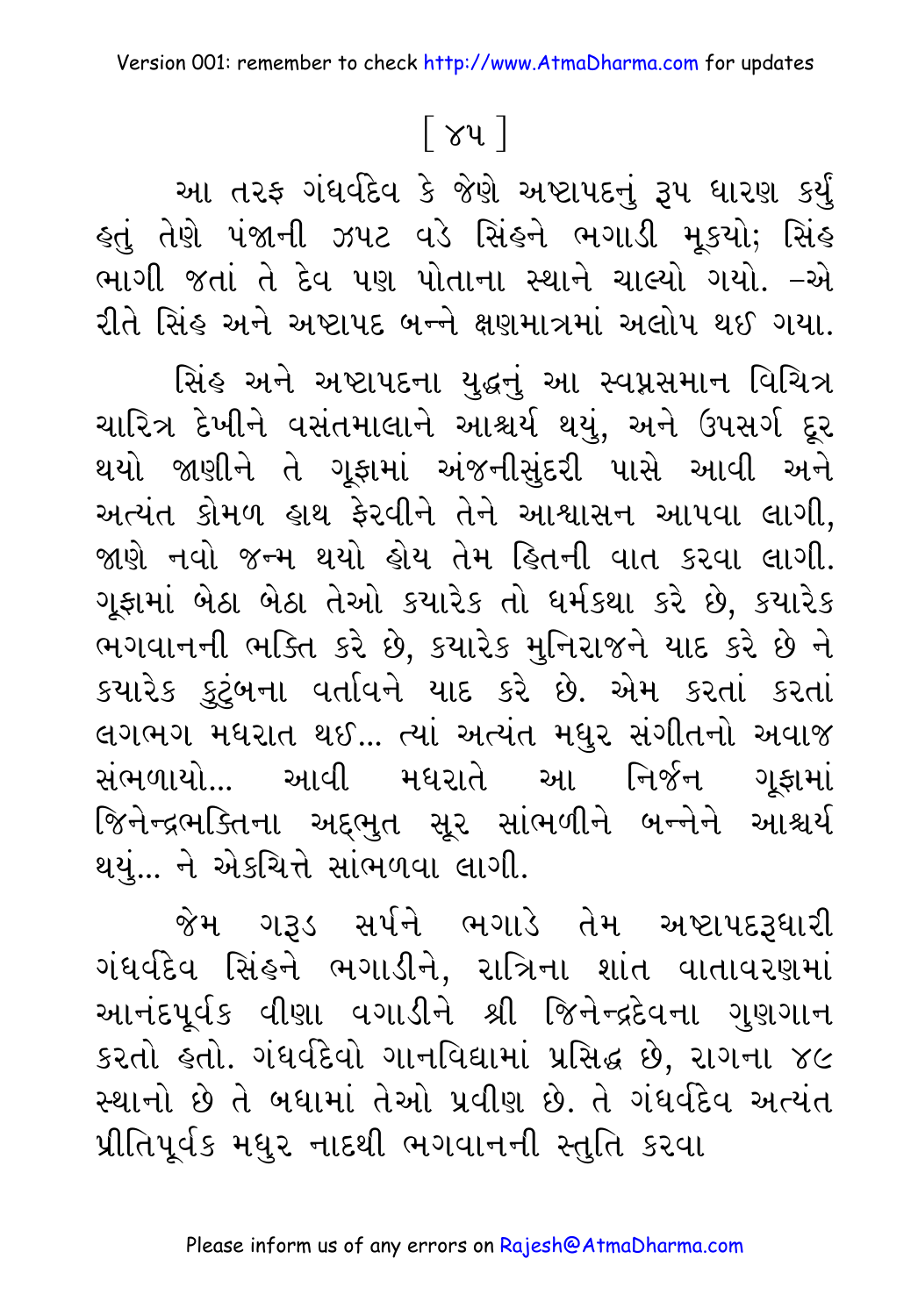[ ૪૫ ]

આ તરફ ગંધર્વદેવ કે જેણે અષ્ટાપદનું રૂપ ધારણ કર્યું હતું તેણે પંજાની ઝપટ વડે સિંહને ભગાડી મૂકયો; સિંહ ભાગી જતાં તે દેવ પણ પોતાના સ્થાને ચાલ્યો ગયો. –એ રીતે સિંહ અને અષ્ટાપદ બન્ને ક્ષણમાત્રમાં અલોપ થઈ ગયા.

સિંહ અને અષ્ટાપદના યુદ્ધનું આ સ્વપ્નસમાન વિચિત્ર ચારિત્ર દેખીને વસંતમાલાને આશ્ચર્ય થયું, અને ઉપસર્ગ દૂર થયો જાણીને તે ગૂફામાં અંજનીસુંદરી પાસે આવી અને અત્યંત કોમળ હાથ ફેરવીને તેને આશ્વાસન આપવા લાગી, જાણે નવો જન્મ થયો હોય તેમ હિતની વાત કરવા લાગી. ગૂફામાં બેઠા બેઠા તેઓ કયારેક તો ધર્મકથા કરે છે, કયારેક ભગવાનની ભક્તિ કરે છે, કયારેક મુનિરાજને યાદ કરે છે ને કયારેક કુટુંબના વર્તાવને યાદ કરે છે. એમ કરતાં કરતાં લગભગ મધરાત થઈ... ત્યાં અત્યંત મધુર સંગીતનો અવાજ સંભળાયો... આવી મધરાતે આ નિર્જન ગૂફામાં જિનેન્દ્રભક્તિના અદ્‌ભુત સૂર સાંભળીને બન્નેને આશ્ચર્ય થયું... ને એકચિત્તે સાંભળવા લાગી.

જેમ ગરૂડ સર્પને ભગાડે તેમ અષ્ટાપદરૂધારી ગંધર્વદેવ સિંહને ભગાડીને, રાત્રિના શાંત વાતાવરણમાં આનંદપૂર્વક વીણા વગાડીને શ્રી જિનેન્દ્રદેવના ગુણગાન કરતો હતો. ગંધર્વદેવો ગાનવિદ્યામાં પ્રસિદ્ધ છે, રાગના ૪૯ સ્થાનો છે તે બધામાં તેઓ પ્રવીણ છે. તે ગંધર્વદેવ અત્યંત પ્રીતિપૂર્વક મધુર નાદથી ભગવાનની સ્તુતિ કરવા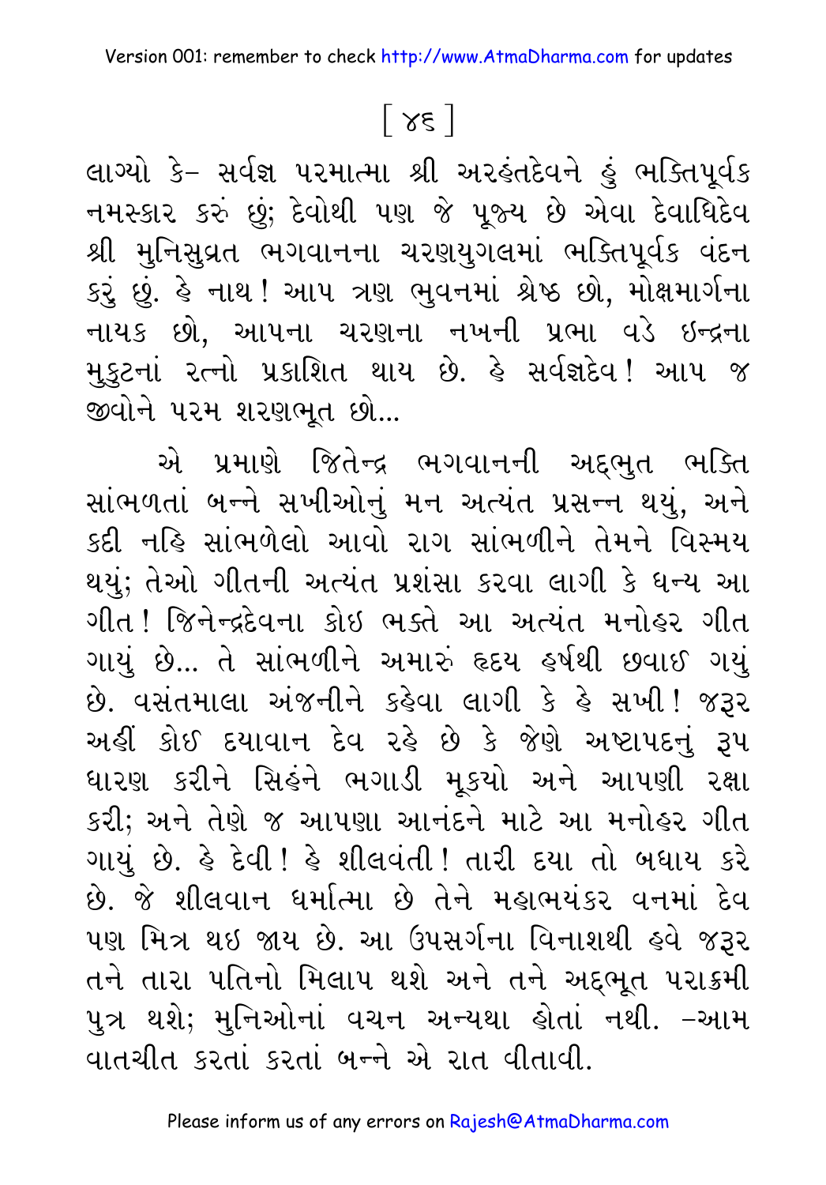લાગ્યો કે– સર્વજ્ઞ પરમાત્મા શ્રી અરહંતદેવને હું ભક્તિપૂર્વક નમસ્કાર કરું છું; દેવોથી પણ જે પૂજ્ય છે એવા દેવાધિદેવ શ્રી મુનિસુવ્રત ભગવાનના ચરણયુગલમાં ભક્તિપૂર્વક વંદન કરું છું. હે નાથ! આપ ત્રણ ભુવનમાં શ્રેષ્ઠ છો, મોક્ષમાર્ગના નાયક છો, આપના ચરણના નખની પ્રભા વડે ઇન્દ્રના મુકુટનાં રત્નો પ્રકાશિત થાય છે. હે સર્વજ્ઞદેવ! આપ જ જીવોને પરમ શરણભૂત છો...

એ પ્રમાણે જિતેન્દ્ર ભગવાનની અદ્દભુત ભક્તિ સાંભળતાં બન્ને સખીઓનું મન અત્યંત પ્રસન્ન થયું, અને કદી નહિ સાંભળેલો આવો રાગ સાંભળીને તેમને વિસ્મય થયું; તેઓ ગીતની અત્યંત પ્રશંસા કરવા લાગી કે ધન્ય આ ગીત! જિનેન્દ્રદેવના કોઇ ભક્તે આ અત્યંત મનોહર ગીત ગાયું છે... તે સાંભળીને અમારું હૃદય હર્ષથી છવાઈ ગયું છે. વસંતમાલા અંજનીને કહેવા લાગી કે હે સખી! જરૂર અહીં કોઈ દયાવાન દેવ રહે છે કે જેણે અષ્ટાપદનું રૂપ ધારણ કરીને સિહંને ભગાડી મૂકયો અને આપણી રક્ષા કરી; અને તેણે જ આપણા આનંદને માટે આ મનોહર ગીત ગાયું છે. હે દેવી! હે શીલવંતી! તારી દયા તો બધાય કરે છે. જે શીલવાન ધર્માત્મા છે તેને મહાભયંકર વનમાં દેવ પણ મિત્ર થઇ જાય છે. આ ઉપસર્ગના વિનાશથી હવે જરૂર તને તારા પતિનો મિલાપ થશે અને તને અદ્દભૂત પરાક્રમી પુત્ર થશે; મુનિઓનાં વચન અન્યથા હોતાં નથી. –આમ વાતચીત કરતાં કરતાં બન્ને એ રાત વીતાવી.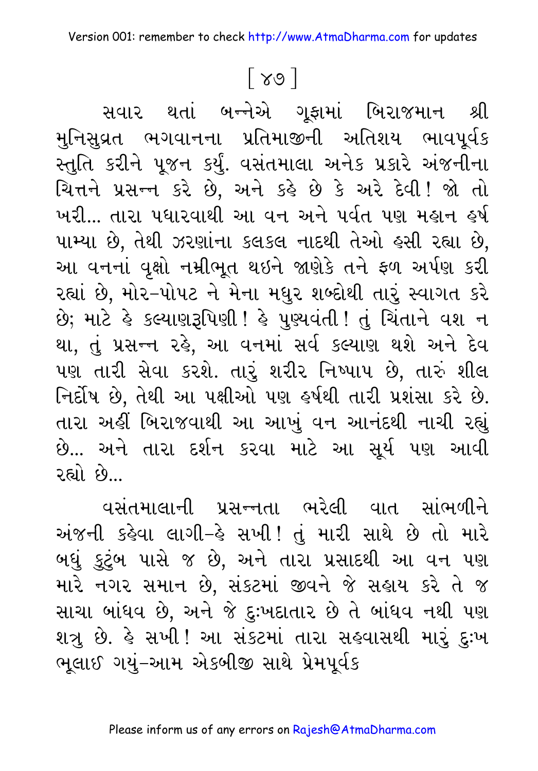[ ૪૭ ]

સવાર થતાં બન્નેએ ગૂફામાં બિરાજમાન શ્રી મુનિસુવ્રત ભગવાનના પ્રતિમાજીની અતિશય ભાવપૂર્વક સ્તુતિ કરીને પૂજન કર્યું. વસંતમાલા અનેક પ્રકારે અંજનીના ચિત્તને પ્રસન્ન કરે છે, અને કહે છે કે અરે દેવી! જો તો ખરી... તારા પધારવાથી આ વન અને પર્વત પણ મહાન હર્ષ પામ્યા છે, તેથી ઝરણાંના કલકલ નાદથી તેઓ હસી રહ્યા છે, આ વનનાં વૃક્ષો નમ્રીભૂત થઇને જાણેકે તને ફળ અર્પણ કરી રહ્યાં છે, મોર-પોપટ ને મેના મધુર શબ્દોથી તારું સ્વાગત કરે છે; માટે હે કલ્યાણરૂપિણી! હે પુણ્યવંતી! તું ચિંતાને વશ ન થા, તું પ્રસન્ન રહે, આ વનમાં સર્વ કલ્યાણ થશે અને દેવ પણ તારી સેવા કરશે. તારું શરીર નિષ્પાપ છે, તારું શીલ નિર્દોષ છે, તેથી આ પક્ષીઓ પણ હર્ષથી તારી પ્રશંસા કરે છે. તારા અહીં બિરાજવાથી આ આખું વન આનંદથી નાચી રહ્યું છે... અને તારા દર્શન કરવા માટે આ સૂર્ય પણ આવી રહ્યો છે...

વસંતમાલાની પ્રસન્નતા ભરેલી વાત સાંભળીને અંજની કહેવા લાગી-હે સખી! તું મારી સાથે છે તો મારે બધું કુટુંબ પાસે જ છે, અને તારા પ્રસાદથી આ વન પણ મારે નગર સમાન છે, સંકટમાં જીવને જે સહાય કરે તે જ સાચા બાંધવ છે, અને જે દુઃખદાતાર છે તે બાંધવ નથી પણ શત્રુ છે. હે સખી! આ સંકટમાં તારા સહવાસથી મારું દુઃખ ભૂલાઈ ગયું-આમ એકબીજી સાથે પ્રેમપૂર્વક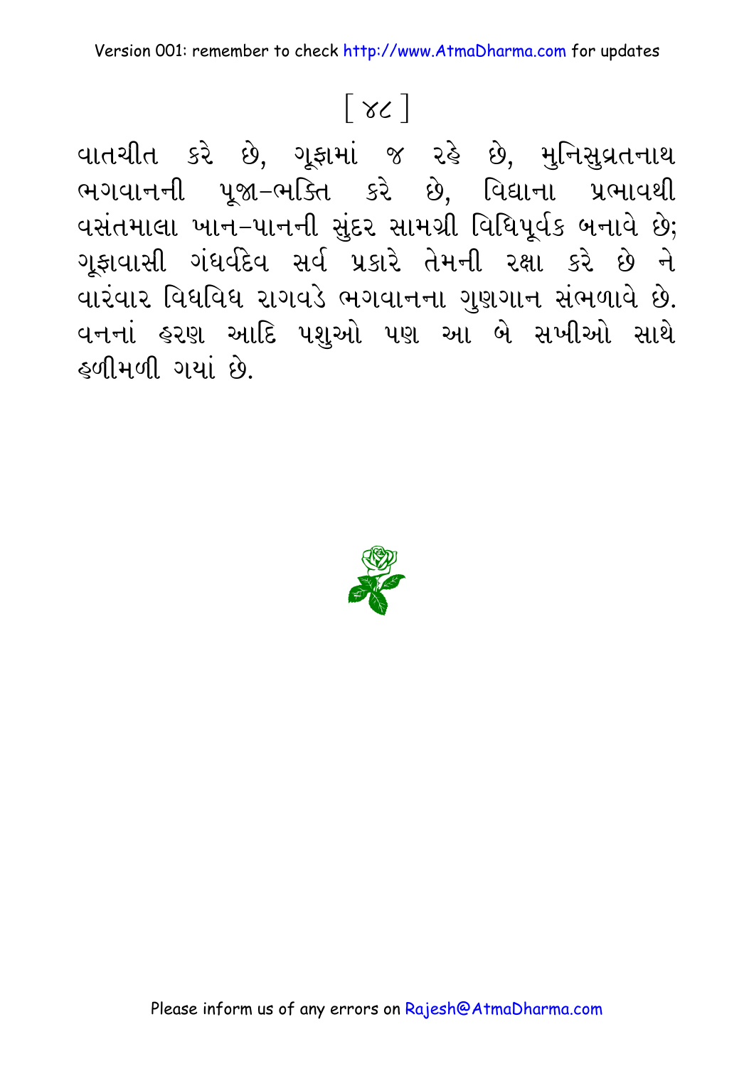વાતચીત કરે છે, ગૂફામાં જ રહે છે, મુનિસુવ્રતનાથ ભગવાનની પૂજા-ભક્તિ કરે છે, વિદ્યાના પ્રભાવથી વસંતમાલા ખાન-પાનની સુંદર સામગ્રી વિધિપૂર્વક બનાવે છે; ગૂફાવાસી ગંધર્વદેવ સર્વ પ્રકારે તેમની રક્ષા કરે છે ને વારંવાર વિધવિધ રાગવડે ભગવાનના ગુણગાન સંભળાવે છે. વનનાં હરણ આદિ પશુઓ પણ આ બે સખીઓ સાથે હળીમળી ગયાં છે.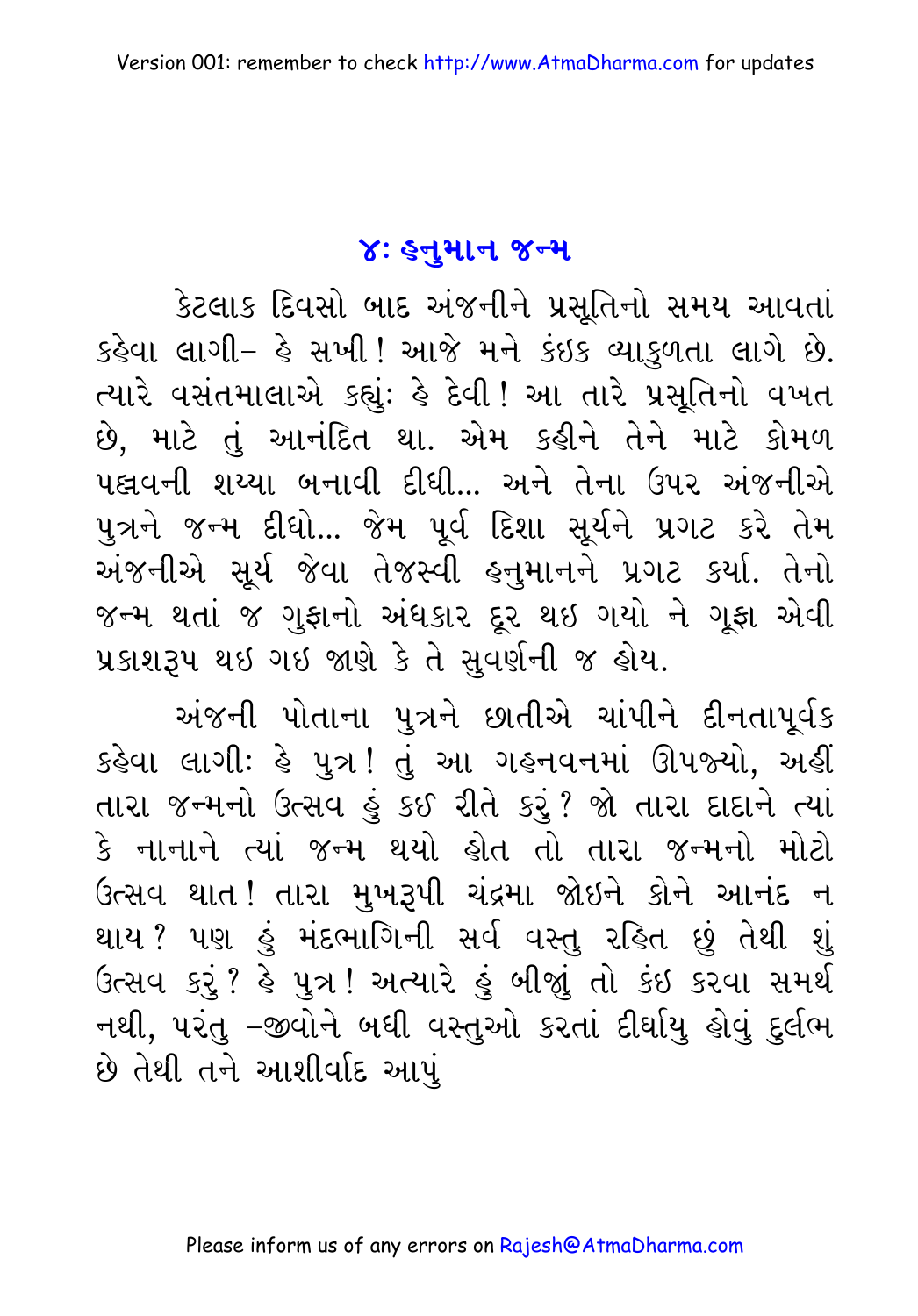## ૪: હનુમાન જન્મ

કેટલાક દિવસો બાદ અંજનીને પ્રસૂતિનો સમય આવતાં કહેવા લાગી– હે સખી! આજે મને કંઇક વ્યાકુળતા લાગે છે. ત્યારે વસંતમાલાએ કહ્યું: હે દેવી! આ તારે પ્રસૂતિનો વખત છે, માટે તું આનંદિત થા. એમ કહીને તેને માટે કોમળ પલ્લવની શય્યા બનાવી દીધી... અને તેના ઉપર અંજનીએ પુત્રને જન્મ દીધો... જેમ પૂર્વ દિશા સૂર્યને પ્રગટ કરે તેમ અંજનીએ સૂર્ય જેવા તેજસ્વી હનુમાનને પ્રગટ કર્યા. તેનો જન્મ થતાં જ ગુફાનો અંધકાર દૂર થઇ ગયો ને ગૂફા એવી પ્રકાશરૂપ થઇ ગઇ જાણે કે તે સુવર્ણની જ હોય.

અંજની પોતાના પુત્રને છાતીએ ચાંપીને દીનતાપૂર્વક કહેવા લાગી: હે પુત્ર! તું આ ગહનવનમાં ઊપજ્યો, અહીં તારા જન્મનો ઉત્સવ હું કઈ રીતે કરું? જો તારા દાદાને ત્યાં કે નાનાને ત્યાં જન્મ થયો હોત તો તારા જન્મનો મોટો ઉત્સવ થાત! તારા મુખરૂપી ચંદ્રમા જોઇને કોને આનંદ ન થાય? પણ હું મંદભાગિની સર્વ વસ્તુ રહિત છું તેથી શું ઉત્સવ કરું? હે પુત્ર! અત્યારે હું બીજું તો કંઇ કરવા સમર્થ નથી, પરંતુ -જીવોને બધી વસ્તુઓ કરતાં દીર્ઘાયુ હોવું દુર્લભ છે તેથી તને આશીર્વાદ આપું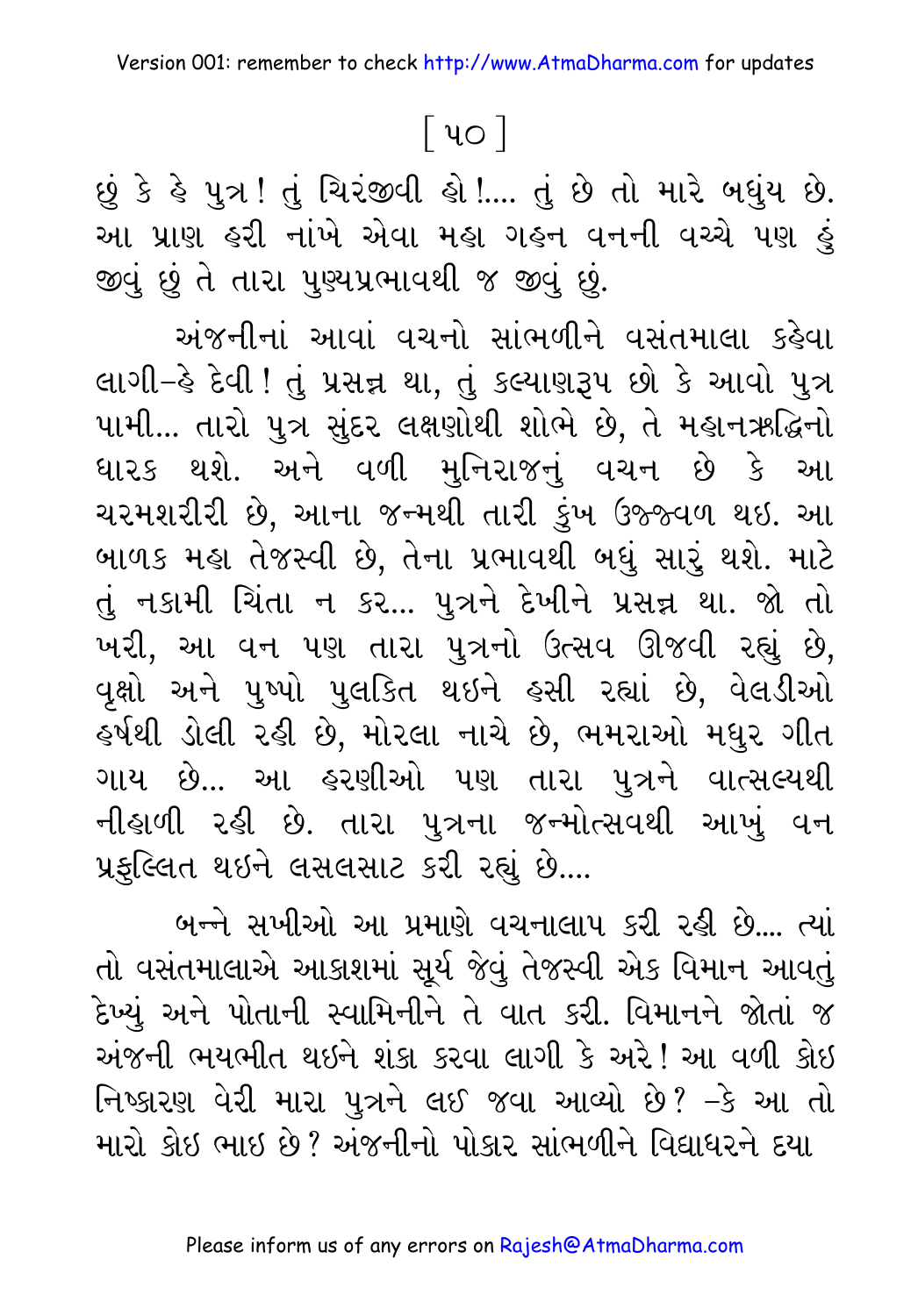છું કે હે પુત્ર! તું ચિરંજીવી હો!.... તું છે તો મારે બધુંય છે. આ પ્રાણ હરી નાંખે એવા મહા ગહન વનની વચ્ચે પણ હું જીવું છું તે તારા પુણ્યપ્રભાવથી જ જીવું છું.

અંજનીનાં આવાં વચનો સાંભળીને વસંતમાલા કહેવા લાગી–હે દેવી! તું પ્રસન્ન થા, તું કલ્યાણરૂપ છો કે આવો પુત્ર પામી... તારો પુત્ર સુંદર લક્ષણોથી શોભે છે, તે મહાનઋદ્ધિનો ધારક થશે. અને વળી મુનિરાજનું વચન છે કે આ ચરમશરીરી છે, આના જન્મથી તારી કુંખ ઉજ્જ્વળ થઇ. આ બાળક મહા તેજસ્વી છે, તેના પ્રભાવથી બધું સારું થશે. માટે તું નકામી ચિંતા ન કર... પુત્રને દેખીને પ્રસન્ન થા. જો તો ખરી, આ વન પણ તારા પુત્રનો ઉત્સવ ઊજવી રહ્યું છે, વૃક્ષો અને પુષ્પો પુલકિત થઇને હસી રહ્યાં છે, વેલડીઓ હર્ષથી ડોલી રહી છે, મોરલા નાચે છે, ભમરાઓ મધુર ગીત ગાય છે... આ હરણીઓ પણ તારા પુત્રને વાત્સલ્યથી નીહાળી રહી છે. તારા પુત્રના જન્મોત્સવથી આખું વન પ્રફુલ્લિત થઇને લસલસાટ કરી રહ્યું છે....

બન્ને સખીઓ આ પ્રમાણે વચનાલાપ કરી રહી છે.... ત્યાં તો વસંતમાલાએ આકાશમાં સૂર્ય જેવું તેજસ્વી એક વિમાન આવતું દેખ્યું અને પોતાની સ્વામિનીને તે વાત કરી. વિમાનને જોતાં જ અંજની ભયભીત થઇને શંકા કરવા લાગી કે અરે! આ વળી કોઇ નિષ્કારણ વેરી મારા પુત્રને લઈ જવા આવ્યો છે? –કે આ તો મારો કોઇ ભાઇ છે? અંજનીનો પોકાર સાંભળીને વિદ્યાધરને દયા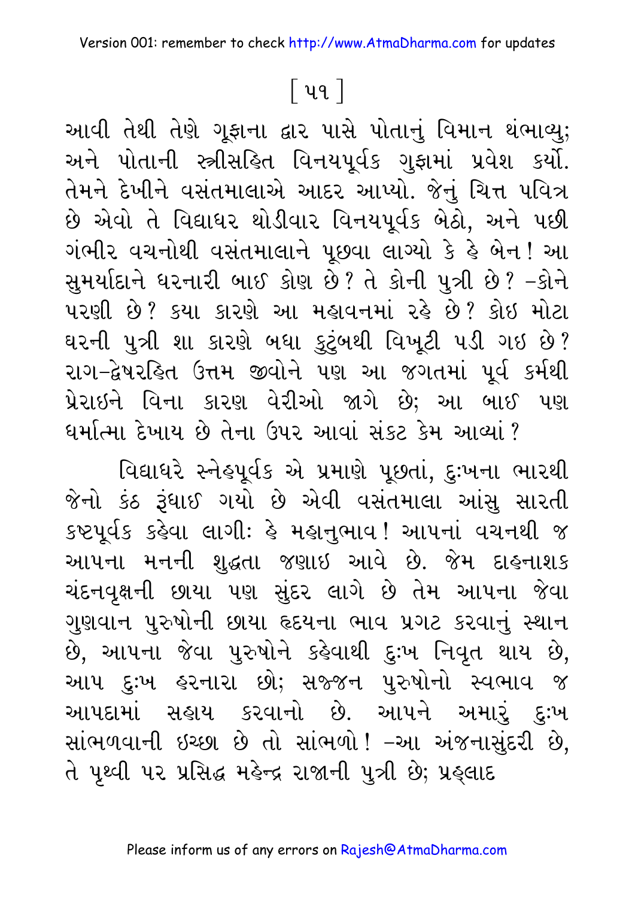આવી તેથી તેણે ગૂફાના દ્વાર પાસે પોતાનું વિમાન થંભાવ્યુ; અને પોતાની સ્ત્રીસહિત વિનયપૂર્વક ગુફામાં પ્રવેશ કર્યો. તેમને દેખીને વસંતમાલાએ આદર આપ્યો. જેનું ચિત્ત પવિત્ર છે એવો તે વિદ્યાધર થોડીવાર વિનયપૂર્વક બેઠો, અને પછી ગંભીર વચનોથી વસંતમાલાને પૂછવા લાગ્યો કે હે બેન! આ સુમર્યાદાને ધરનારી બાઈ કોણ છે? તે કોની પુત્રી છે? -કોને પરણી છે? કયા કારણે આ મહાવનમાં રહે છે? કોઇ મોટા ઘરની પુત્રી શા કારણે બધા કુટુંબથી વિખૂટી પડી ગઇ છે? રાગ-દ્વેષરહિત ઉત્તમ જીવોને પણ આ જગતમાં પૂર્વ કર્મથી પ્રેરાઇને વિના કારણ વેરીઓ જાગે છે; આ બાઈ પણ ધર્માત્મા દેખાય છે તેના ઉપર આવાં સંકટ કેમ આવ્યાં?

વિદ્યાધરે સ્નેહપૂર્વક એ પ્રમાણે પૂછતાં, દુઃખના ભારથી જેનો કંઠ રૂંધાઈ ગયો છે એવી વસંતમાલા આંસુ સારતી કષ્ટપૂર્વક કહેવા લાગી: હે મહાનુભાવ! આપનાં વચનથી જ આપના મનની શુદ્ધતા જણાઇ આવે છે. જેમ દાહનાશક ચંદનવૃક્ષની છાયા પણ સુંદર લાગે છે તેમ આપના જેવા ગુણવાન પુરુષોની છાયા હૃદયના ભાવ પ્રગટ કરવાનું સ્થાન છે, આપના જેવા પુરુષોને કહેવાથી દુઃખ નિવૃત થાય છે, આપ દુઃખ હરનારા છો; સજ્જન પુરુષોનો સ્વભાવ જ આપદામાં સહાય કરવાનો છે. આપને અમારું દુઃખ સાંભળવાની ઇચ્છા છે તો સાંભળો! -આ અંજનાસુંદરી છે, તે પૃથ્વી પર પ્રસિદ્ધ મહેન્દ્ર રાજાની પુત્રી છે; પ્રહ્લાદ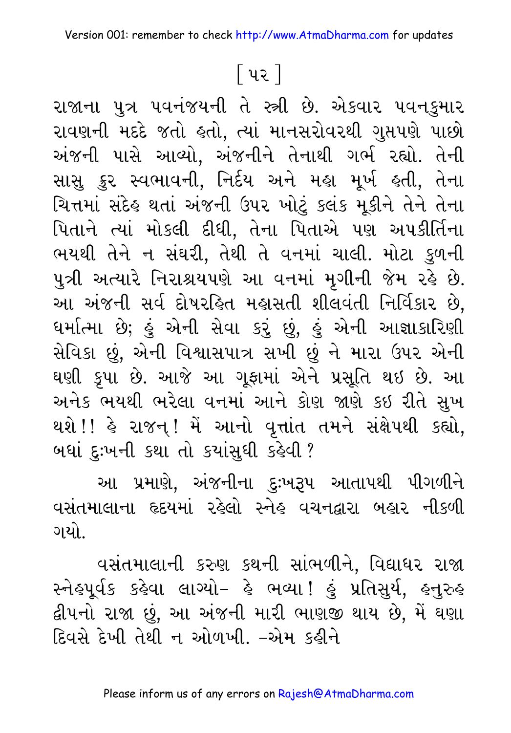રાજાના પુત્ર પવનંજયની તે સ્ત્રી છે. એકવાર પવનકુમાર રાવણની મદદે જતો હતો, ત્યાં માનસરોવરથી ગુપ્તપણે પાછો અંજની પાસે આવ્યો, અંજનીને તેનાથી ગર્ભ રહ્યો. તેની સાસુ ક્રુર સ્વભાવની, નિર્દય અને મહા મૂર્ખ હતી, તેના ચિત્તમાં સંદેહ થતાં અંજની ઉપર ખોટું કલંક મૂકીને તેને તેના પિતાને ત્યાં મોકલી દીધી, તેના પિતાએ પણ અપકીર્તિના ભયથી તેને ન સંઘરી, તેથી તે વનમાં ચાલી. મોટા કુળની પુત્રી અત્યારે નિરાશ્રયપણે આ વનમાં મૃગીની જેમ રહે છે. આ અંજની સર્વ દોષરહિત મહાસતી શીલવંતી નિર્વિકાર છે, ધર્માત્મા છે; હું એની સેવા કરું છું, હું એની આજ્ઞાકારિણી સેવિકા છું, એની વિશ્વાસપાત્ર સખી છું ને મારા ઉપર એની ઘણી કૃપા છે. આજે આ ગૂફામાં એને પ્રસૂતિ થઇ છે. આ અનેક ભયથી ભરેલા વનમાં આને કોણ જાણે કઇ રીતે સુખ થશે!! હે રાજન્! મેં આનો વૃત્તાંત તમને સંક્ષેપથી કહ્યો, બધાં દુઃખની કથા તો ક્યાંસુધી કહેવી?

આ પ્રમાણે, અંજનીના દુઃખરૂપ આતાપથી પીગળીને વસંતમાલાના હૃદયમાં રહેલો સ્નેહ વચનદ્વારા બહાર નીકળી ગયો.

વસંતમાલાની કરુણ કથની સાંભળીને, વિદ્યાધર રાજા સ્નેહપૂર્વક કહેવા લાગ્યો– હે ભવ્યા! હું પ્રતિસુર્ય, હનુરુહ દ્વીપનો રાજા છું, આ અંજની મારી ભાણજી થાય છે, મેં ઘણા દિવસે દેખી તેથી ન ઓળખી. –એમ કહીને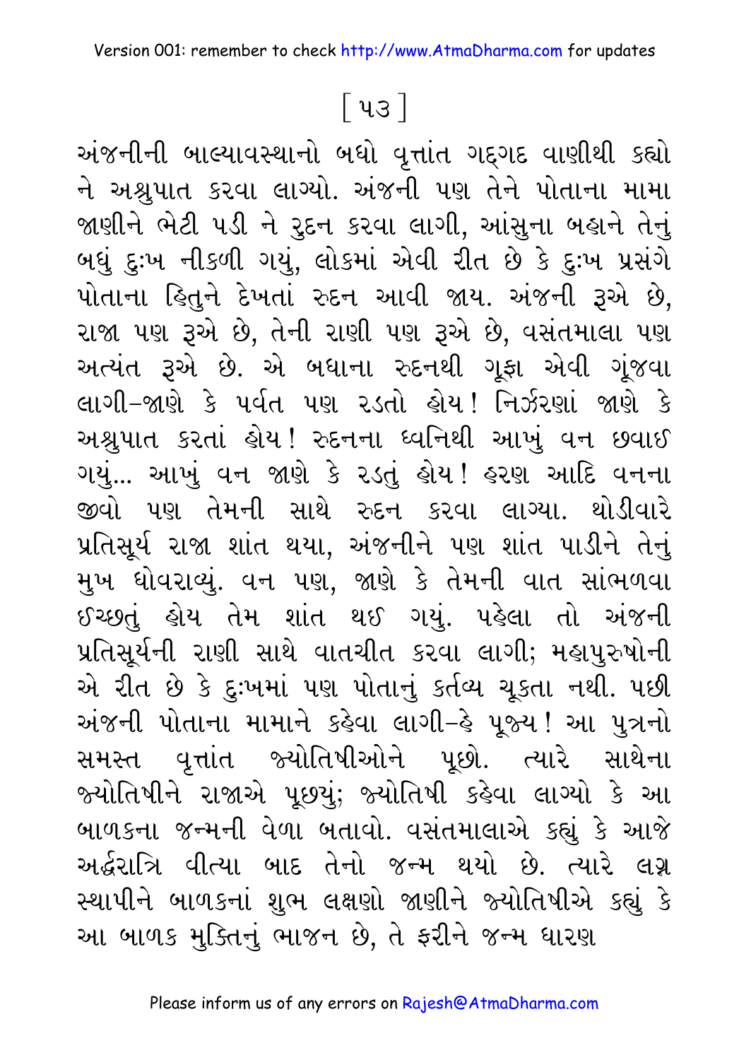અંજનીની બાલ્યાવસ્થાનો બધો વૃત્તાંત ગદ્‌ગદ વાણીથી કહ્યો ને અશ્રુપાત કરવા લાગ્યો. અંજની પણ તેને પોતાના મામા જાણીને ભેટી પડી ને રુદન કરવા લાગી, આંસુના બહાને તેનું બધું દુઃખ નીકળી ગયું, લોકમાં એવી રીત છે કે દુઃખ પ્રસંગે પોતાના હિતુને દેખતાં રુદન આવી જાય. અંજની રૂએ છે, રાજા પણ રૂએ છે, તેની રાણી પણ રૂએ છે, વસંતમાલા પણ અત્યંત રૂએ છે. એ બધાના રુદનથી ગૂફા એવી ગૂંજવા લાગી–જાણે કે પર્વત પણ રડતો હોય! નિર્ઝરણાં જાણે કે અશ્રુપાત કરતાં હોય! રુદનના ધ્વનિથી આખું વન છવાઈ ગયું... આખું વન જાણે કે રડતું હોય! હરણ આદિ વનના જીવો પણ તેમની સાથે રુદન કરવા લાગ્યા. થોડીવારે પ્રતિસૂર્ય રાજા શાંત થયા, અંજનીને પણ શાંત પાડીને તેનું મુખ ધોવરાવ્યું. વન પણ, જાણે કે તેમની વાત સાંભળવા ઈચ્છતું હોય તેમ શાંત થઈ ગયું. પહેલા તો અંજની પ્રતિસૂર્યની રાણી સાથે વાતચીત કરવા લાગી; મહાપુરુષોની એ રીત છે કે દુઃખમાં પણ પોતાનું કર્તવ્ય ચૂકતા નથી. પછી અંજની પોતાના મામાને કહેવા લાગી–હે પૂજ્ય! આ પુત્રનો સમસ્ત વૃત્તાંત જ્યોતિષીઓને પૂછો. ત્યારે સાથેના જ્યોતિષીને રાજાએ પૂછયું; જ્યોતિષી કહેવા લાગ્યો કે આ બાળકના જન્મની વેળા બતાવો. વસંતમાલાએ કહ્યું કે આજે અર્દ્ધરાત્રિ વીત્યા બાદ તેનો જન્મ થયો છે. ત્યારે લગ્ન સ્થાપીને બાળકનાં શુભ લક્ષણો જાણીને જ્યોતિષીએ કહ્યું કે આ બાળક મુક્તિનું ભાજન છે, તે ફરીને જન્મ ધારણ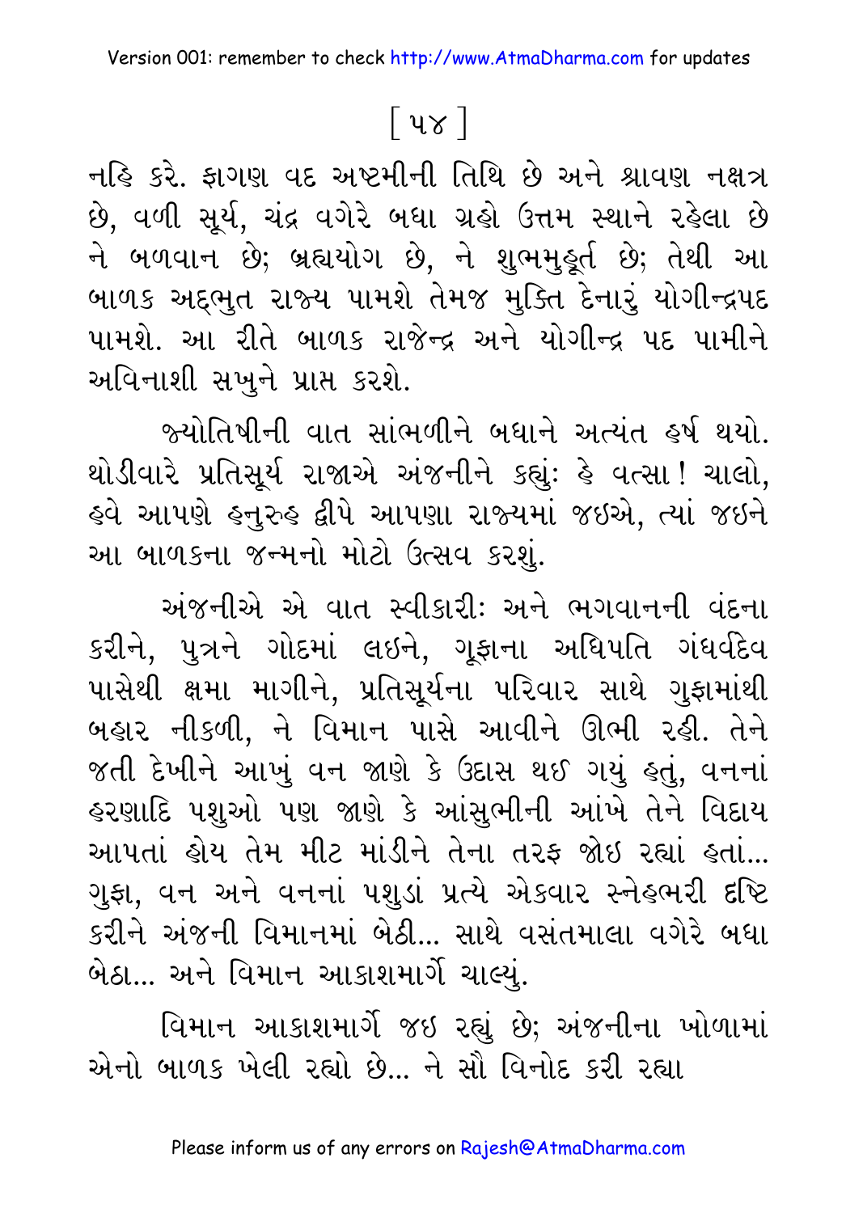નહિ કરે. ફાગણ વદ અષ્ટમીની તિથિ છે અને શ્રાવણ નક્ષત્ર છે, વળી સૂર્ય, ચંદ્ર વગેરે બધા ગ્રહો ઉત્તમ સ્થાને રહેલા છે ને બળવાન છે; બ્રહ્મયોગ છે, ને શુભમુહૂર્ત છે; તેથી આ બાળક અદ્‌ભુત રાજ્ય પામશે તેમજ મુક્તિ દેનારું યોગીન્દ્રપદ પામશે. આ રીતે બાળક રાજેન્દ્ર અને યોગીન્દ્ર પદ પામીને અવિનાશી સખુને પ્રાપ્ત કરશે.

જ્યોતિષીની વાત સાંભળીને બધાને અત્યંત હર્ષ થયો. થોડીવારે પ્રતિસૂર્ય રાજાએ અંજનીને કહ્યું: હે વત્સા! ચાલો, હવે આપણે હનુરુહ દ્વીપે આપણા રાજ્યમાં જઇએ, ત્યાં જઇને આ બાળકના જન્મનો મોટો ઉત્સવ કરશું.

અંજનીએ એ વાત સ્વીકારી: અને ભગવાનની વંદના કરીને, પુત્રને ગોદમાં લઇને, ગૂફાના અધિપતિ ગંધર્વદેવ પાસેથી ક્ષમા માગીને, પ્રતિસૂર્યના પરિવાર સાથે ગુફામાંથી બહાર નીકળી, ને વિમાન પાસે આવીને ઊભી રહી. તેને જતી દેખીને આખું વન જાણે કે ઉદાસ થઈ ગયું હતું, વનનાં હરણાદિ પશુઓ પણ જાણે કે આંસુભીની આંખે તેને વિદાય આપતાં હોય તેમ મીટ માંડીને તેના તરફ જોઇ રહ્યાં હતાં... ગુફા, વન અને વનનાં પશુડાં પ્રત્યે એકવાર સ્નેહભરી દૃષ્ટિ કરીને અંજની વિમાનમાં બેઠી... સાથે વસંતમાલા વગેરે બધા બેઠા... અને વિમાન આકાશમાર્ગે ચાલ્યું.

વિમાન આકાશમાર્ગે જઇ રહ્યું છે; અંજનીના ખોળામાં એનો બાળક ખેલી રહ્યો છે... ને સૌ વિનોદ કરી રહ્યા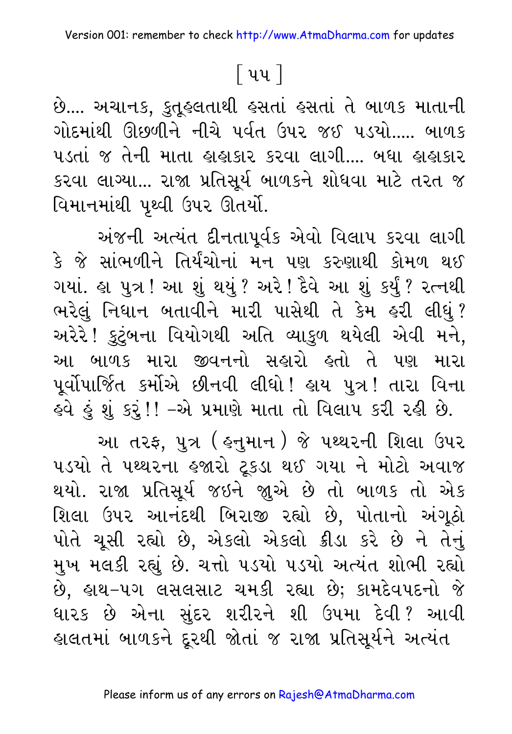છે.... અચાનક, કુતૂહલતાથી હસતાં હસતાં તે બાળક માતાની ગોદમાંથી ઊછળીને નીચે પર્વત ઉપર જઈ પડયો..... બાળક પડતાં જ તેની માતા હાહાકાર કરવા લાગી.... બધા હાહાકાર કરવા લાગ્યા... રાજા પ્રતિસૂર્ય બાળકને શોધવા માટે તરત જ વિમાનમાંથી પૃથ્વી ઉપર ઊતર્યો.

અંજની અત્યંત દીનતાપૂર્વક એવો વિલાપ કરવા લાગી કે જે સાંભળીને તિર્યંચોનાં મન પણ કરુણાથી કોમળ થઈ ગયાં. હા પુત્ર! આ શું થયું? અરે! દૈવે આ શું કર્યું? રત્નથી ભરેલું નિધાન બતાવીને મારી પાસેથી તે કેમ હરી લીધું? અરેરે! કુટુંબના વિયોગથી અતિ વ્યાકુળ થયેલી એવી મને, આ બાળક મારા જીવનનો સહારો હતો તે પણ મારા પૂર્વોપાર્જિત કર્મોએ છીનવી લીધો! હાય પુત્ર! તારા વિના હવે હું શું કરું!! –એ પ્રમાણે માતા તો વિલાપ કરી રહી છે.

આ તરફ, પુત્ર (હનુમાન) જે પથ્થરની શિલા ઉપર પડયો તે પથ્થરના હજારો ટૂકડા થઈ ગયા ને મોટો અવાજ થયો. રાજા પ્રતિસૂર્ય જઈને જુએ છે તો બાળક તો એક શિલા ઉપર આનંદથી બિરાજી રહ્યો છે, પોતાનો અંગૂઠો પોતે ચૂસી રહ્યો છે, એકલો એકલો ક્રીડા કરે છે ને તેનું મુખ મલકી રહ્યું છે. ચત્તો પડયો પડયો અત્યંત શોભી રહ્યો છે, હાથ-પગ લસલસાટ ચમકી રહ્યા છે; કામદેવપદનો જે ધારક છે એના સુંદર શરીરને શી ઉપમા દેવી? આવી હાલતમાં બાળકને દૂરથી જોતાં જ રાજા પ્રતિસૂર્યને અત્યંત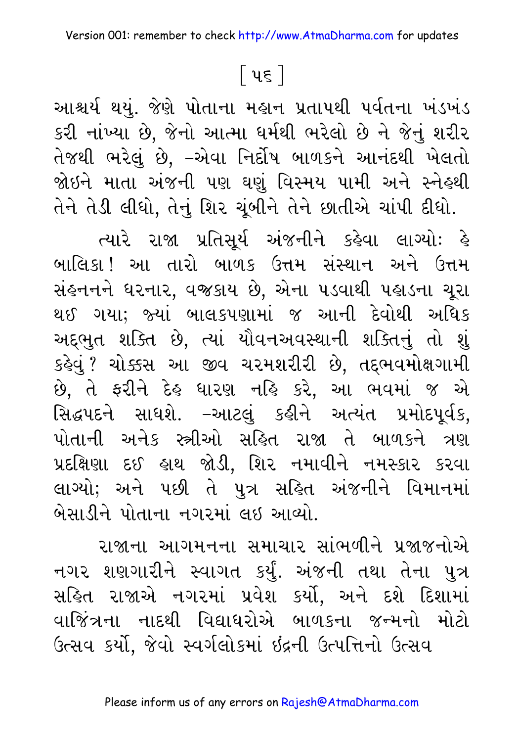આશ્ચર્ય થયું. જેણે પોતાના મહાન પ્રતાપથી પર્વતના ખંડખંડ કરી નાંખ્યા છે, જેનો આત્મા ધર્મથી ભરેલો છે ને જેનું શરીર તેજથી ભરેલું છે, –એવા નિર્દોષ બાળકને આનંદથી ખેલતો જોઇને માતા અંજની પણ ઘણું વિસ્મય પામી અને સ્નેહથી તેને તેડી લીધો, તેનું શિર ચૂંબીને તેને છાતીએ ચાંપી દીધો.

ત્યારે રાજા પ્રતિસૂર્ય અંજનીને કહેવા લાગ્યોઃ હે બાલિકા! આ તારો બાળક ઉત્તમ સંસ્થાન અને ઉત્તમ સંહનનને ધરનાર, વજ્રકાય છે, એના પડવાથી પહાડના ચૂરા થઈ ગયા; જ્યાં બાલકપણામાં જ આની દેવોથી અધિક અદ્‌ભુત શક્તિ છે, ત્યાં યૌવનઅવસ્થાની શક્તિનું તો શું કહેવું? ચોક્કસ આ જીવ ચરમશરીરી છે, તદ્‌ભવમોક્ષગામી છે, તે ફરીને દેહ ધારણ નહિ કરે, આ ભવમાં જ એ સિદ્ધપદને સાધશે. –આટલું કહીને અત્યંત પ્રમોદપૂર્વક, પોતાની અનેક સ્ત્રીઓ સહિત રાજા તે બાળકને ત્રણ પ્રદક્ષિણા દઈ હાથ જોડી, શિર નમાવીને નમસ્કાર કરવા લાગ્યો; અને પછી તે પુત્ર સહિત અંજનીને વિમાનમાં બેસાડીને પોતાના નગરમાં લઇ આવ્યો.

રાજાના આગમનના સમાચાર સાંભળીને પ્રજાજનોએ નગર શણગારીને સ્વાગત કર્યું. અંજની તથા તેના પુત્ર સહિત રાજાએ નગરમાં પ્રવેશ કર્યો, અને દશે દિશામાં વાજિંત્રના નાદથી વિદ્યાધરોએ બાળકના જન્મનો મોટો ઉત્સવ કર્યો, જેવો સ્વર્ગલોકમાં ઇંદ્રની ઉત્પત્તિનો ઉત્સવ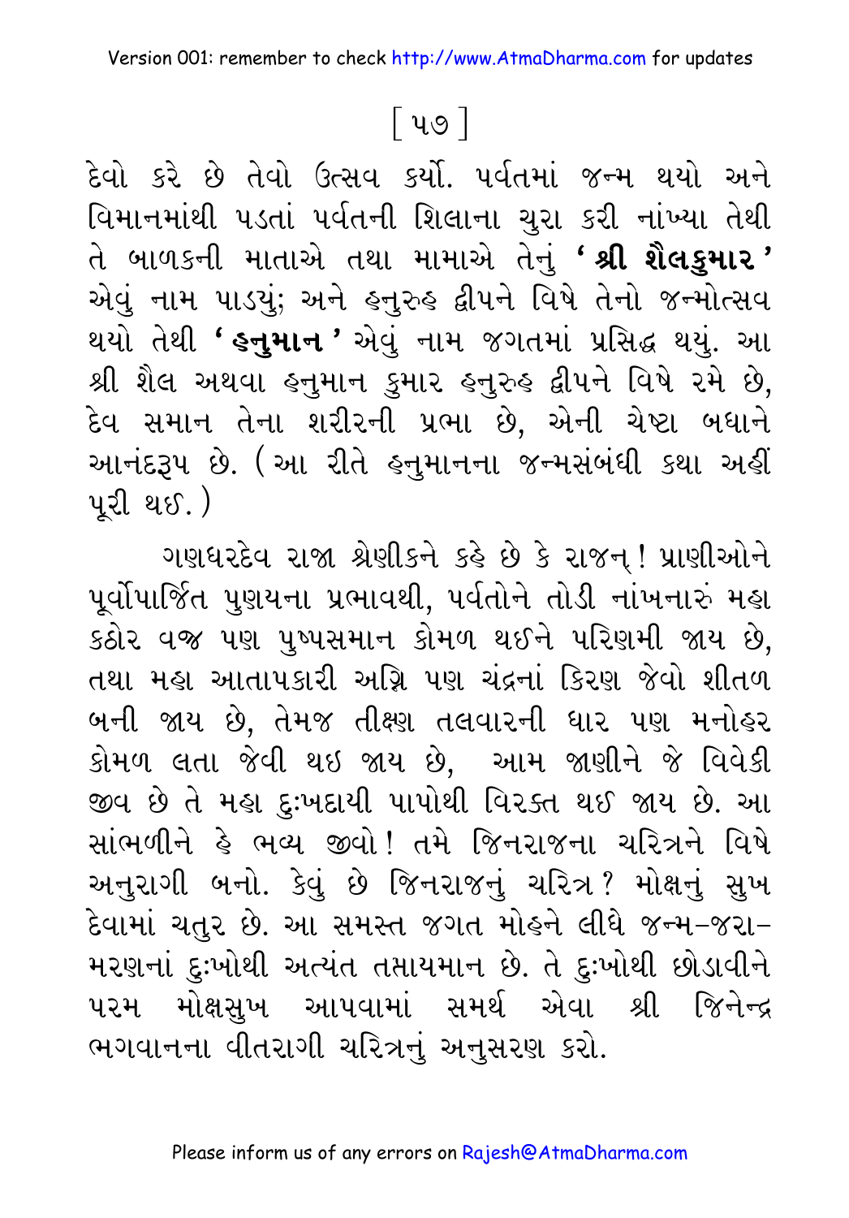[ ૫૭ ]

દેવો કરે છે તેવો ઉત્સવ કર્યો. પર્વતમાં જન્મ થયો અને વિમાનમાંથી પડતાં પર્વતની શિલાના ચુરા કરી નાંખ્યા તેથી તે બાળકની માતાએ તથા મામાએ તેનું **' શ્રી શૈલકુમાર '** એવું નામ પાડયું; અને હનુરુહ દ્વીપને વિષે તેનો જન્મોત્સવ થયો તેથી **' હનુમાન '** એવું નામ જગતમાં પ્રસિદ્ધ થયું. આ શ્રી શૈલ અથવા હનુમાન કુમાર હનુરુહ દ્વીપને વિષે રમે છે, દેવ સમાન તેના શરીરની પ્રભા છે, એની ચેષ્ટા બધાને આનંદરૂપ છે. (આ રીતે હનુમાનના જન્મસંબંધી કથા અહીં પૂરી થઈ.)

ગણધરદેવ રાજા શ્રેણીકને કહે છે કે રાજન્ ! પ્રાણીઓને પૂર્વોપાર્જિત પુણયના પ્રભાવથી, પર્વતોને તોડી નાંખનારું મહા કઠોર વજ્ર પણ પુષ્પસમાન કોમળ થઈને પરિણમી જાય છે, તથા મહા આતાપકારી અગ્નિ પણ ચંદ્રનાં કિરણ જેવો શીતળ બની જાય છે, તેમજ તીક્ષ્ણ તલવારની ધાર પણ મનોહર કોમળ લતા જેવી થઇ જાય છે, આમ જાણીને જે વિવેકી જીવ છે તે મહા દુઃખદાયી પાપોથી વિરક્ત થઈ જાય છે. આ સાંભળીને હે ભવ્ય જીવો ! તમે જિનરાજના ચરિત્રને વિષે અનુરાગી બનો. કેવું છે જિનરાજનું ચરિત્ર ? મોક્ષનું સુખ દેવામાં ચતુર છે. આ સમસ્ત જગત મોહને લીધે જન્મ-જરા-મરણનાં દુઃખોથી અત્યંત તપ્તાયમાન છે. તે દુઃખોથી છોડાવીને પરમ મોક્ષસુખ આપવામાં સમર્થ એવા શ્રી જિનેન્દ્ર ભગવાનના વીતરાગી ચરિત્રનું અનુસરણ કરો.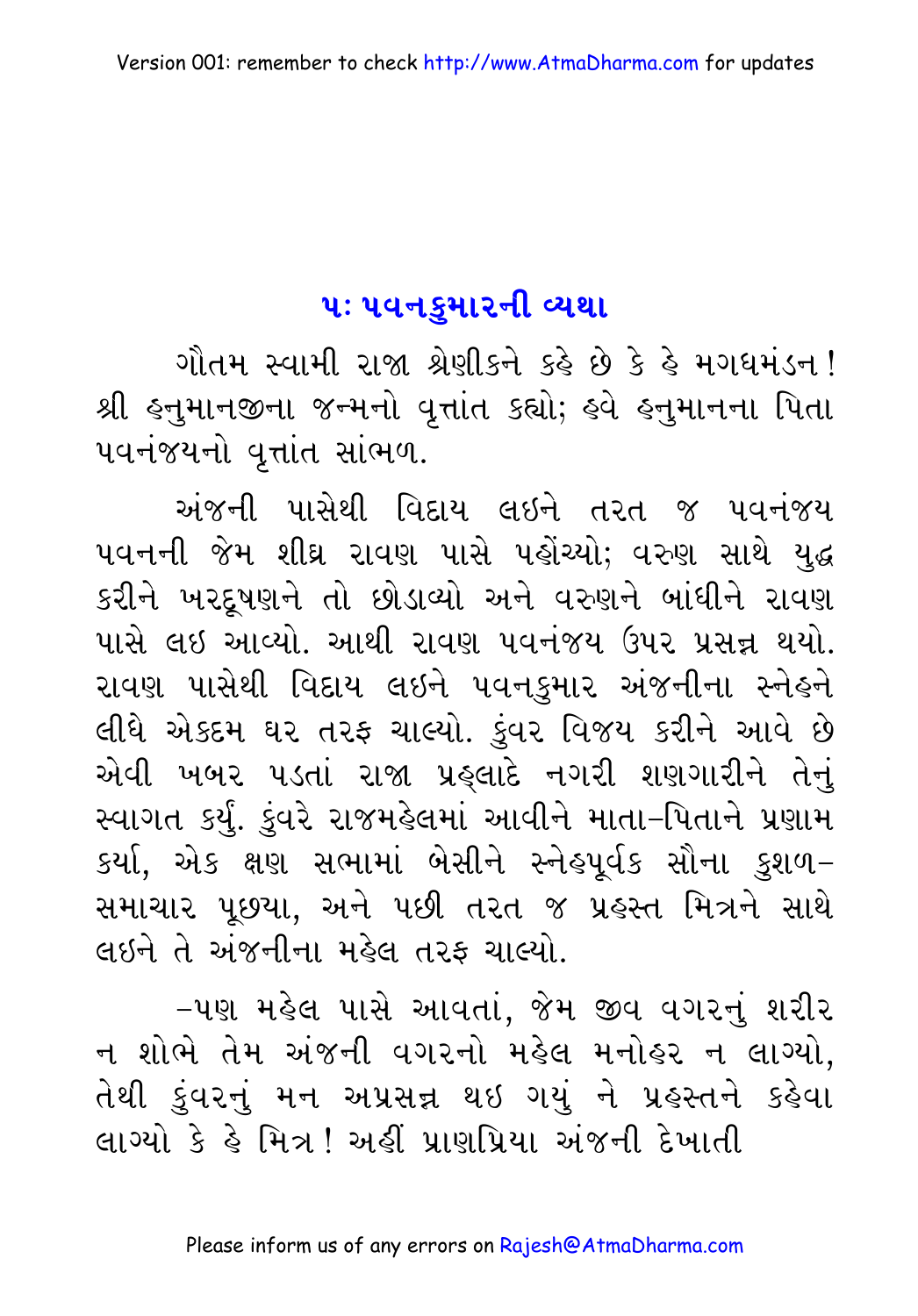## ૫: પવનકુમારની વ્યથા

ગૌતમ સ્વામી રાજા શ્રેણીકને કહે છે કે હે મગધમંડન! શ્રી હનુમાનજીના જન્મનો વૃત્તાંત કહ્યો; હવે હનુમાનના પિતા પવનંજયનો વૃત્તાંત સાંભળ.

અંજની પાસેથી વિદાય લઇને તરત જ પવનંજય પવનની જેમ શીઘ્ર રાવણ પાસે પહોંચ્યો; વરુણ સાથે યુદ્ધ કરીને ખરદૂષણને તો છોડાવ્યો અને વરુણને બાંધીને રાવણ પાસે લઇ આવ્યો. આથી રાવણ પવનંજય ઉપર પ્રસન્ન થયો. રાવણ પાસેથી વિદાય લઇને પવનકુમાર અંજનીના સ્નેહને લીધે એકદમ ઘર તરફ ચાલ્યો. કુંવર વિજય કરીને આવે છે એવી ખબર પડતાં રાજા પ્રહ્‌લાદે નગરી શણગારીને તેનું સ્વાગત કર્યું. કુંવરે રાજમહેલમાં આવીને માતા-પિતાને પ્રણામ કર્યા, એક ક્ષણ સભામાં બેસીને સ્નેહપૂર્વક સૌના કુશળ-સમાચાર પૂછ્યા, અને પછી તરત જ પ્રહસ્ત મિત્રને સાથે લઇને તે અંજનીના મહેલ તરફ ચાલ્યો.

-પણ મહેલ પાસે આવતાં, જેમ જીવ વગરનું શરીર ન શોભે તેમ અંજની વગરનો મહેલ મનોહર ન લાગ્યો, તેથી કુંવરનું મન અપ્રસન્ન થઇ ગયું ને પ્રહસ્તને કહેવા લાગ્યો કે હે મિત્ર! અહીં પ્રાણપ્રિયા અંજની દેખાતી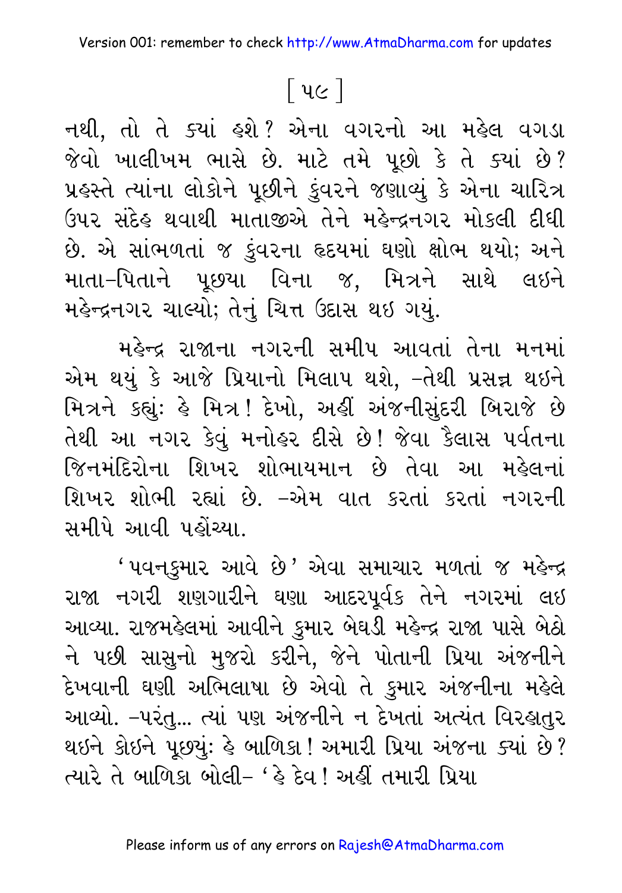નથી, તો તે ક્યાં હશે? એના વગરનો આ મહેલ વગડા જેવો ખાલીખમ ભાસે છે. માટે તમે પૂછો કે તે ક્યાં છે? પ્રહસ્તે ત્યાંના લોકોને પૂછીને કુંવરને જણાવ્યું કે એના ચારિત્ર ઉપર સંદેહ થવાથી માતાજીએ તેને મહેન્દ્રનગર મોકલી દીધી છે. એ સાંભળતાં જ કુંવરના હૃદયમાં ઘણો ક્ષોભ થયો; અને માતા-પિતાને પૂછ્યા વિના જ, મિત્રને સાથે લઇને મહેન્દ્રનગર ચાલ્યો; તેનું ચિત્ત ઉદાસ થઇ ગયું.

મહેન્દ્ર રાજાના નગરની સમીપ આવતાં તેના મનમાં એમ થયું કે આજે પ્રિયાનો મિલાપ થશે, -તેથી પ્રસન્ન થઇને મિત્રને કહ્યું: હે મિત્ર! દેખો, અહીં અંજનીસુંદરી બિરાજે છે તેથી આ નગર કેવું મનોહર દીસે છે! જેવા કૈલાસ પર્વતના જિનમંદિરોના શિખર શોભાયમાન છે તેવા આ મહેલનાં શિખર શોભી રહ્યાં છે. -એમ વાત કરતાં કરતાં નગરની સમીપે આવી પહોંચ્યા.

'પવનકુમાર આવે છે' એવા સમાચાર મળતાં જ મહેન્દ્ર રાજા નગરી શણગારીને ઘણા આદરપૂર્વક તેને નગરમાં લઇ આવ્યા. રાજમહેલમાં આવીને કુમાર બેઘડી મહેન્દ્ર રાજા પાસે બેઠો ને પછી સાસુનો મુજરો કરીને, જેને પોતાની પ્રિયા અંજનીને દેખવાની ઘણી અભિલાષા છે એવો તે કુમાર અંજનીના મહેલે આવ્યો. -પરંતુ... ત્યાં પણ અંજનીને ન દેખતાં અત્યંત વિરહાતુર થઇને કોઇને પૂછ્યું: હે બાળિકા! અમારી પ્રિયા અંજના ક્યાં છે? ત્યારે તે બાળિકા બોલી- 'હે દેવ! અહીં તમારી પ્રિયા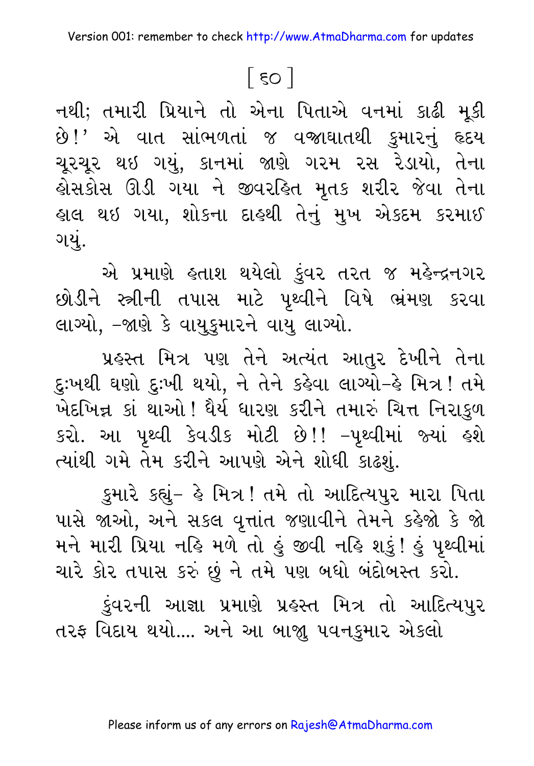નથી; તમારી પ્રિયાને તો એના પિતાએ વનમાં કાઢી મૂકી છે!' એ વાત સાંભળતાં જ વજ્રાઘાતથી કુમારનું હૃદય ચૂરચૂર થઇ ગયું, કાનમાં જાણે ગરમ રસ રેડાયો, તેના હોસકોસ ઊડી ગયા ને જીવરહિત મૃતક શરીર જેવા તેના હાલ થઇ ગયા, શોકના દાહથી તેનું મુખ એકદમ કરમાઈ ગયું.

એ પ્રમાણે હતાશ થયેલો કુંવર તરત જ મહેન્દ્રનગર છોડીને સ્ત્રીની તપાસ માટે પૃથ્વીને વિષે ભ્રમણ કરવા લાગ્યો, -જાણે કે વાયુકુમારને વાયુ લાગ્યો.

પ્રહસ્ત મિત્ર પણ તેને અત્યંત આતુર દેખીને તેના દુઃખથી ઘણો દુઃખી થયો, ને તેને કહેવા લાગ્યો-હે મિત્ર! તમે ખેદખિન્ન કાં થાઓ! ધૈર્ય ધારણ કરીને તમારું ચિત્ત નિરાકુળ કરો. આ પૃથ્વી કેવડીક મોટી છે!! -પૃથ્વીમાં જ્યાં હશે ત્યાંથી ગમે તેમ કરીને આપણે એને શોધી કાઢશું.

કુમારે કહ્યું- હે મિત્ર! તમે તો આદિત્યપુર મારા પિતા પાસે જાઓ, અને સકલ વૃત્તાંત જણાવીને તેમને કહેજો કે જો મને મારી પ્રિયા નહિ મળે તો હું જીવી નહિ શકું! હું પૃથ્વીમાં ચારે કોર તપાસ કરું છું ને તમે પણ બધો બંદોબસ્ત કરો.

કુંવરની આજ્ઞા પ્રમાણે પ્રહસ્ત મિત્ર તો આદિત્યપુર તરફ વિદાય થયો.... અને આ બાજુ પવનકુમાર એકલો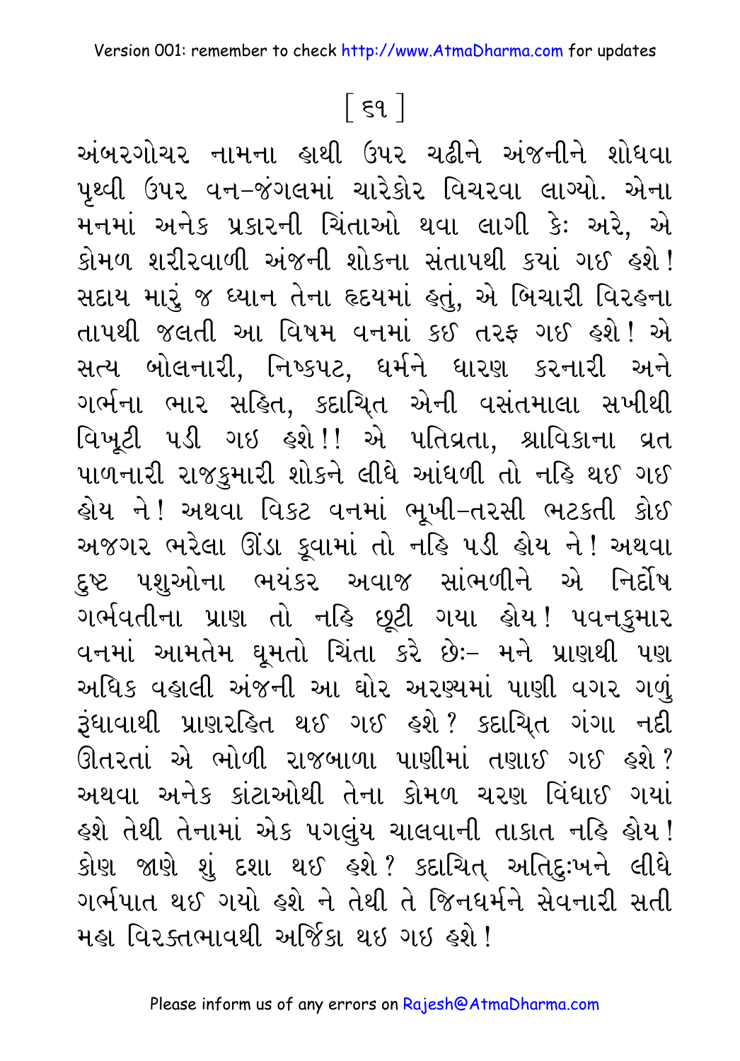અંબરગોચર નામના હાથી ઉપર ચઢીને અંજનીને શોધવા પૃથ્વી ઉપર વન-જંગલમાં ચારેકોર વિચરવા લાગ્યો. એના મનમાં અનેક પ્રકારની ચિંતાઓ થવા લાગી કેઃ અરે, એ કોમળ શરીરવાળી અંજની શોકના સંતાપથી કયાં ગઈ હશે! સદાય મારું જ ધ્યાન તેના હૃદયમાં હતું, એ બિચારી વિરહના તાપથી જલતી આ વિષમ વનમાં કઈ તરફ ગઈ હશે! એ સત્ય બોલનારી, નિષ્કપટ, ધર્મને ધારણ કરનારી અને ગર્ભના ભાર સહિત, કદાચિત એની વસંતમાલા સખીથી વિખૂટી પડી ગઇ હશે!! એ પતિવ્રતા, શ્રાવિકાના વ્રત પાળનારી રાજકુમારી શોકને લીધે આંધળી તો નહિ થઈ ગઈ હોય ને! અથવા વિકટ વનમાં ભૂખી-તરસી ભટકતી કોઈ અજગર ભરેલા ઊંડા કૂવામાં તો નહિ પડી હોય ને! અથવા દુષ્ટ પશુઓના ભયંકર અવાજ સાંભળીને એ નિર્દોષ ગર્ભવતીના પ્રાણ તો નહિ છૂટી ગયા હોય! પવનકુમાર વનમાં આમતેમ ઘૂમતો ચિંતા કરે છેઃ- મને પ્રાણથી પણ અધિક વહાલી અંજની આ ઘોર અરણ્યમાં પાણી વગર ગળું રૂંધાવાથી પ્રાણરહિત થઈ ગઈ હશે? કદાચિત ગંગા નદી ઊતરતાં એ ભોળી રાજબાળા પાણીમાં તણાઈ ગઈ હશે? અથવા અનેક કાંટાઓથી તેના કોમળ ચરણ વિંધાઈ ગયાં હશે તેથી તેનામાં એક પગલુંય ચાલવાની તાકાત નહિ હોય! કોણ જાણે શું દશા થઈ હશે? કદાચિત્ અતિદુઃખને લીધે ગર્ભપાત થઈ ગયો હશે ને તેથી તે જિનધર્મને સેવનારી સતી મહા વિરક્તભાવથી અર્જિકા થઇ ગઇ હશે!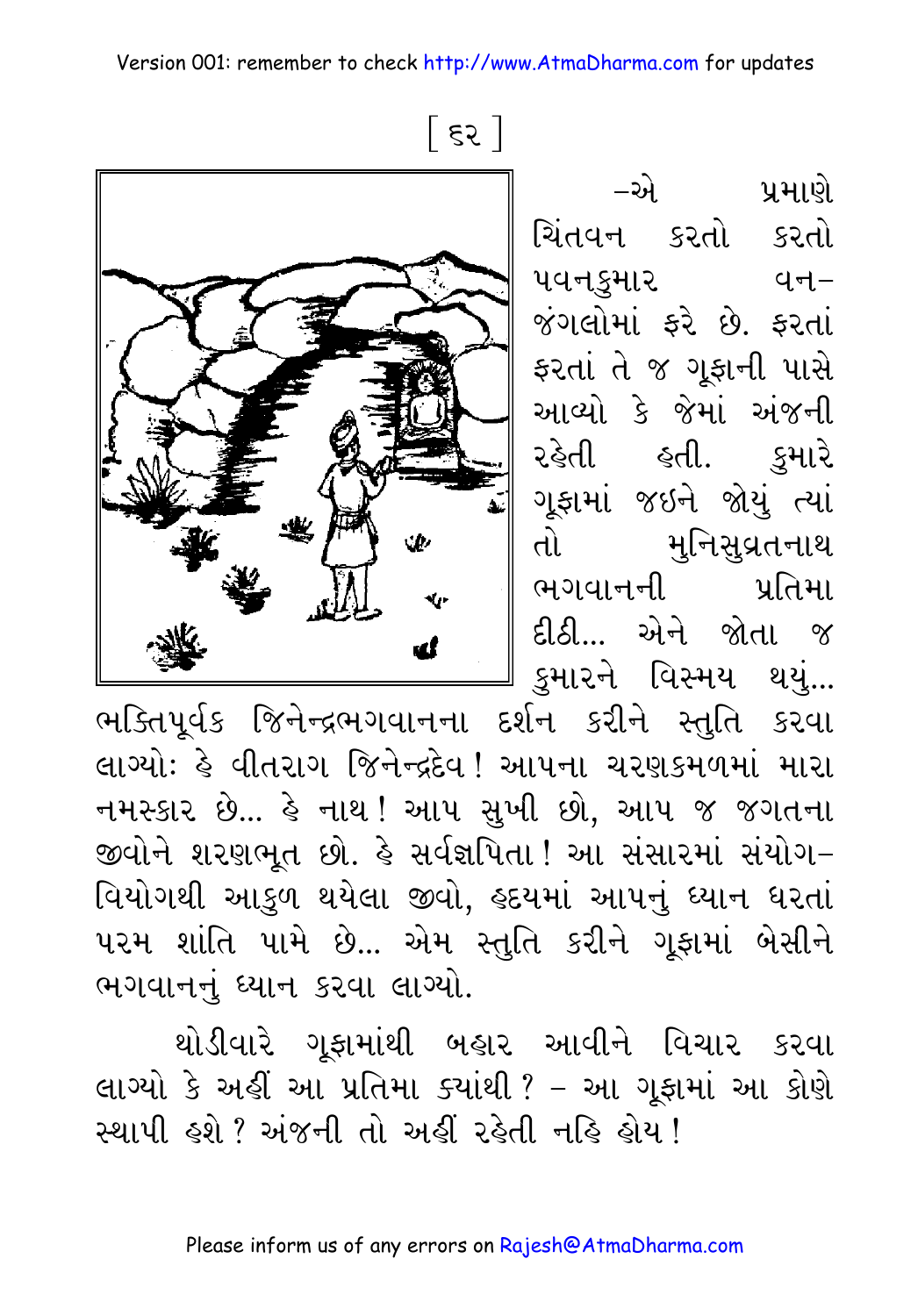–એ પ્રમાણે ચિંતવન કરતો કરતો પવનકુમાર વન–જંગલોમાં ફરે છે. ફરતાં ફરતાં તે જ ગૂફાની પાસે આવ્યો કે જેમાં અંજની રહેતી હતી. કુમારે ગૂફામાં જઇને જોયું ત્યાં તો મુનિસુવ્રતનાથ ભગવાનની પ્રતિમા દીઠી... એને જોતા જ કુમારને વિસ્મય થયું... ભક્તિપૂર્વક જિનેન્દ્રભગવાનના દર્શન કરીને સ્તુતિ કરવા લાગ્યોઃ હે વીતરાગ જિનેન્દ્રદેવ! આપના ચરણકમળમાં મારા નમસ્કાર છે... હે નાથ! આપ સુખી છો, આપ જ જગતના જીવોને શરણભૂત છો. હે સર્વજ્ઞપિતા! આ સંસારમાં સંયોગ–વિયોગથી આકુળ થયેલા જીવો, હૃદયમાં આપનું ધ્યાન ધરતાં પરમ શાંતિ પામે છે... એમ સ્તુતિ કરીને ગૂફામાં બેસીને ભગવાનનું ધ્યાન કરવા લાગ્યો.

થોડીવારે ગૂફામાંથી બહાર આવીને વિચાર કરવા લાગ્યો કે અહીં આ પ્રતિમા ક્યાંથી? – આ ગૂફામાં આ કોણે સ્થાપી હશે? અંજની તો અહીં રહેતી નહિ હોય!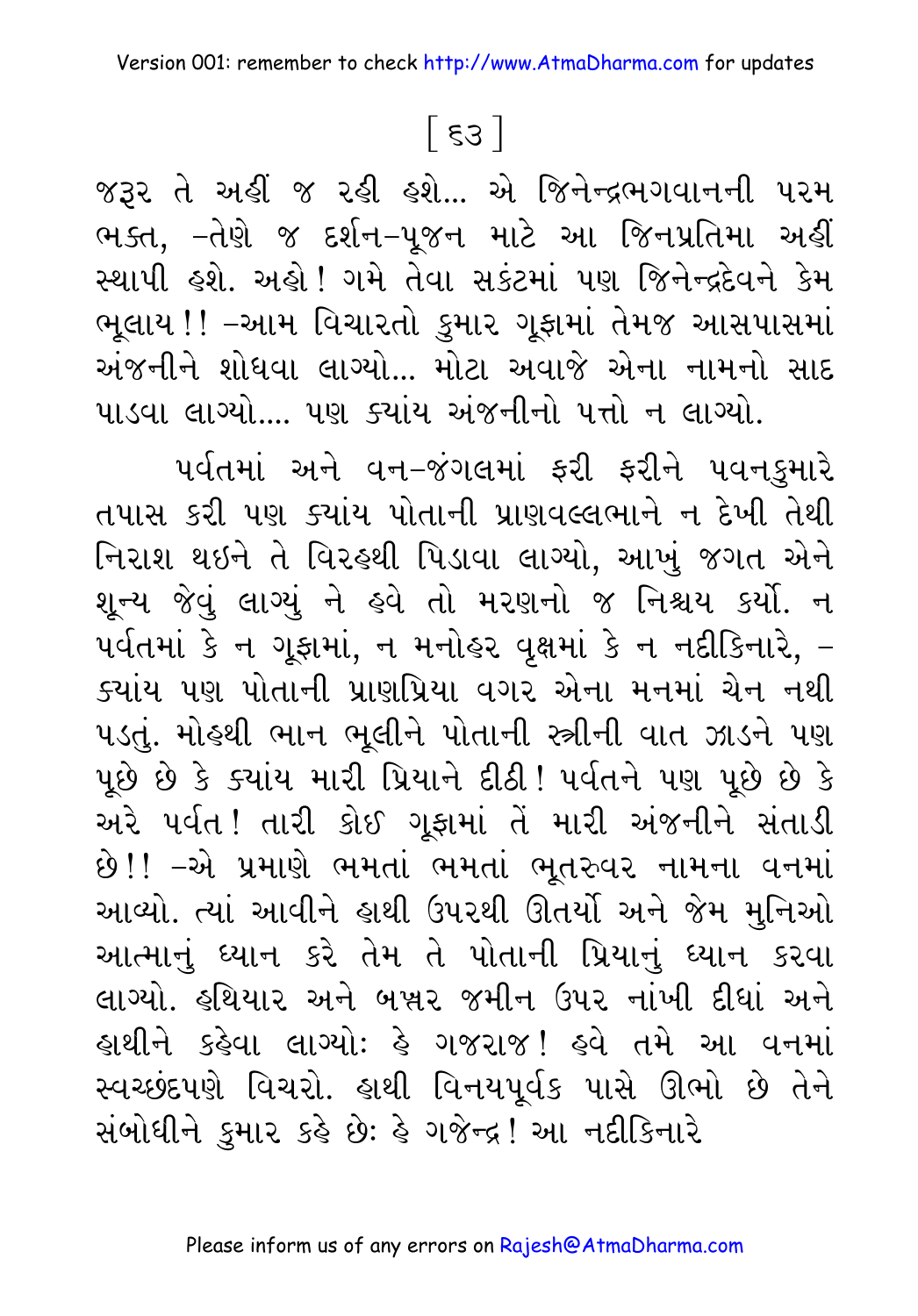જરૂર તે અહીં જ રહી હશે... એ જિનેન્દ્રભગવાનની પરમ ભક્ત, –તેણે જ દર્શન–પૂજન માટે આ જિનપ્રતિમા અહીં સ્થાપી હશે. અહો! ગમે તેવા સકંટમાં પણ જિનેન્દ્રદેવને કેમ ભૂલાય!! –આમ વિચારતો કુમાર ગૂફામાં તેમજ આસપાસમાં અંજનીને શોધવા લાગ્યો... મોટા અવાજે એના નામનો સાદ પાડવા લાગ્યો.... પણ ક્યાંય અંજનીનો પત્તો ન લાગ્યો.

પર્વતમાં અને વન–જંગલમાં ફરી ફરીને પવનકુમારે તપાસ કરી પણ ક્યાંય પોતાની પ્રાણવલ્લભાને ન દેખી તેથી નિરાશ થઇને તે વિરહથી પિડાવા લાગ્યો, આખું જગત એને શૂન્ય જેવું લાગ્યું ને હવે તો મરણનો જ નિશ્ચય કર્યો. ન પર્વતમાં કે ન ગૂફામાં, ન મનોહર વૃક્ષમાં કે ન નદીકિનારે, – ક્યાંય પણ પોતાની પ્રાણપ્રિયા વગર એના મનમાં ચેન નથી પડતું. મોહથી ભાન ભૂલીને પોતાની સ્ત્રીની વાત ઝાડને પણ પૂછે છે કે ક્યાંય મારી પ્રિયાને દીઠી! પર્વતને પણ પૂછે છે કે અરે પર્વત! તારી કોઈ ગૂફામાં તેં મારી અંજનીને સંતાડી છે!! –એ પ્રમાણે ભમતાં ભમતાં ભૂતરુવર નામના વનમાં આવ્યો. ત્યાં આવીને હાથી ઉપરથી ઊતર્યો અને જેમ મુનિઓ આત્માનું ધ્યાન કરે તેમ તે પોતાની પ્રિયાનું ધ્યાન કરવા લાગ્યો. હથિયાર અને બક્ષર જમીન ઉપર નાંખી દીધાં અને હાથીને કહેવા લાગ્યોઃ હે ગજરાજ! હવે તમે આ વનમાં સ્વચ્છંદપણે વિચરો. હાથી વિનયપૂર્વક પાસે ઊભો છે તેને સંબોધીને કુમાર કહે છેઃ હે ગજેન્દ્ર! આ નદીકિનારે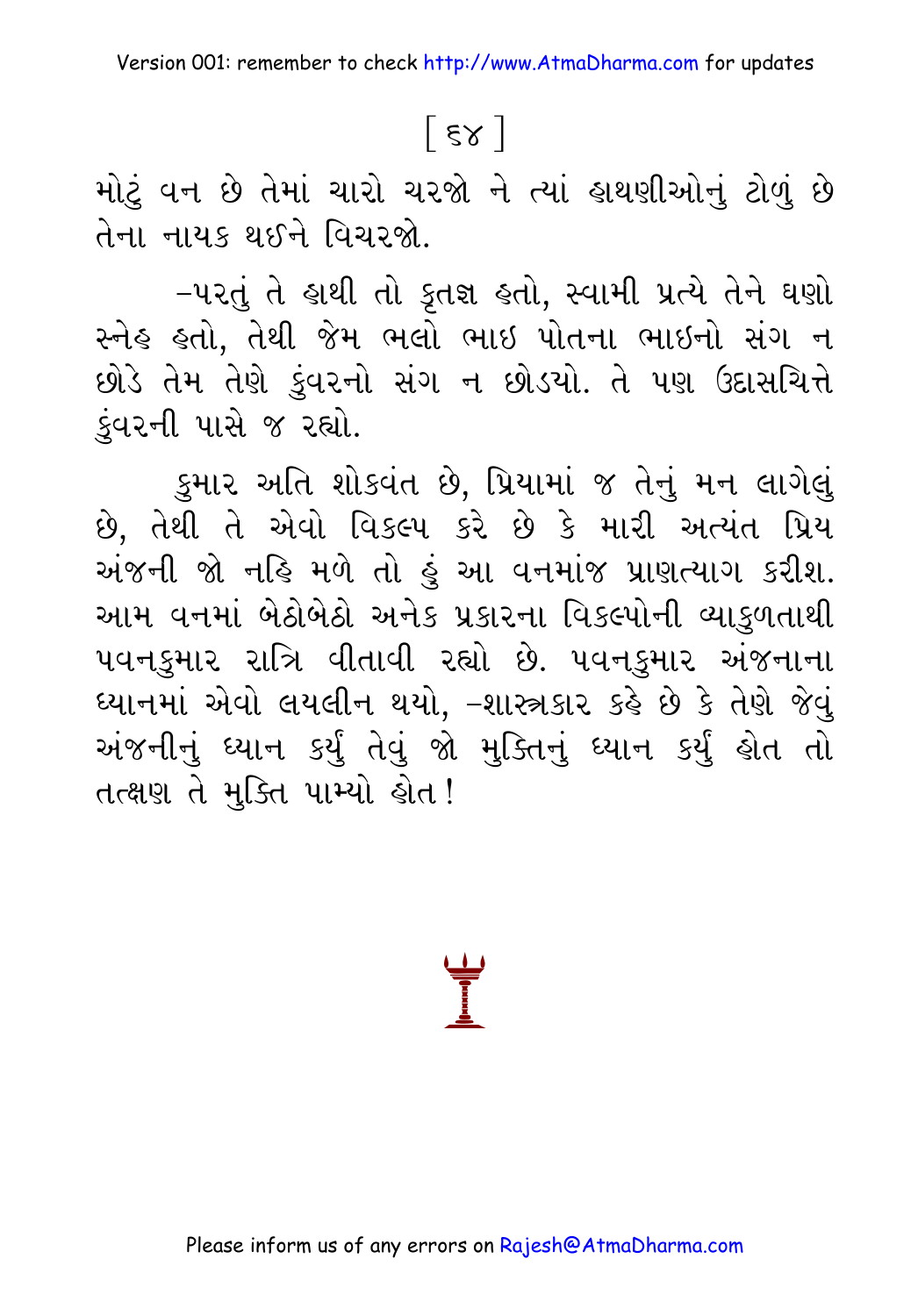મોટું વન છે તેમાં ચારો ચરજો ને ત્યાં હાથણીઓનું ટોળું છે તેના નાયક થઈને વિચરજો.

–પરતું તે હાથી તો કૃતજ્ઞ હતો, સ્વામી પ્રત્યે તેને ઘણો સ્નેહ હતો, તેથી જેમ ભલો ભાઇ પોતના ભાઇનો સંગ ન છોડે તેમ તેણે કુંવરનો સંગ ન છોડયો. તે પણ ઉદાસચિત્તે કુંવરની પાસે જ રહ્યો.

કુમાર અતિ શોકવંત છે, પ્રિયામાં જ તેનું મન લાગેલું છે, તેથી તે એવો વિકલ્પ કરે છે કે મારી અત્યંત પ્રિય અંજની જો નહિ મળે તો હું આ વનમાંજ પ્રાણત્યાગ કરીશ. આમ વનમાં બેઠોબેઠો અનેક પ્રકારના વિકલ્પોની વ્યાકુળતાથી પવનકુમાર રાત્રિ વીતાવી રહ્યો છે. પવનકુમાર અંજનાના ધ્યાનમાં એવો લયલીન થયો, –શાસ્ત્રકાર કહે છે કે તેણે જેવું અંજનીનું ધ્યાન કર્યું તેવું જો મુક્તિનું ધ્યાન કર્યું હોત તો તત્ક્ષણ તે મુક્તિ પામ્યો હોત!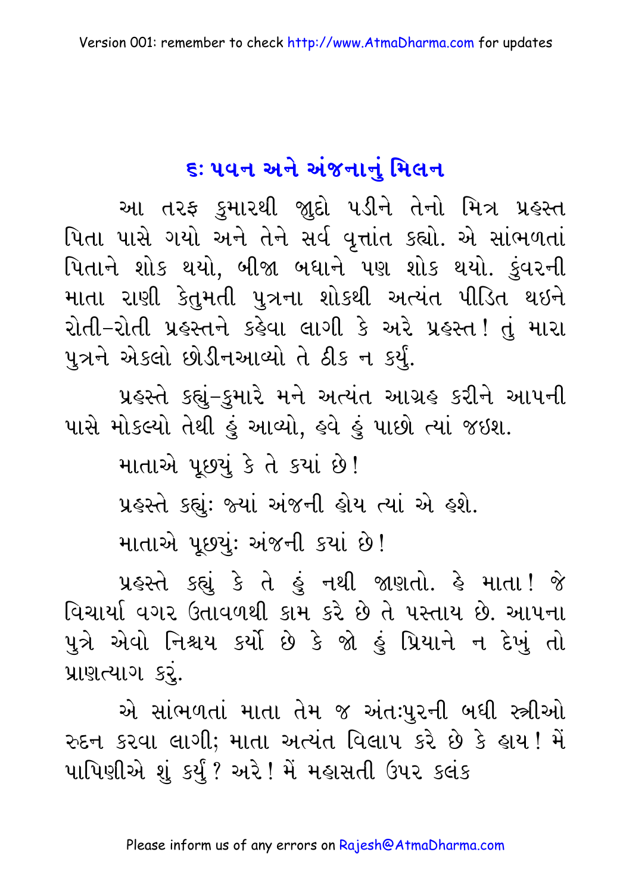## ૬: પવન અને અંજનાનું મિલન

આ તરફ કુમારથી જુદો પડીને તેનો મિત્ર પ્રહસ્ત પિતા પાસે ગયો અને તેને સર્વ વૃત્તાંત કહ્યો. એ સાંભળતાં પિતાને શોક થયો, બીજા બધાને પણ શોક થયો. કુંવરની માતા રાણી કેતુમતી પુત્રના શોકથી અત્યંત પીડિત થઇને રોતી-રોતી પ્રહસ્તને કહેવા લાગી કે અરે પ્રહસ્ત! તું મારા પુત્રને એકલો છોડીનઆવ્યો તે ઠીક ન કર્યું.

પ્રહસ્તે કહ્યું-કુમારે મને અત્યંત આગ્રહ કરીને આપની પાસે મોકલ્યો તેથી હું આવ્યો, હવે હું પાછો ત્યાં જઇશ.

માતાએ પૂછ્યું કે તે કયાં છે!

પ્રહસ્તે કહ્યું: જ્યાં અંજની હોય ત્યાં એ હશે.

માતાએ પૂછ્યું: અંજની કયાં છે!

પ્રહસ્તે કહ્યું કે તે હું નથી જાણતો. હે માતા! જે વિચાર્યા વગર ઉતાવળથી કામ કરે છે તે પસ્તાય છે. આપના પુત્રે એવો નિશ્ચય કર્યો છે કે જો હું પ્રિયાને ન દેખું તો પ્રાણત્યાગ કરું.

એ સાંભળતાં માતા તેમ જ અંતઃપુરની બધી સ્ત્રીઓ રુદન કરવા લાગી; માતા અત્યંત વિલાપ કરે છે કે હાય! મેં પાપિણીએ શું કર્યું? અરે! મેં મહાસતી ઉપર કલંક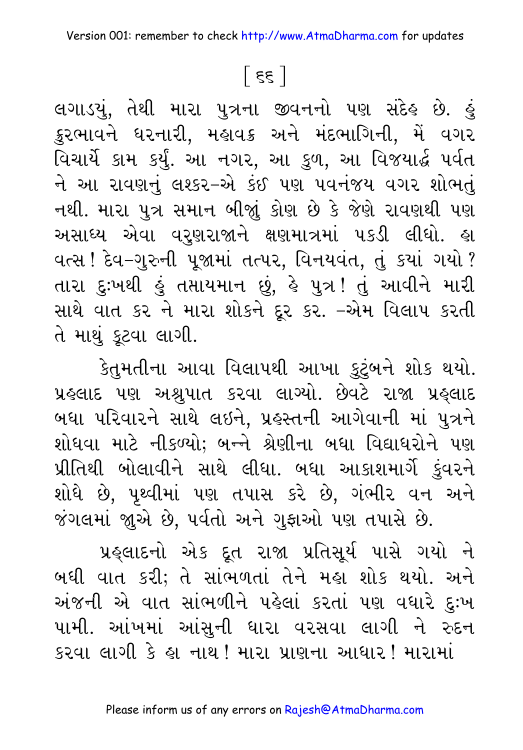લગાડયું, તેથી મારા પુત્રના જીવનનો પણ સંદેહ છે. હું ક્રુરભાવને ધરનારી, મહાવક્ર અને મંદભાગિની, મેં વગર વિચાર્યે કામ કર્યું. આ નગર, આ કુળ, આ વિજયાર્દ્ધ પર્વત ને આ રાવણનું લશ્કર-એ કંઈ પણ પવનંજય વગર શોભતું નથી. મારા પુત્ર સમાન બીજું કોણ છે કે જેણે રાવણથી પણ અસાધ્ય એવા વરુણરાજાને ક્ષણમાત્રમાં પકડી લીધો. હા વત્સ! દેવ-ગુરુની પૂજામાં તત્પર, વિનયવંત, તું કયાં ગયો? તારા દુઃખથી હું તપ્તાયમાન છું, હે પુત્ર! તું આવીને મારી સાથે વાત કર ને મારા શોકને દૂર કર. -એમ વિલાપ કરતી તે માથું કૂટવા લાગી.

કેતુમતીના આવા વિલાપથી આખા કુટુંબને શોક થયો. પ્રહ્લાદ પણ અશ્રુપાત કરવા લાગ્યો. છેવટે રાજા પ્રહ્લાદ બધા પરિવારને સાથે લઈને, પ્રહસ્તની આગેવાની માં પુત્રને શોધવા માટે નીકળ્યો; બન્ને શ્રેણીના બધા વિદ્યાધરોને પણ પ્રીતિથી બોલાવીને સાથે લીધા. બધા આકાશમાર્ગે કુંવરને શોધે છે, પૃથ્વીમાં પણ તપાસ કરે છે, ગંભીર વન અને જંગલમાં જુએ છે, પર્વતો અને ગુફાઓ પણ તપાસે છે.

પ્રહ્લાદનો એક દૂત રાજા પ્રતિસૂર્ય પાસે ગયો ને બધી વાત કરી; તે સાંભળતાં તેને મહા શોક થયો. અને અંજની એ વાત સાંભળીને પહેલાં કરતાં પણ વધારે દુઃખ પામી. આંખમાં આંસુની ધારા વરસવા લાગી ને રુદન કરવા લાગી કે હા નાથ! મારા પ્રાણના આધાર! મારામાં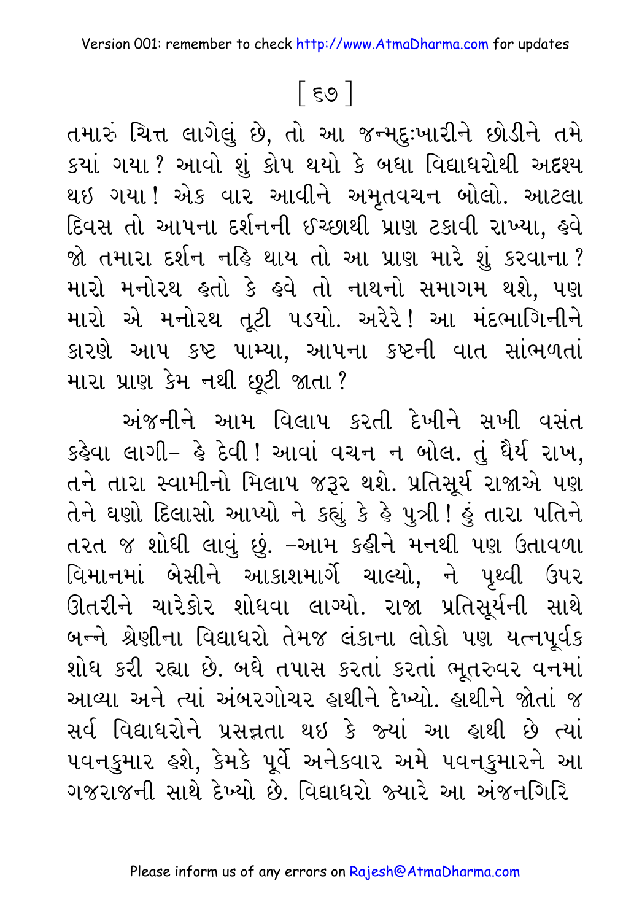તમારું ચિત્ત લાગેલું છે, તો આ જન્મદુઃખારીને છોડીને તમે કયાં ગયા? આવો શું કોપ થયો કે બધા વિદ્યાધરોથી અદશ્ય થઇ ગયા! એક વાર આવીને અમૃતવચન બોલો. આટલા દિવસ તો આપના દર્શનની ઈચ્છાથી પ્રાણ ટકાવી રાખ્યા, હવે જો તમારા દર્શન નહિ થાય તો આ પ્રાણ મારે શું કરવાના? મારો મનોરથ હતો કે હવે તો નાથનો સમાગમ થશે, પણ મારો એ મનોરથ તૂટી પડયો. અરેરે! આ મંદભાગિનીને કારણે આપ કષ્ટ પામ્યા, આપના કષ્ટની વાત સાંભળતાં મારા પ્રાણ કેમ નથી છૂટી જાતા?

અંજનીને આમ વિલાપ કરતી દેખીને સખી વસંત કહેવા લાગી– હે દેવી! આવાં વચન ન બોલ. તું ધૈર્ય રાખ, તને તારા સ્વામીનો મિલાપ જરૂર થશે. પ્રતિસૂર્ય રાજાએ પણ તેને ઘણો દિલાસો આપ્યો ને કહ્યું કે હે પુત્રી! હું તારા પતિને તરત જ શોધી લાવું છું. –આમ કહીને મનથી પણ ઉતાવળા વિમાનમાં બેસીને આકાશમાર્ગે ચાલ્યો, ને પૃથ્વી ઉપર ઊતરીને ચારેકોર શોધવા લાગ્યો. રાજા પ્રતિસૂર્યની સાથે બન્ને શ્રેણીના વિદ્યાધરો તેમજ લંકાના લોકો પણ યત્નપૂર્વક શોધ કરી રહ્યા છે. બધે તપાસ કરતાં કરતાં ભૂતરુવર વનમાં આવ્યા અને ત્યાં અંબરગોચર હાથીને દેખ્યો. હાથીને જોતાં જ સર્વ વિદ્યાધરોને પ્રસન્નતા થઇ કે જ્યાં આ હાથી છે ત્યાં પવનકુમાર હશે, કેમકે પૂર્વે અનેકવાર અમે પવનકુમારને આ ગજરાજની સાથે દેખ્યો છે. વિદ્યાધરો જ્યારે આ અંજનગિરિ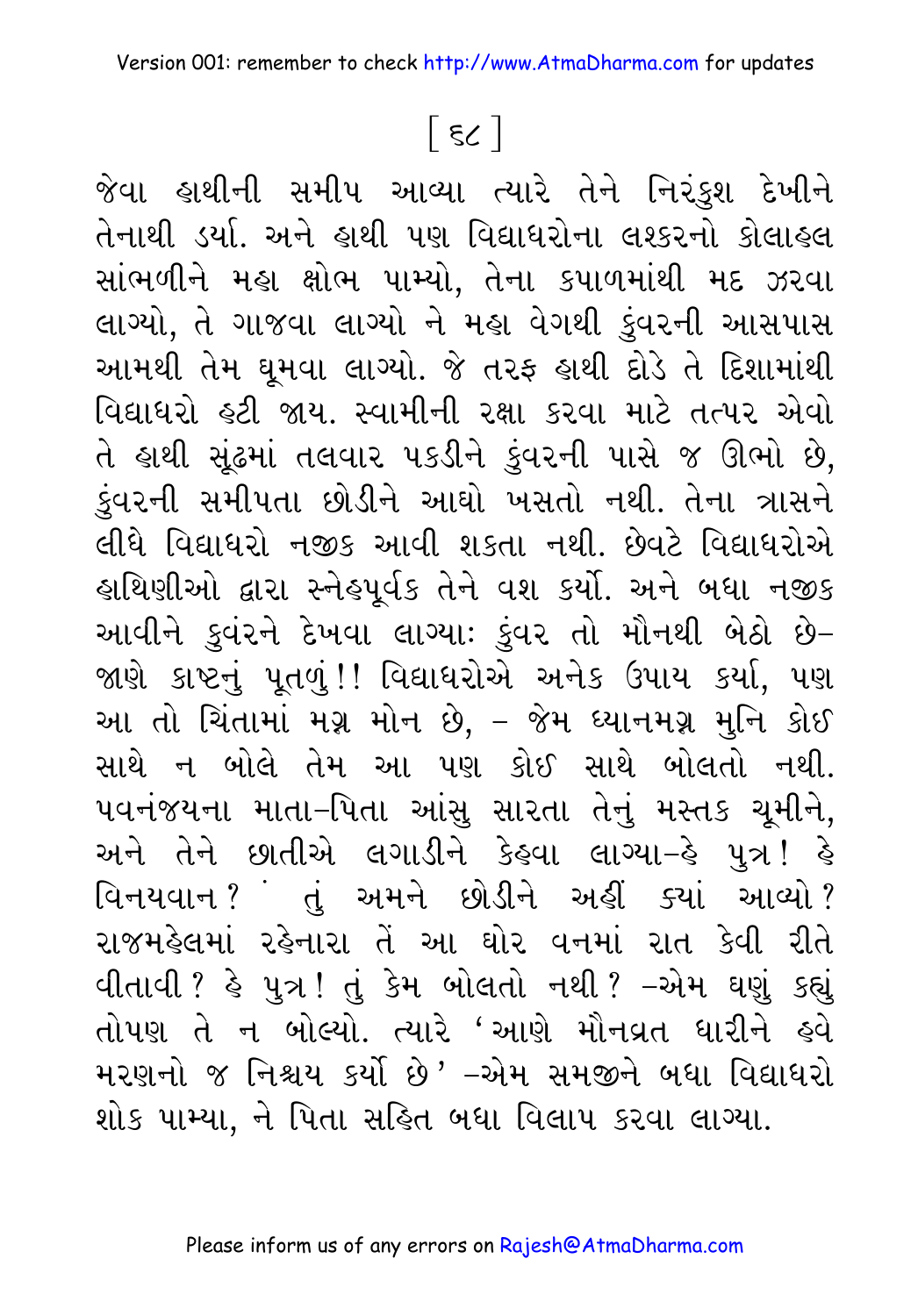જેવા હાથીની સમીપ આવ્યા ત્યારે તેને નિરંકુશ દેખીને તેનાથી ડર્યા. અને હાથી પણ વિદ્યાધરોના લશ્કરનો કોલાહલ સાંભળીને મહા ક્ષોભ પામ્યો, તેના કપાળમાંથી મદ ઝરવા લાગ્યો, તે ગાજવા લાગ્યો ને મહા વેગથી કુંવરની આસપાસ આમથી તેમ ઘૂમવા લાગ્યો. જે તરફ હાથી દોડે તે દિશામાંથી વિદ્યાધરો હટી જાય. સ્વામીની રક્ષા કરવા માટે તત્પર એવો તે હાથી સૂંઢમાં તલવાર પકડીને કુંવરની પાસે જ ઊભો છે, કુંવરની સમીપતા છોડીને આઘો ખસતો નથી. તેના ત્રાસને લીધે વિદ્યાધરો નજીક આવી શકતા નથી. છેવટે વિદ્યાધરોએ હાથિણીઓ દ્વારા સ્નેહપૂર્વક તેને વશ કર્યો. અને બધા નજીક આવીને કુવંરને દેખવા લાગ્યાઃ કુંવર તો મૌનથી બેઠો છે– જાણે કાષ્ટનું પૂતળું!! વિદ્યાધરોએ અનેક ઉપાય કર્યા, પણ આ તો ચિંતામાં મગ્ન મોન છે, – જેમ ધ્યાનમગ્ન મુનિ કોઈ સાથે ન બોલે તેમ આ પણ કોઈ સાથે બોલતો નથી. પવનંજયના માતા–પિતા આંસુ સારતા તેનું મસ્તક ચૂમીને, અને તેને છાતીએ લગાડીને કેહવા લાગ્યા–હે પુત્ર! હે વિનયવાન? તું અમને છોડીને અહીં ક્યાં આવ્યો? રાજમહેલમાં રહેનારા તેં આ ઘોર વનમાં રાત કેવી રીતે વીતાવી? હે પુત્ર! તું કેમ બોલતો નથી? –એમ ઘણું કહ્યું તોપણ તે ન બોલ્યો. ત્યારે 'આણે મૌનવ્રત ધારીને હવે મરણનો જ નિશ્ચય કર્યો છે' –એમ સમજીને બધા વિદ્યાધરો શોક પામ્યા, ને પિતા સહિત બધા વિલાપ કરવા લાગ્યા.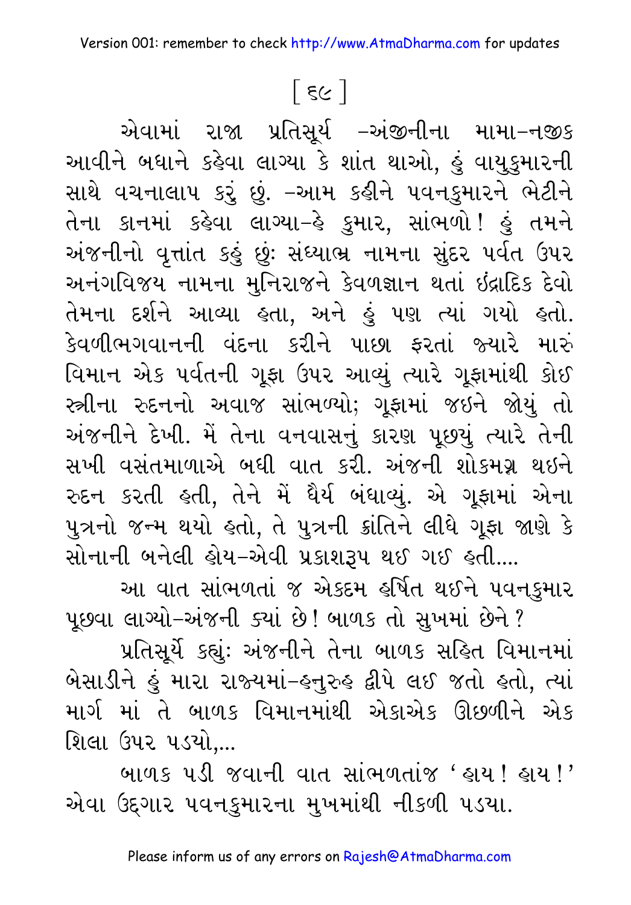એવામાં રાજા પ્રતિસૂર્ય –અંજીનીના મામા–નજીક આવીને બધાને કહેવા લાગ્યા કે શાંત થાઓ, હું વાયુકુમારની સાથે વચનાલાપ કરું છું. –આમ કહીને પવનકુમારને ભેટીને તેના કાનમાં કહેવા લાગ્યા–હે કુમાર, સાંભળો! હું તમને અંજનીનો વૃત્તાંત કહું છું: સંધ્યાભ્ર નામના સુંદર પર્વત ઉપર અનંગવિજય નામના મુનિરાજને કેવળજ્ઞાન થતાં ઇંદ્રાદિક દેવો તેમના દર્શને આવ્યા હતા, અને હું પણ ત્યાં ગયો હતો. કેવળીભગવાનની વંદના કરીને પાછા ફરતાં જ્યારે મારું વિમાન એક પર્વતની ગૂફા ઉપર આવ્યું ત્યારે ગૂફામાંથી કોઈ સ્ત્રીના રુદનનો અવાજ સાંભળ્યો; ગૂફામાં જઈને જોયું તો અંજનીને દેખી. મેં તેના વનવાસનું કારણ પૂછયું ત્યારે તેની સખી વસંતમાળાએ બધી વાત કરી. અંજની શોકમગ્ન થઈને રુદન કરતી હતી, તેને મેં ધૈર્ય બંધાવ્યું. એ ગૂફામાં એના પુત્રનો જન્મ થયો હતો, તે પુત્રની ક્રાંતિને લીધે ગૂફા જાણે કે સોનાની બનેલી હોય–એવી પ્રકાશરૂપ થઈ ગઈ હતી....

આ વાત સાંભળતાં જ એકદમ હર્ષિત થઈને પવનકુમાર પૂછવા લાગ્યો–અંજની ક્યાં છે! બાળક તો સુખમાં છેને?

પ્રતિસૂર્યે કહ્યું: અંજનીને તેના બાળક સહિત વિમાનમાં બેસાડીને હું મારા રાજ્યમાં–હનુરુહ દ્વીપે લઈ જતો હતો, ત્યાં માર્ગ માં તે બાળક વિમાનમાંથી એકાએક ઊછળીને એક શિલા ઉપર પડયો,...

બાળક પડી જવાની વાત સાંભળતાંજ 'હાય! હાય!' એવા ઉદ્દગાર પવનકુમારના મુખમાંથી નીકળી પડયા.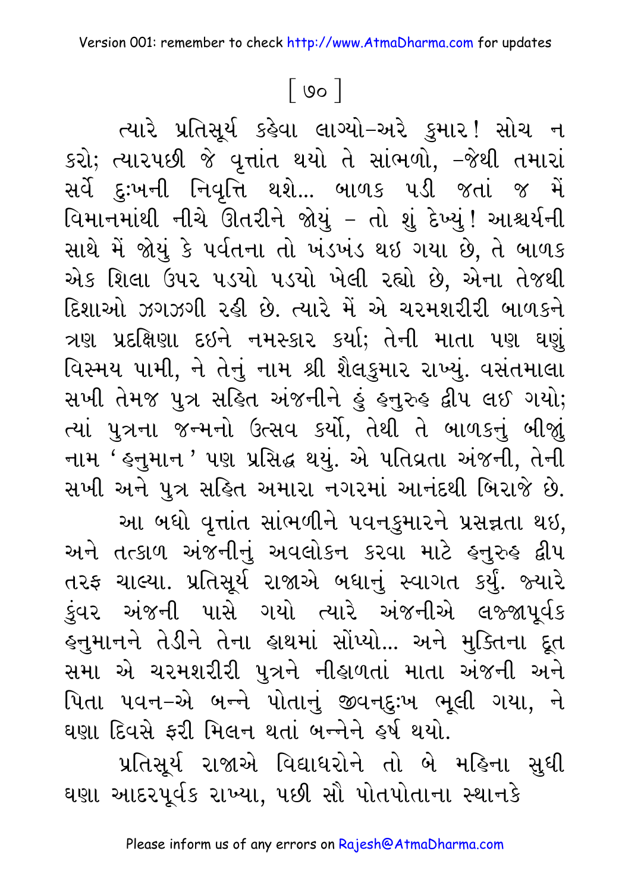[ ૭૦ ]

ત્યારે પ્રતિસૂર્ય કહેવા લાગ્યો–અરે કુમાર! સોચ ન કરો; ત્યારપછી જે વૃત્તાંત થયો તે સાંભળો, –જેથી તમારાં સર્વે દુઃખની નિવૃત્તિ થશે... બાળક પડી જતાં જ મેં વિમાનમાંથી નીચે ઊતરીને જોયું – તો શું દેખ્યું! આશ્ચર્યની સાથે મેં જોયું કે પર્વતના તો ખંડખંડ થઇ ગયા છે, તે બાળક એક શિલા ઉપર પડયો પડયો ખેલી રહ્યો છે, એના તેજથી દિશાઓ ઝગઝગી રહી છે. ત્યારે મેં એ ચરમશરીરી બાળકને ત્રણ પ્રદક્ષિણા દઇને નમસ્કાર કર્યા; તેની માતા પણ ઘણું વિસ્મય પામી, ને તેનું નામ શ્રી શૈલકુમાર રાખ્યું. વસંતમાલા સખી તેમજ પુત્ર સહિત અંજનીને હું હનુરુહ દ્વીપ લઈ ગયો; ત્યાં પુત્રના જન્મનો ઉત્સવ કર્યો, તેથી તે બાળકનું બીજું નામ 'હનુમાન' પણ પ્રસિદ્ધ થયું. એ પતિવ્રતા અંજની, તેની સખી અને પુત્ર સહિત અમારા નગરમાં આનંદથી બિરાજે છે.

આ બધો વૃત્તાંત સાંભળીને પવનકુમારને પ્રસન્નતા થઇ, અને તત્કાળ અંજનીનું અવલોકન કરવા માટે હનુરુહ દ્વીપ તરફ ચાલ્યા. પ્રતિસૂર્ય રાજાએ બધાનું સ્વાગત કર્યું. જ્યારે કુંવર અંજની પાસે ગયો ત્યારે અંજનીએ લજ્જાપૂર્વક હનુમાનને તેડીને તેના હાથમાં સોંપ્યો... અને મુક્તિના દૂત સમા એ ચરમશરીરી પુત્રને નીહાળતાં માતા અંજની અને પિતા પવન–એ બન્ને પોતાનું જીવનદુઃખ ભૂલી ગયા, ને ઘણા દિવસે ફરી મિલન થતાં બન્નેને હર્ષ થયો.

પ્રતિસૂર્ય રાજાએ વિદ્યાધરોને તો બે મહિના સુધી ઘણા આદરપૂર્વક રાખ્યા, પછી સૌ પોતપોતાના સ્થાનકે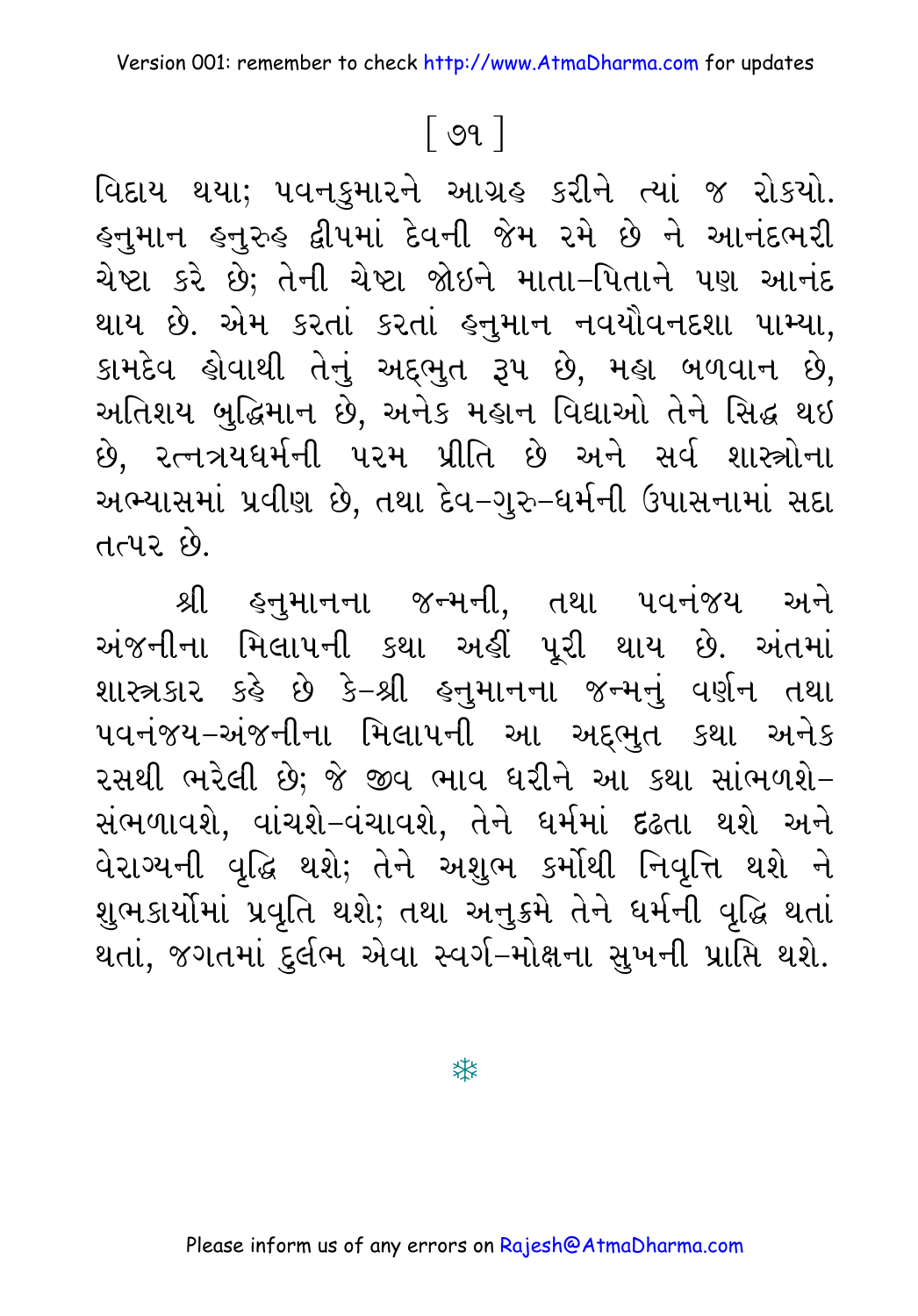વિદાય થયા; પવનકુમારને આગ્રહ કરીને ત્યાં જ રોકયો. હનુમાન હનુરુહ દ્વીપમાં દેવની જેમ રમે છે ને આનંદભરી ચેષ્ટા કરે છે; તેની ચેષ્ટા જોઇને માતા-પિતાને પણ આનંદ થાય છે. એમ કરતાં કરતાં હનુમાન નવયૌવનદશા પામ્યા, કામદેવ હોવાથી તેનું અદ્ભુત રૂપ છે, મહા બળવાન છે, અતિશય બુદ્ધિમાન છે, અનેક મહાન વિદ્યાઓ તેને સિદ્ધ થઇ છે, રત્નત્રયધર્મની પરમ પ્રીતિ છે અને સર્વ શાસ્ત્રોના અભ્યાસમાં પ્રવીણ છે, તથા દેવ-ગુરુ-ધર્મની ઉપાસનામાં સદા તત્પર છે.

શ્રી હનુમાનના જન્મની, તથા પવનંજય અને અંજનીના મિલાપની કથા અહીં પૂરી થાય છે. અંતમાં શાસ્ત્રકાર કહે છે કે-શ્રી હનુમાનના જન્મનું વર્ણન તથા પવનંજય-અંજનીના મિલાપની આ અદ્ભુત કથા અનેક રસથી ભરેલી છે; જે જીવ ભાવ ધરીને આ કથા સાંભળશે-સંભળાવશે, વાંચશે-વંચાવશે, તેને ધર્મમાં દઢતા થશે અને વૈરાગ્યની વૃદ્ધિ થશે; તેને અશુભ કર્મોથી નિવૃત્તિ થશે ને શુભકાર્યોમાં પ્રવૃતિ થશે; તથા અનુક્રમે તેને ધર્મની વૃદ્ધિ થતાં થતાં, જગતમાં દુર્લભ એવા સ્વર્ગ-મોક્ષના સુખની પ્રાપ્તિ થશે.

❄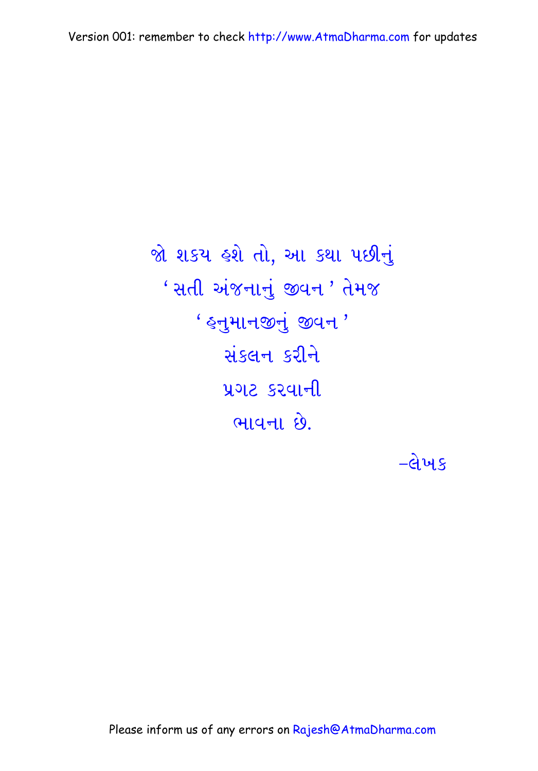જો શક્ય હશે તો, આ કથા પછીનું

'સતી અંજનાનું જીવન' તેમજ

'હનુમાનજીનું જીવન'

સંકલન કરીને

પ્રગટ કરવાની

ભાવના છે.

–લેખક